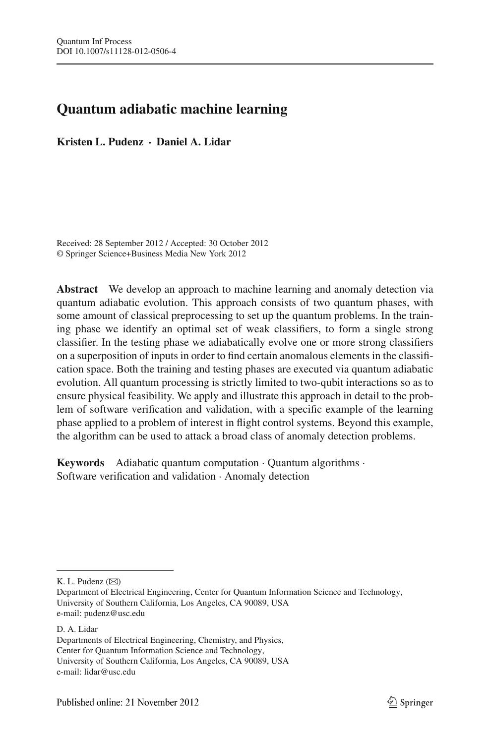# Quantum adiabatic machine learning

**Kristen L. Pudenz · Daniel A. Lidar**

Received: 28 September 2012 / Accepted: 30 October 2012
© Springer Science+Business Media New York 2012

**Abstract** We develop an approach to machine learning and anomaly detection via quantum adiabatic evolution. This approach consists of two quantum phases, with some amount of classical preprocessing to set up the quantum problems. In the training phase we identify an optimal set of weak classifiers, to form a single strong classifier. In the testing phase we adiabatically evolve one or more strong classifiers on a superposition of inputs in order to find certain anomalous elements in the classification space. Both the training and testing phases are executed via quantum adiabatic evolution. All quantum processing is strictly limited to two-qubit interactions so as to ensure physical feasibility. We apply and illustrate this approach in detail to the problem of software verification and validation, with a specific example of the learning phase applied to a problem of interest in flight control systems. Beyond this example, the algorithm can be used to attack a broad class of anomaly detection problems.

**Keywords** Adiabatic quantum computation · Quantum algorithms · Software verification and validation · Anomaly detection

---

K. L. Pudenz (✉)
Department of Electrical Engineering, Center for Quantum Information Science and Technology,
University of Southern California, Los Angeles, CA 90089, USA
e-mail: pudenz@usc.edu

D. A. Lidar
Departments of Electrical Engineering, Chemistry, and Physics,
Center for Quantum Information Science and Technology,
University of Southern California, Los Angeles, CA 90089, USA
e-mail: lidar@usc.edu

Published online: 21 November 2012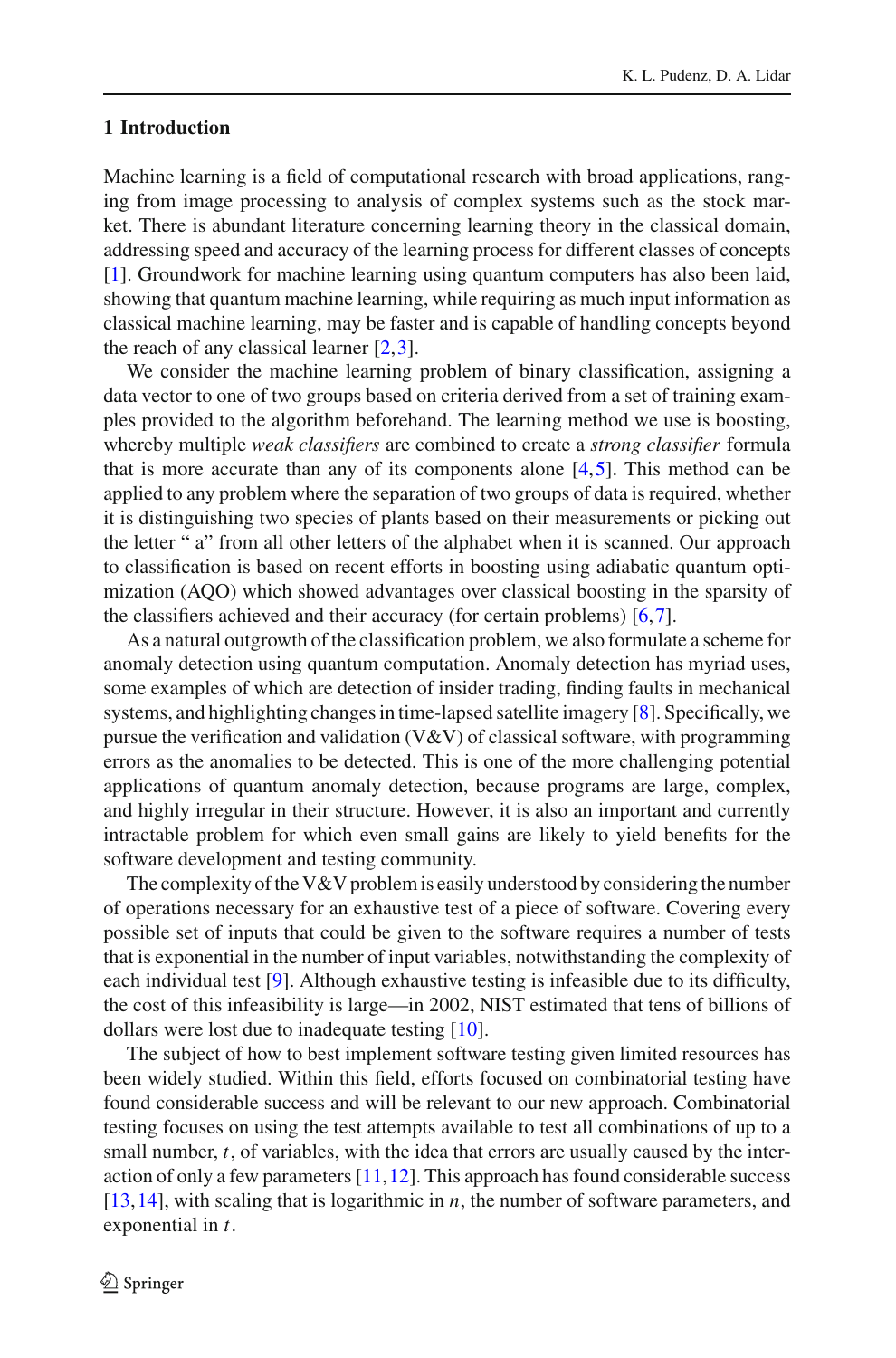## 1 Introduction

Machine learning is a field of computational research with broad applications, ranging from image processing to analysis of complex systems such as the stock market. There is abundant literature concerning learning theory in the classical domain, addressing speed and accuracy of the learning process for different classes of concepts [1]. Groundwork for machine learning using quantum computers has also been laid, showing that quantum machine learning, while requiring as much input information as classical machine learning, may be faster and is capable of handling concepts beyond the reach of any classical learner [2,3].

We consider the machine learning problem of binary classification, assigning a data vector to one of two groups based on criteria derived from a set of training examples provided to the algorithm beforehand. The learning method we use is boosting, whereby multiple *weak classifiers* are combined to create a *strong classifier* formula that is more accurate than any of its components alone [4,5]. This method can be applied to any problem where the separation of two groups of data is required, whether it is distinguishing two species of plants based on their measurements or picking out the letter " a" from all other letters of the alphabet when it is scanned. Our approach to classification is based on recent efforts in boosting using adiabatic quantum optimization (AQO) which showed advantages over classical boosting in the sparsity of the classifiers achieved and their accuracy (for certain problems) [6,7].

As a natural outgrowth of the classification problem, we also formulate a scheme for anomaly detection using quantum computation. Anomaly detection has myriad uses, some examples of which are detection of insider trading, finding faults in mechanical systems, and highlighting changes in time-lapsed satellite imagery [8]. Specifically, we pursue the verification and validation (V&V) of classical software, with programming errors as the anomalies to be detected. This is one of the more challenging potential applications of quantum anomaly detection, because programs are large, complex, and highly irregular in their structure. However, it is also an important and currently intractable problem for which even small gains are likely to yield benefits for the software development and testing community.

The complexity of the V&V problem is easily understood by considering the number of operations necessary for an exhaustive test of a piece of software. Covering every possible set of inputs that could be given to the software requires a number of tests that is exponential in the number of input variables, notwithstanding the complexity of each individual test [9]. Although exhaustive testing is infeasible due to its difficulty, the cost of this infeasibility is large—in 2002, NIST estimated that tens of billions of dollars were lost due to inadequate testing [10].

The subject of how to best implement software testing given limited resources has been widely studied. Within this field, efforts focused on combinatorial testing have found considerable success and will be relevant to our new approach. Combinatorial testing focuses on using the test attempts available to test all combinations of up to a small number, $t$, of variables, with the idea that errors are usually caused by the interaction of only a few parameters [11,12]. This approach has found considerable success [13,14], with scaling that is logarithmic in $n$, the number of software parameters, and exponential in $t$.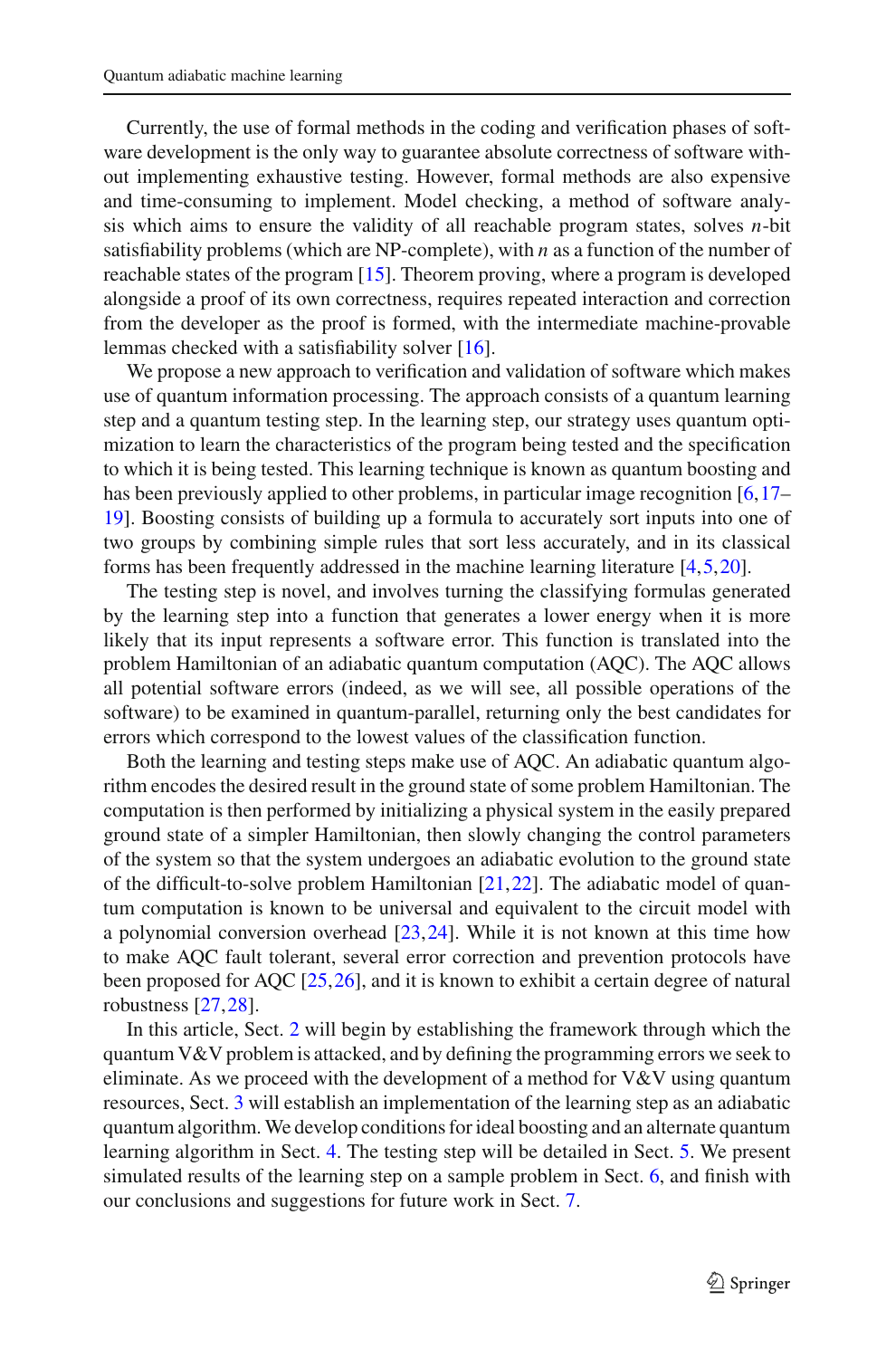Currently, the use of formal methods in the coding and verification phases of software development is the only way to guarantee absolute correctness of software without implementing exhaustive testing. However, formal methods are also expensive and time-consuming to implement. Model checking, a method of software analysis which aims to ensure the validity of all reachable program states, solves $n$-bit satisfiability problems (which are NP-complete), with $n$ as a function of the number of reachable states of the program [15]. Theorem proving, where a program is developed alongside a proof of its own correctness, requires repeated interaction and correction from the developer as the proof is formed, with the intermediate machine-provable lemmas checked with a satisfiability solver [16].

We propose a new approach to verification and validation of software which makes use of quantum information processing. The approach consists of a quantum learning step and a quantum testing step. In the learning step, our strategy uses quantum optimization to learn the characteristics of the program being tested and the specification to which it is being tested. This learning technique is known as quantum boosting and has been previously applied to other problems, in particular image recognition [6,17–19]. Boosting consists of building up a formula to accurately sort inputs into one of two groups by combining simple rules that sort less accurately, and in its classical forms has been frequently addressed in the machine learning literature [4,5,20].

The testing step is novel, and involves turning the classifying formulas generated by the learning step into a function that generates a lower energy when it is more likely that its input represents a software error. This function is translated into the problem Hamiltonian of an adiabatic quantum computation (AQC). The AQC allows all potential software errors (indeed, as we will see, all possible operations of the software) to be examined in quantum-parallel, returning only the best candidates for errors which correspond to the lowest values of the classification function.

Both the learning and testing steps make use of AQC. An adiabatic quantum algorithm encodes the desired result in the ground state of some problem Hamiltonian. The computation is then performed by initializing a physical system in the easily prepared ground state of a simpler Hamiltonian, then slowly changing the control parameters of the system so that the system undergoes an adiabatic evolution to the ground state of the difficult-to-solve problem Hamiltonian [21,22]. The adiabatic model of quantum computation is known to be universal and equivalent to the circuit model with a polynomial conversion overhead [23,24]. While it is not known at this time how to make AQC fault tolerant, several error correction and prevention protocols have been proposed for AQC [25,26], and it is known to exhibit a certain degree of natural robustness [27,28].

In this article, Sect. 2 will begin by establishing the framework through which the quantum V&V problem is attacked, and by defining the programming errors we seek to eliminate. As we proceed with the development of a method for V&V using quantum resources, Sect. 3 will establish an implementation of the learning step as an adiabatic quantum algorithm. We develop conditions for ideal boosting and an alternate quantum learning algorithm in Sect. 4. The testing step will be detailed in Sect. 5. We present simulated results of the learning step on a sample problem in Sect. 6, and finish with our conclusions and suggestions for future work in Sect. 7.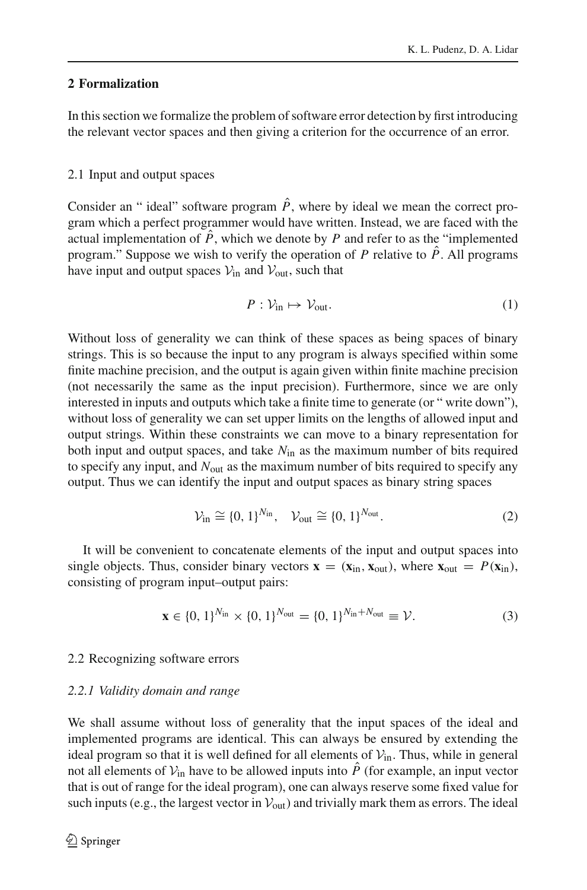## 2 Formalization

In this section we formalize the problem of software error detection by first introducing the relevant vector spaces and then giving a criterion for the occurrence of an error.

### 2.1 Input and output spaces

Consider an " ideal" software program $\hat{P}$, where by ideal we mean the correct program which a perfect programmer would have written. Instead, we are faced with the actual implementation of $\hat{P}$, which we denote by $P$ and refer to as the "implemented program." Suppose we wish to verify the operation of $P$ relative to $\hat{P}$. All programs have input and output spaces $\mathcal{V}_{\text{in}}$ and $\mathcal{V}_{\text{out}}$, such that

$$P : \mathcal{V}_{\text{in}} \mapsto \mathcal{V}_{\text{out}}. \tag{1}$$

Without loss of generality we can think of these spaces as being spaces of binary strings. This is so because the input to any program is always specified within some finite machine precision, and the output is again given within finite machine precision (not necessarily the same as the input precision). Furthermore, since we are only interested in inputs and outputs which take a finite time to generate (or " write down"), without loss of generality we can set upper limits on the lengths of allowed input and output strings. Within these constraints we can move to a binary representation for both input and output spaces, and take $N_{\text{in}}$ as the maximum number of bits required to specify any input, and $N_{\text{out}}$ as the maximum number of bits required to specify any output. Thus we can identify the input and output spaces as binary string spaces

$$\mathcal{V}_{\text{in}} \cong \{0, 1\}^{N_{\text{in}}}, \quad \mathcal{V}_{\text{out}} \cong \{0, 1\}^{N_{\text{out}}}. \tag{2}$$

It will be convenient to concatenate elements of the input and output spaces into single objects. Thus, consider binary vectors $\mathbf{x} = (\mathbf{x}_{\text{in}}, \mathbf{x}_{\text{out}})$, where $\mathbf{x}_{\text{out}} = P(\mathbf{x}_{\text{in}})$, consisting of program input–output pairs:

$$\mathbf{x} \in \{0, 1\}^{N_{\text{in}}} \times \{0, 1\}^{N_{\text{out}}} = \{0, 1\}^{N_{\text{in}}+N_{\text{out}}} \equiv \mathcal{V}. \tag{3}$$

### 2.2 Recognizing software errors

#### *2.2.1 Validity domain and range*

We shall assume without loss of generality that the input spaces of the ideal and implemented programs are identical. This can always be ensured by extending the ideal program so that it is well defined for all elements of $\mathcal{V}_{\text{in}}$. Thus, while in general not all elements of $\mathcal{V}_{\text{in}}$ have to be allowed inputs into $\hat{P}$ (for example, an input vector that is out of range for the ideal program), one can always reserve some fixed value for such inputs (e.g., the largest vector in $\mathcal{V}_{\text{out}}$) and trivially mark them as errors. The ideal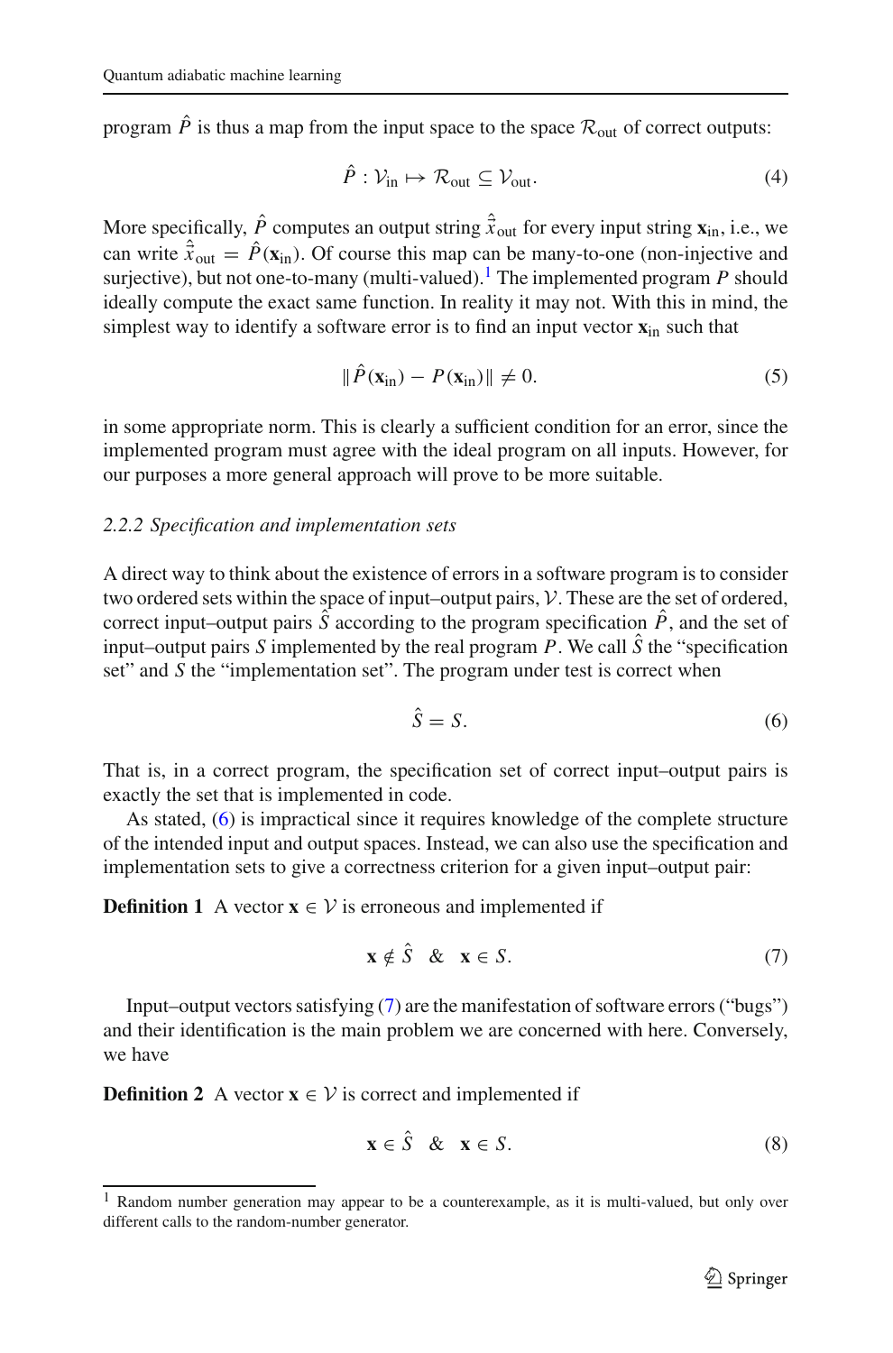program $\hat{P}$ is thus a map from the input space to the space $\mathcal{R}_{\text{out}}$ of correct outputs:

$$\hat{P} : \mathcal{V}_{\text{in}} \mapsto \mathcal{R}_{\text{out}} \subseteq \mathcal{V}_{\text{out}}. \tag{4}$$

More specifically, $\hat{P}$ computes an output string $\hat{\hat{x}}_{\text{out}}$ for every input string $\mathbf{x}_{\text{in}}$, i.e., we can write $\hat{\hat{x}}_{\text{out}} = \hat{P}(\mathbf{x}_{\text{in}})$. Of course this map can be many-to-one (non-injective and surjective), but not one-to-many (multi-valued).[1] The implemented program $P$ should ideally compute the exact same function. In reality it may not. With this in mind, the simplest way to identify a software error is to find an input vector $\mathbf{x}_{\text{in}}$ such that

$$\| \hat{P}(\mathbf{x}_{\text{in}}) - P(\mathbf{x}_{\text{in}}) \| \neq 0. \tag{5}$$

in some appropriate norm. This is clearly a sufficient condition for an error, since the implemented program must agree with the ideal program on all inputs. However, for our purposes a more general approach will prove to be more suitable.

### *2.2.2 Specification and implementation sets*

A direct way to think about the existence of errors in a software program is to consider two ordered sets within the space of input–output pairs, $\mathcal{V}$. These are the set of ordered, correct input–output pairs $\hat{S}$ according to the program specification $\hat{P}$, and the set of input–output pairs $S$ implemented by the real program $P$. We call $\hat{S}$ the "specification set" and $S$ the "implementation set". The program under test is correct when

$$\hat{S} = S. \tag{6}$$

That is, in a correct program, the specification set of correct input–output pairs is exactly the set that is implemented in code.

As stated, (6) is impractical since it requires knowledge of the complete structure of the intended input and output spaces. Instead, we can also use the specification and implementation sets to give a correctness criterion for a given input–output pair:

**Definition 1** A vector $\mathbf{x} \in \mathcal{V}$ is erroneous and implemented if

$$\mathbf{x} \notin \hat{S} \quad \& \quad \mathbf{x} \in S. \tag{7}$$

Input–output vectors satisfying (7) are the manifestation of software errors ("bugs") and their identification is the main problem we are concerned with here. Conversely, we have

**Definition 2** A vector $\mathbf{x} \in \mathcal{V}$ is correct and implemented if

$$\mathbf{x} \in \hat{S} \quad \& \quad \mathbf{x} \in S. \tag{8}$$

[1] Random number generation may appear to be a counterexample, as it is multi-valued, but only over different calls to the random-number generator.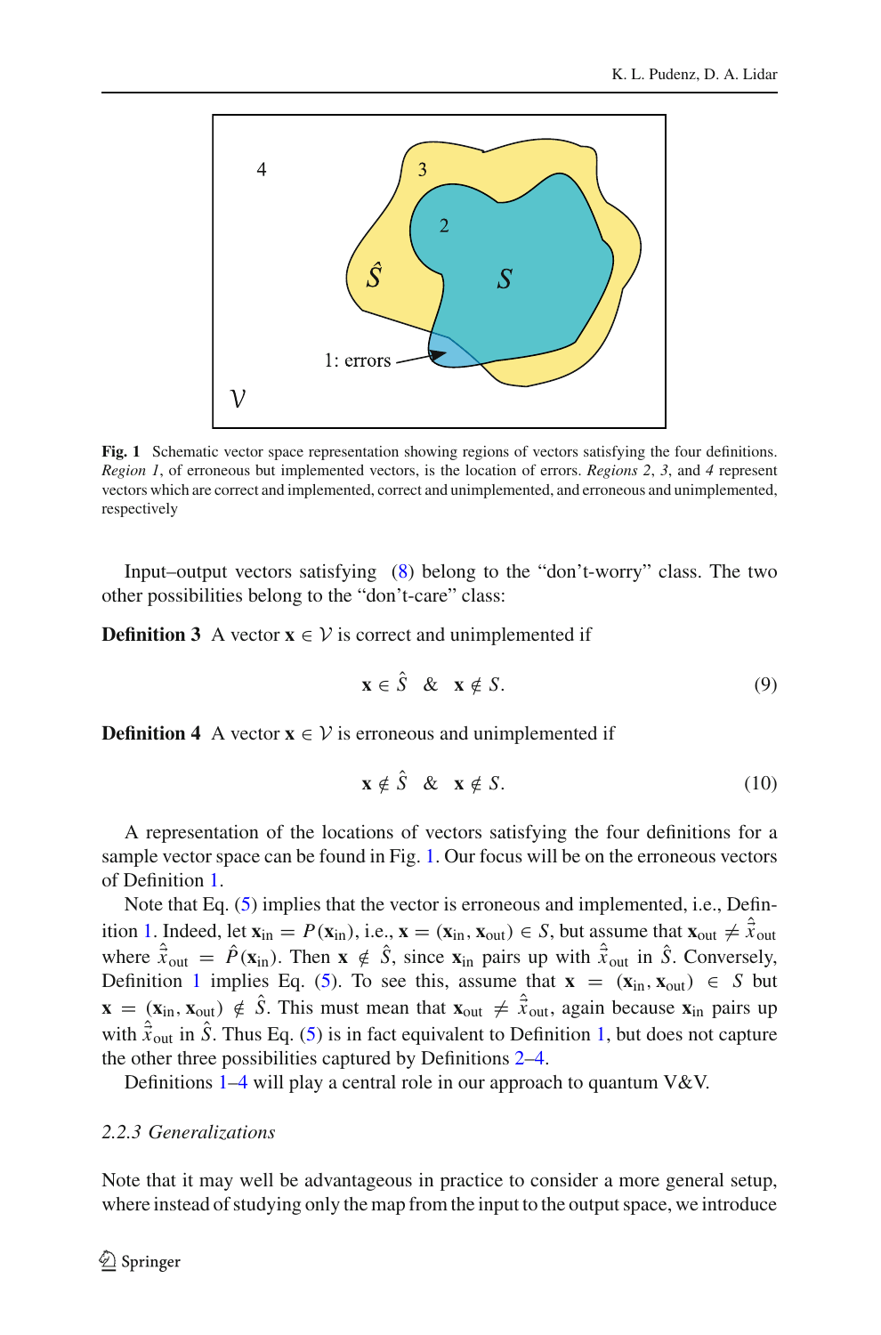**Fig. 1** Schematic vector space representation showing regions of vectors satisfying the four definitions. *Region 1*, of erroneous but implemented vectors, is the location of errors. *Regions 2*, *3*, and *4* represent vectors which are correct and implemented, correct and unimplemented, and erroneous and unimplemented, respectively

Input–output vectors satisfying (8) belong to the "don't-worry" class. The two other possibilities belong to the "don't-care" class:

**Definition 3** A vector $\mathbf{x} \in \mathcal{V}$ is correct and unimplemented if

$$\mathbf{x} \in \hat{S} \quad \& \quad \mathbf{x} \notin S. \tag{9}$$

**Definition 4** A vector $\mathbf{x} \in \mathcal{V}$ is erroneous and unimplemented if

$$\mathbf{x} \notin \hat{S} \quad \& \quad \mathbf{x} \notin S. \tag{10}$$

A representation of the locations of vectors satisfying the four definitions for a sample vector space can be found in Fig. 1. Our focus will be on the erroneous vectors of Definition 1.

Note that Eq. (5) implies that the vector is erroneous and implemented, i.e., Definition 1. Indeed, let $\mathbf{x}_{\text{in}} = P(\mathbf{x}_{\text{in}})$, i.e., $\mathbf{x} = (\mathbf{x}_{\text{in}}, \mathbf{x}_{\text{out}}) \in S$, but assume that $\mathbf{x}_{\text{out}} \neq \hat{\hat{x}}_{\text{out}}$ where $\hat{\hat{x}}_{\text{out}} = \hat{P}(\mathbf{x}_{\text{in}})$. Then $\mathbf{x} \notin \hat{S}$, since $\mathbf{x}_{\text{in}}$ pairs up with $\hat{\hat{x}}_{\text{out}}$ in $\hat{S}$. Conversely, Definition 1 implies Eq. (5). To see this, assume that $\mathbf{x} = (\mathbf{x}_{\text{in}}, \mathbf{x}_{\text{out}}) \in S$ but $\mathbf{x} = (\mathbf{x}_{\text{in}}, \mathbf{x}_{\text{out}}) \notin \hat{S}$. This must mean that $\mathbf{x}_{\text{out}} \neq \hat{\hat{x}}_{\text{out}}$, again because $\mathbf{x}_{\text{in}}$ pairs up with $\hat{\hat{x}}_{\text{out}}$ in $\hat{S}$. Thus Eq. (5) is in fact equivalent to Definition 1, but does not capture the other three possibilities captured by Definitions 2–4.

Definitions 1–4 will play a central role in our approach to quantum V&V.

### 2.2.3 Generalizations

Note that it may well be advantageous in practice to consider a more general setup, where instead of studying only the map from the input to the output space, we introduce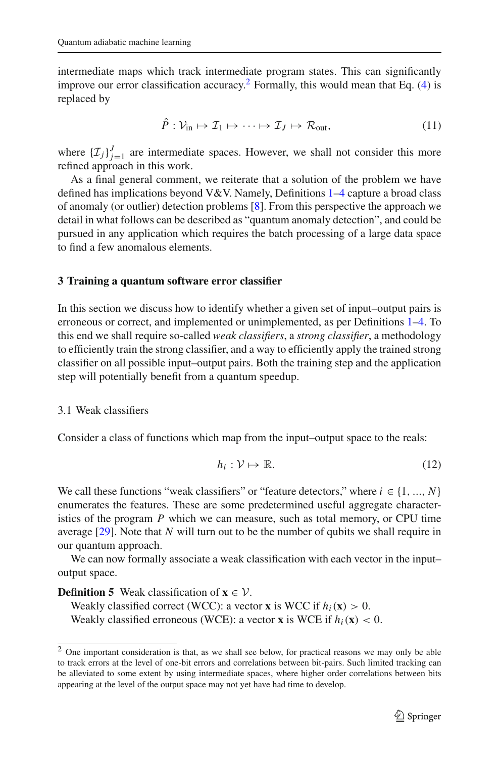intermediate maps which track intermediate program states. This can significantly improve our error classification accuracy.[2] Formally, this would mean that Eq. (4) is replaced by

$$\hat{P} : \mathcal{V}_{\text{in}} \mapsto \mathcal{I}_1 \mapsto \cdots \mapsto \mathcal{I}_J \mapsto \mathcal{R}_{\text{out}}, \tag{11}$$

where $\{\mathcal{I}_j\}_{j=1}^{J}$ are intermediate spaces. However, we shall not consider this more refined approach in this work.

As a final general comment, we reiterate that a solution of the problem we have defined has implications beyond V&V. Namely, Definitions 1–4 capture a broad class of anomaly (or outlier) detection problems [8]. From this perspective the approach we detail in what follows can be described as "quantum anomaly detection", and could be pursued in any application which requires the batch processing of a large data space to find a few anomalous elements.

## 3 Training a quantum software error classifier

In this section we discuss how to identify whether a given set of input–output pairs is erroneous or correct, and implemented or unimplemented, as per Definitions 1–4. To this end we shall require so-called *weak classifiers*, a *strong classifier*, a methodology to efficiently train the strong classifier, and a way to efficiently apply the trained strong classifier on all possible input–output pairs. Both the training step and the application step will potentially benefit from a quantum speedup.

### 3.1 Weak classifiers

Consider a class of functions which map from the input–output space to the reals:

$$h_i : \mathcal{V} \mapsto \mathbb{R}. \tag{12}$$

We call these functions "weak classifiers" or "feature detectors," where $i \in \{1, \ldots, N\}$ enumerates the features. These are some predetermined useful aggregate characteristics of the program $P$ which we can measure, such as total memory, or CPU time average [29]. Note that $N$ will turn out to be the number of qubits we shall require in our quantum approach.

We can now formally associate a weak classification with each vector in the input–output space.

**Definition 5** Weak classification of $\mathbf{x} \in \mathcal{V}$.
Weakly classified correct (WCC): a vector $\mathbf{x}$ is WCC if $h_i(\mathbf{x}) > 0$.
Weakly classified erroneous (WCE): a vector $\mathbf{x}$ is WCE if $h_i(\mathbf{x}) < 0$.

[2] One important consideration is that, as we shall see below, for practical reasons we may only be able to track errors at the level of one-bit errors and correlations between bit-pairs. Such limited tracking can be alleviated to some extent by using intermediate spaces, where higher order correlations between bits appearing at the level of the output space may not yet have had time to develop.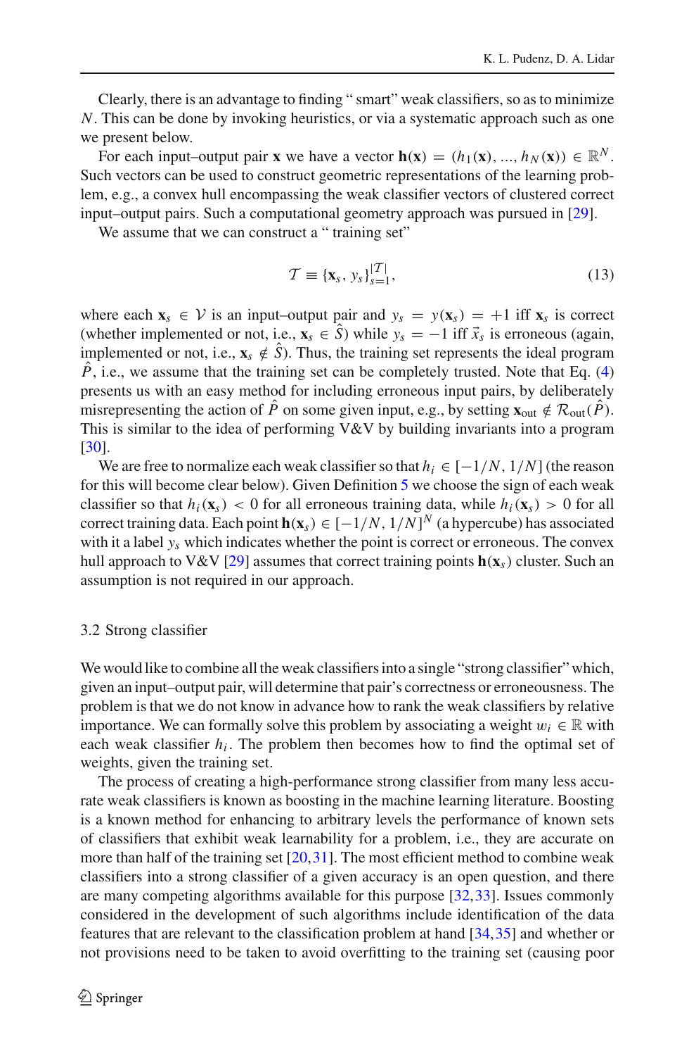Clearly, there is an advantage to finding " smart" weak classifiers, so as to minimize $N$. This can be done by invoking heuristics, or via a systematic approach such as one we present below.

For each input–output pair $\mathbf{x}$ we have a vector $\mathbf{h}(\mathbf{x}) = (h_1(\mathbf{x}), ..., h_N(\mathbf{x})) \in \mathbb{R}^N$. Such vectors can be used to construct geometric representations of the learning problem, e.g., a convex hull encompassing the weak classifier vectors of clustered correct input–output pairs. Such a computational geometry approach was pursued in [29].

We assume that we can construct a " training set"

$$\mathcal{T} \equiv \{\mathbf{x}_s, y_s\}_{s=1}^{|\mathcal{T}|}, \tag{13}$$

where each $\mathbf{x}_s \in \mathcal{V}$ is an input–output pair and $y_s = y(\mathbf{x}_s) = +1$ iff $\mathbf{x}_s$ is correct (whether implemented or not, i.e., $\mathbf{x}_s \in \hat{S}$) while $y_s = -1$ iff $\vec{x}_s$ is erroneous (again, implemented or not, i.e., $\mathbf{x}_s \notin \hat{S}$). Thus, the training set represents the ideal program $\hat{P}$, i.e., we assume that the training set can be completely trusted. Note that Eq. (4) presents us with an easy method for including erroneous input pairs, by deliberately misrepresenting the action of $\hat{P}$ on some given input, e.g., by setting $\mathbf{x}_{\text{out}} \notin \mathcal{R}_{\text{out}}(\hat{P})$. This is similar to the idea of performing V&V by building invariants into a program [30].

We are free to normalize each weak classifier so that $h_i \in [-1/N, 1/N]$ (the reason for this will become clear below). Given Definition 5 we choose the sign of each weak classifier so that $h_i(\mathbf{x}_s) < 0$ for all erroneous training data, while $h_i(\mathbf{x}_s) > 0$ for all correct training data. Each point $\mathbf{h}(\mathbf{x}_s) \in [-1/N, 1/N]^N$ (a hypercube) has associated with it a label $y_s$ which indicates whether the point is correct or erroneous. The convex hull approach to V&V [29] assumes that correct training points $\mathbf{h}(\mathbf{x}_s)$ cluster. Such an assumption is not required in our approach.

### 3.2 Strong classifier

We would like to combine all the weak classifiers into a single "strong classifier" which, given an input–output pair, will determine that pair's correctness or erroneousness. The problem is that we do not know in advance how to rank the weak classifiers by relative importance. We can formally solve this problem by associating a weight $w_i \in \mathbb{R}$ with each weak classifier $h_i$. The problem then becomes how to find the optimal set of weights, given the training set.

The process of creating a high-performance strong classifier from many less accurate weak classifiers is known as boosting in the machine learning literature. Boosting is a known method for enhancing to arbitrary levels the performance of known sets of classifiers that exhibit weak learnability for a problem, i.e., they are accurate on more than half of the training set [20,31]. The most efficient method to combine weak classifiers into a strong classifier of a given accuracy is an open question, and there are many competing algorithms available for this purpose [32,33]. Issues commonly considered in the development of such algorithms include identification of the data features that are relevant to the classification problem at hand [34,35] and whether or not provisions need to be taken to avoid overfitting to the training set (causing poor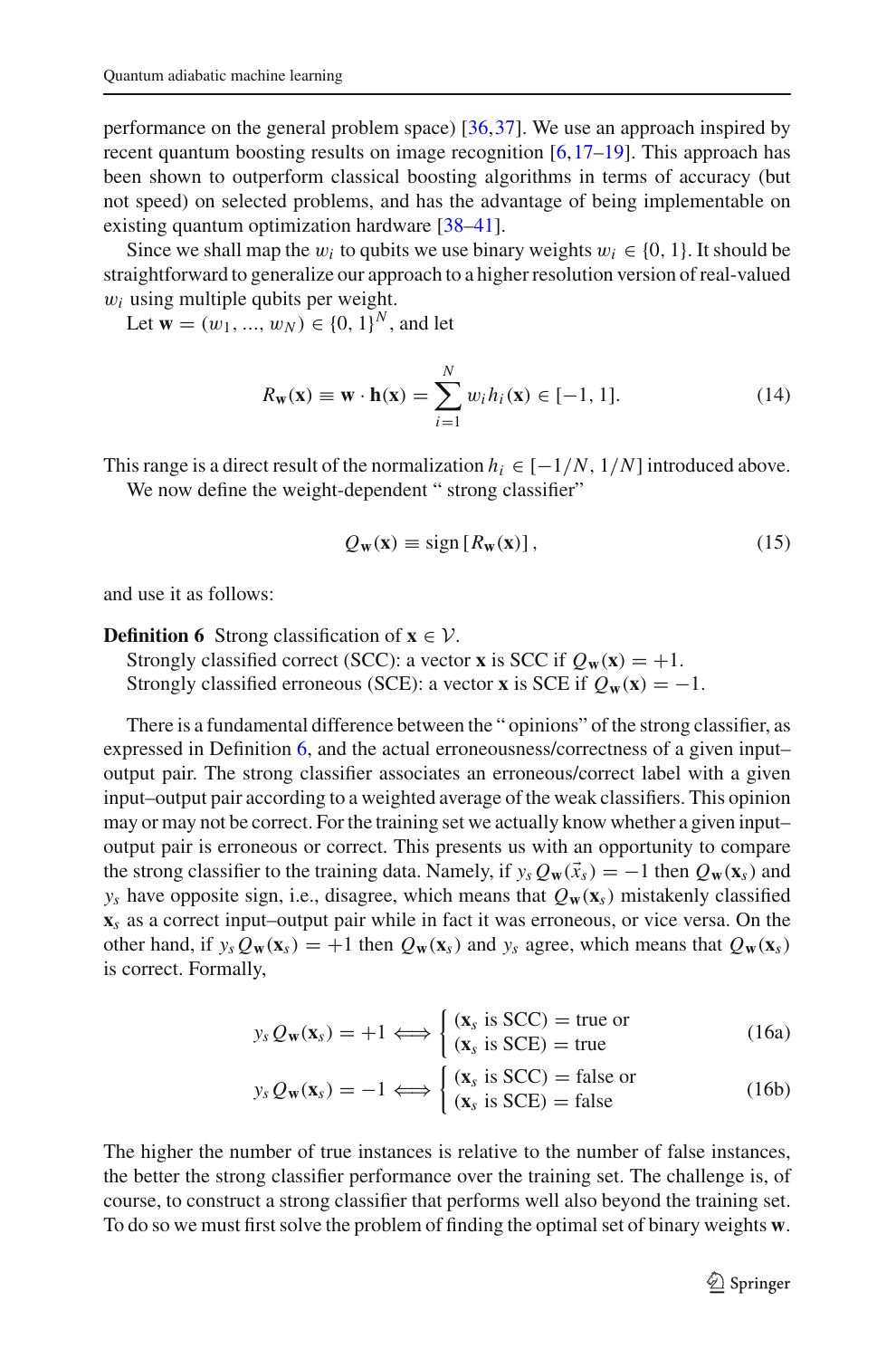performance on the general problem space) [36,37]. We use an approach inspired by recent quantum boosting results on image recognition [6,17–19]. This approach has been shown to outperform classical boosting algorithms in terms of accuracy (but not speed) on selected problems, and has the advantage of being implementable on existing quantum optimization hardware [38–41].

Since we shall map the $w_i$ to qubits we use binary weights $w_i \in \{0, 1\}$. It should be straightforward to generalize our approach to a higher resolution version of real-valued $w_i$ using multiple qubits per weight.

Let $\mathbf{w} = (w_1, ..., w_N) \in \{0, 1\}^N$, and let

$$R_{\mathbf{w}}(\mathbf{x}) \equiv \mathbf{w} \cdot \mathbf{h}(\mathbf{x}) = \sum_{i=1}^{N} w_i h_i(\mathbf{x}) \in [-1, 1]. \tag{14}$$

This range is a direct result of the normalization $h_i \in [-1/N, 1/N]$ introduced above.

We now define the weight-dependent " strong classifier"

$$Q_{\mathbf{w}}(\mathbf{x}) \equiv \text{sign}\left[R_{\mathbf{w}}(\mathbf{x})\right], \tag{15}$$

and use it as follows:

**Definition 6** Strong classification of $\mathbf{x} \in \mathcal{V}$.
Strongly classified correct (SCC): a vector $\mathbf{x}$ is SCC if $Q_{\mathbf{w}}(\mathbf{x}) = +1$.
Strongly classified erroneous (SCE): a vector $\mathbf{x}$ is SCE if $Q_{\mathbf{w}}(\mathbf{x}) = -1$.

There is a fundamental difference between the " opinions" of the strong classifier, as expressed in Definition 6, and the actual erroneousness/correctness of a given input–output pair. The strong classifier associates an erroneous/correct label with a given input–output pair according to a weighted average of the weak classifiers. This opinion may or may not be correct. For the training set we actually know whether a given input–output pair is erroneous or correct. This presents us with an opportunity to compare the strong classifier to the training data. Namely, if $y_s Q_{\mathbf{w}}(\vec{x}_s) = -1$ then $Q_{\mathbf{w}}(\mathbf{x}_s)$ and $y_s$ have opposite sign, i.e., disagree, which means that $Q_{\mathbf{w}}(\mathbf{x}_s)$ mistakenly classified $\mathbf{x}_s$ as a correct input–output pair while in fact it was erroneous, or vice versa. On the other hand, if $y_s Q_{\mathbf{w}}(\mathbf{x}_s) = +1$ then $Q_{\mathbf{w}}(\mathbf{x}_s)$ and $y_s$ agree, which means that $Q_{\mathbf{w}}(\mathbf{x}_s)$ is correct. Formally,

$$y_s Q_{\mathbf{w}}(\mathbf{x}_s) = +1 \iff \begin{cases} (\mathbf{x}_s \text{ is SCC}) = \text{true or} \\ (\mathbf{x}_s \text{ is SCE}) = \text{true} \end{cases} \tag{16a}$$

$$y_s Q_{\mathbf{w}}(\mathbf{x}_s) = -1 \iff \begin{cases} (\mathbf{x}_s \text{ is SCC}) = \text{false or} \\ (\mathbf{x}_s \text{ is SCE}) = \text{false} \end{cases} \tag{16b}$$

The higher the number of true instances is relative to the number of false instances, the better the strong classifier performance over the training set. The challenge is, of course, to construct a strong classifier that performs well also beyond the training set. To do so we must first solve the problem of finding the optimal set of binary weights $\mathbf{w}$.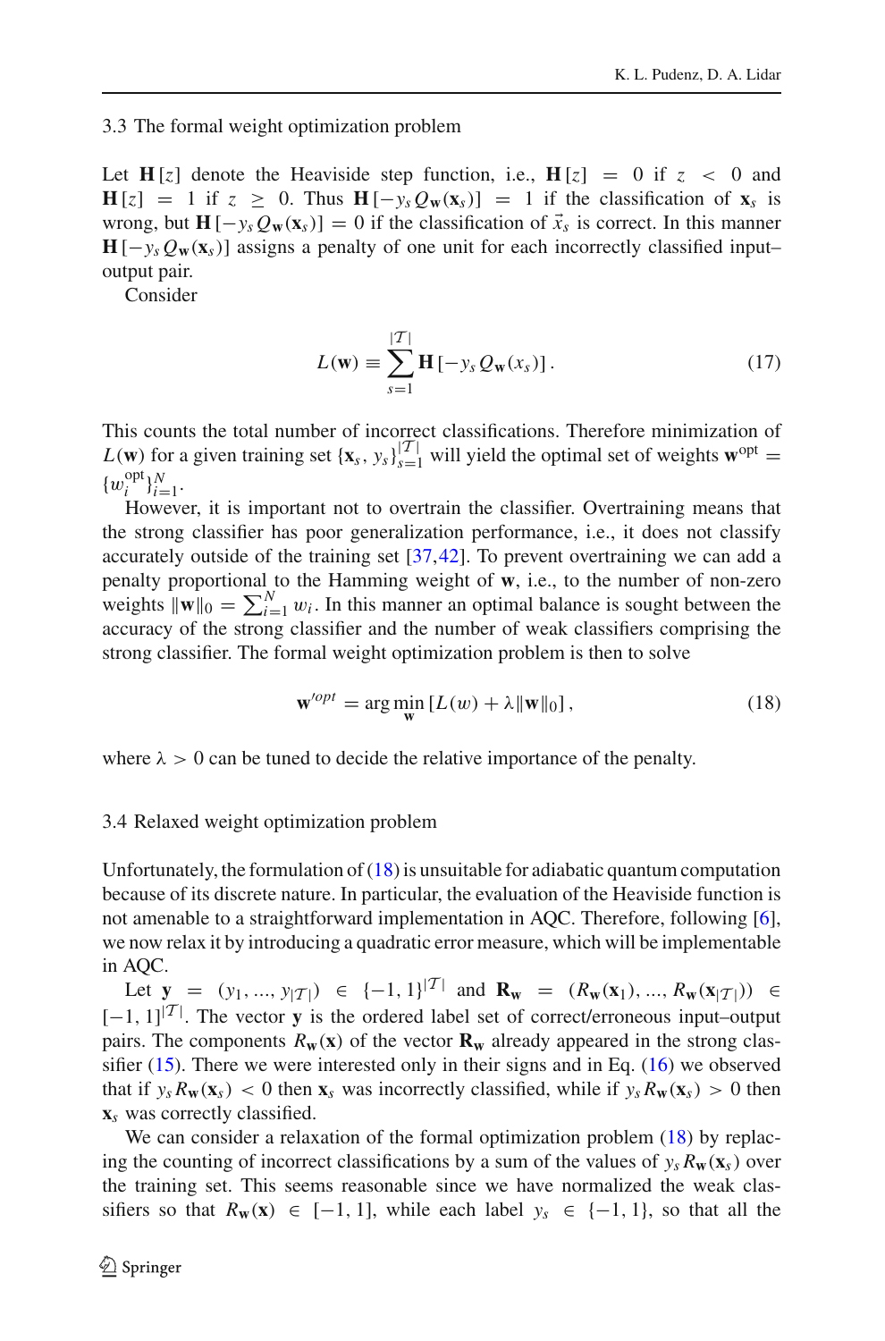### 3.3 The formal weight optimization problem

Let $\mathbf{H}[z]$ denote the Heaviside step function, i.e., $\mathbf{H}[z] = 0$ if $z < 0$ and $\mathbf{H}[z] = 1$ if $z \geq 0$. Thus $\mathbf{H}[-y_s Q_{\mathbf{w}}(\mathbf{x}_s)] = 1$ if the classification of $\mathbf{x}_s$ is wrong, but $\mathbf{H}[-y_s Q_{\mathbf{w}}(\mathbf{x}_s)] = 0$ if the classification of $\vec{x}_s$ is correct. In this manner $\mathbf{H}[-y_s Q_{\mathbf{w}}(\mathbf{x}_s)]$ assigns a penalty of one unit for each incorrectly classified input–output pair.

Consider

$$L(\mathbf{w}) \equiv \sum_{s=1}^{|\mathcal{T}|} \mathbf{H}[-y_s Q_{\mathbf{w}}(x_s)] . \tag{17}$$

This counts the total number of incorrect classifications. Therefore minimization of $L(\mathbf{w})$ for a given training set $\{\mathbf{x}_s, y_s\}_{s=1}^{|\mathcal{T}|}$ will yield the optimal set of weights $\mathbf{w}^{\text{opt}} = \{w_i^{\text{opt}}\}_{i=1}^{N}$.

However, it is important not to overtrain the classifier. Overtraining means that the strong classifier has poor generalization performance, i.e., it does not classify accurately outside of the training set [37,42]. To prevent overtraining we can add a penalty proportional to the Hamming weight of $\mathbf{w}$, i.e., to the number of non-zero weights $\|\mathbf{w}\|_0 = \sum_{i=1}^{N} w_i$. In this manner an optimal balance is sought between the accuracy of the strong classifier and the number of weak classifiers comprising the strong classifier. The formal weight optimization problem is then to solve

$$\mathbf{w}'^{opt} = \arg\min_{\mathbf{w}} [L(w) + \lambda \|\mathbf{w}\|_0] , \tag{18}$$

where $\lambda > 0$ can be tuned to decide the relative importance of the penalty.

### 3.4 Relaxed weight optimization problem

Unfortunately, the formulation of (18) is unsuitable for adiabatic quantum computation because of its discrete nature. In particular, the evaluation of the Heaviside function is not amenable to a straightforward implementation in AQC. Therefore, following [6], we now relax it by introducing a quadratic error measure, which will be implementable in AQC.

Let $\mathbf{y} = (y_1, ..., y_{|\mathcal{T}|}) \in \{-1, 1\}^{|\mathcal{T}|}$ and $\mathbf{R}_{\mathbf{w}} = (R_{\mathbf{w}}(\mathbf{x}_1), ..., R_{\mathbf{w}}(\mathbf{x}_{|\mathcal{T}|})) \in [-1, 1]^{|\mathcal{T}|}$. The vector $\mathbf{y}$ is the ordered label set of correct/erroneous input–output pairs. The components $R_{\mathbf{w}}(\mathbf{x})$ of the vector $\mathbf{R}_{\mathbf{w}}$ already appeared in the strong classifier (15). There we were interested only in their signs and in Eq. (16) we observed that if $y_s R_{\mathbf{w}}(\mathbf{x}_s) < 0$ then $\mathbf{x}_s$ was incorrectly classified, while if $y_s R_{\mathbf{w}}(\mathbf{x}_s) > 0$ then $\mathbf{x}_s$ was correctly classified.

We can consider a relaxation of the formal optimization problem (18) by replacing the counting of incorrect classifications by a sum of the values of $y_s R_{\mathbf{w}}(\mathbf{x}_s)$ over the training set. This seems reasonable since we have normalized the weak classifiers so that $R_{\mathbf{w}}(\mathbf{x}) \in [-1, 1]$, while each label $y_s \in \{-1, 1\}$, so that all the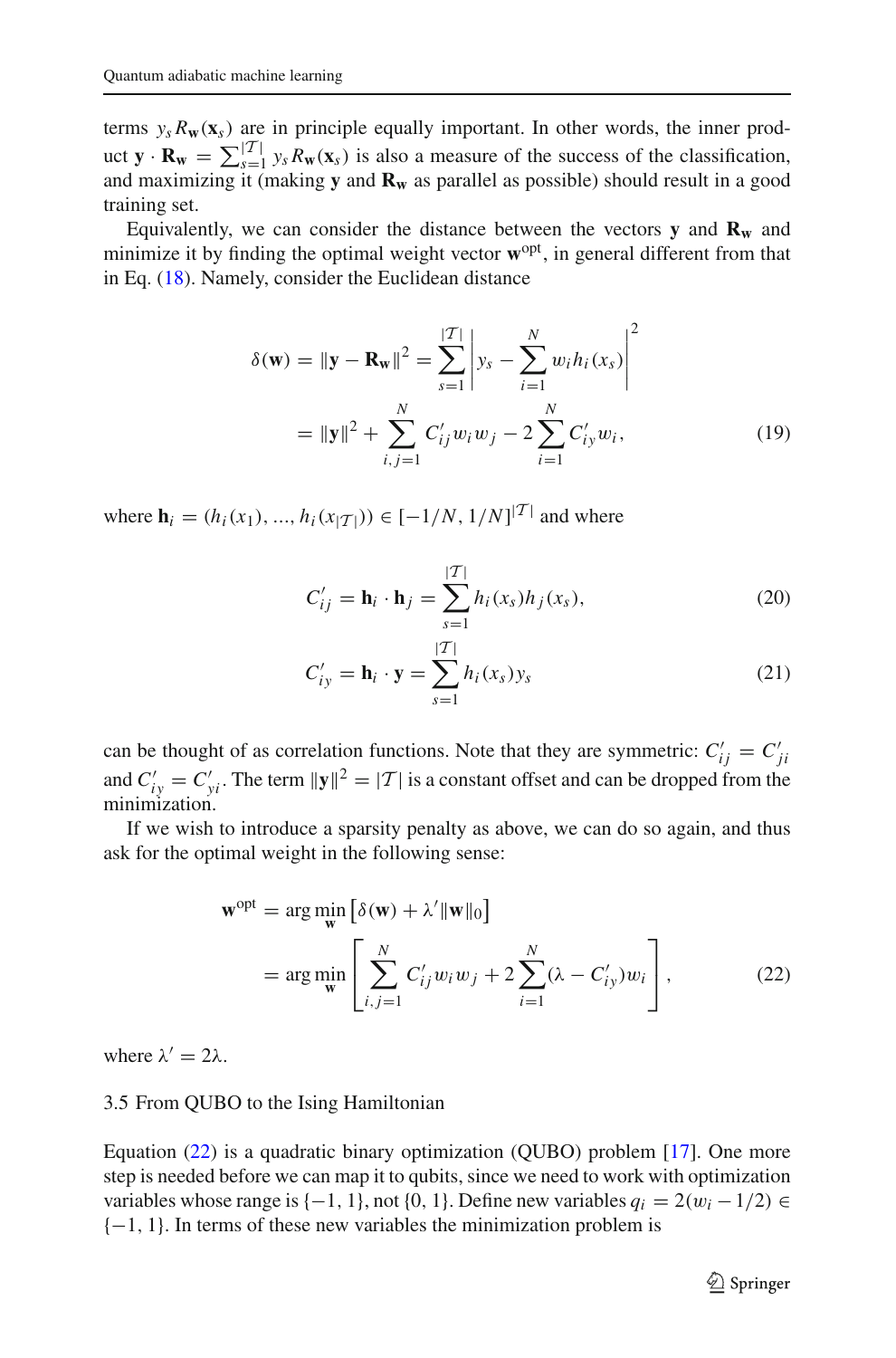terms $y_s R_{\mathbf{w}}(\mathbf{x}_s)$ are in principle equally important. In other words, the inner product $\mathbf{y} \cdot \mathbf{R}_{\mathbf{w}} = \sum_{s=1}^{|\mathcal{T}|} y_s R_{\mathbf{w}}(\mathbf{x}_s)$ is also a measure of the success of the classification, and maximizing it (making $\mathbf{y}$ and $\mathbf{R}_{\mathbf{w}}$ as parallel as possible) should result in a good training set.

Equivalently, we can consider the distance between the vectors $\mathbf{y}$ and $\mathbf{R}_{\mathbf{w}}$ and minimize it by finding the optimal weight vector $\mathbf{w}^{\text{opt}}$, in general different from that in Eq. (18). Namely, consider the Euclidean distance

$$
\begin{aligned}
\delta(\mathbf{w}) = \|\mathbf{y} - \mathbf{R}_{\mathbf{w}}\|^2 &= \sum_{s=1}^{|\mathcal{T}|} \left| y_s - \sum_{i=1}^{N} w_i h_i(x_s) \right|^2 \\
&= \|\mathbf{y}\|^2 + \sum_{i,j=1}^{N} C'_{ij} w_i w_j - 2 \sum_{i=1}^{N} C'_{iy} w_i, \qquad (19)
\end{aligned}
$$

where $\mathbf{h}_i = (h_i(x_1), ..., h_i(x_{|\mathcal{T}|})) \in [-1/N, 1/N]^{|\mathcal{T}|}$ and where

$$
C'_{ij} = \mathbf{h}_i \cdot \mathbf{h}_j = \sum_{s=1}^{|\mathcal{T}|} h_i(x_s) h_j(x_s), \qquad (20)
$$

$$
C'_{iy} = \mathbf{h}_i \cdot \mathbf{y} = \sum_{s=1}^{|\mathcal{T}|} h_i(x_s) y_s \qquad (21)
$$

can be thought of as correlation functions. Note that they are symmetric: $C'_{ij} = C'_{ji}$ and $C'_{iy} = C'_{yi}$. The term $\|\mathbf{y}\|^2 = |\mathcal{T}|$ is a constant offset and can be dropped from the minimization.

If we wish to introduce a sparsity penalty as above, we can do so again, and thus ask for the optimal weight in the following sense:

$$
\begin{aligned}
\mathbf{w}^{\text{opt}} &= \arg\min_{\mathbf{w}} \left[ \delta(\mathbf{w}) + \lambda' \|\mathbf{w}\|_0 \right] \\
&= \arg\min_{\mathbf{w}} \left[ \sum_{i,j=1}^{N} C'_{ij} w_i w_j + 2 \sum_{i=1}^{N} (\lambda - C'_{iy}) w_i \right], \qquad (22)
\end{aligned}
$$

where $\lambda' = 2\lambda$.

### 3.5 From QUBO to the Ising Hamiltonian

Equation (22) is a quadratic binary optimization (QUBO) problem [17]. One more step is needed before we can map it to qubits, since we need to work with optimization variables whose range is $\{-1, 1\}$, not $\{0, 1\}$. Define new variables $q_i = 2(w_i - 1/2) \in \{-1, 1\}$. In terms of these new variables the minimization problem is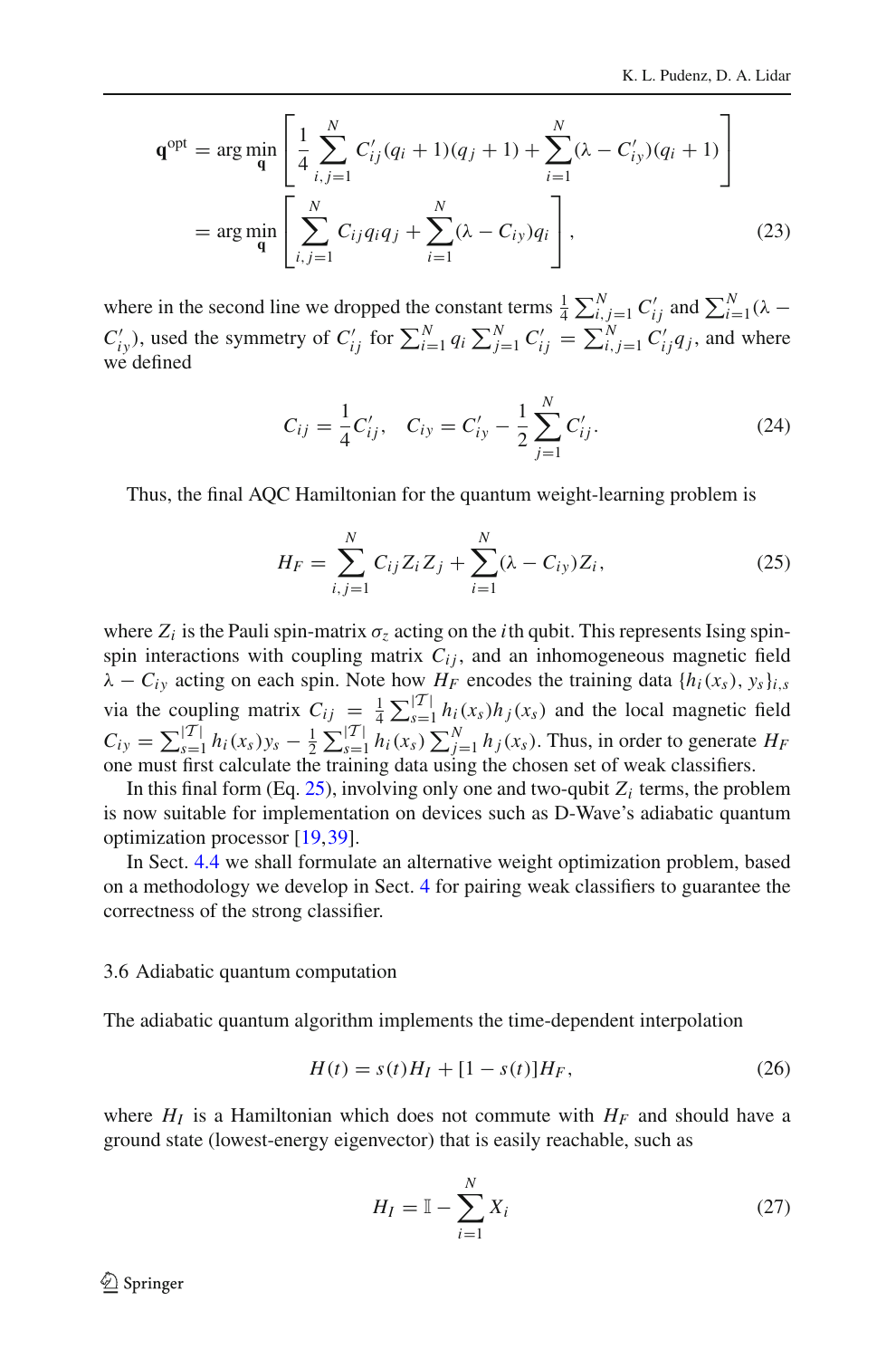$$
\begin{aligned}
\mathbf{q}^{\text{opt}} &= \arg\min_{\mathbf{q}} \left[ \frac{1}{4} \sum_{i,j=1}^{N} C'_{ij}(q_i+1)(q_j+1) + \sum_{i=1}^{N} (\lambda - C'_{iy})(q_i+1) \right] \\
&= \arg\min_{\mathbf{q}} \left[ \sum_{i,j=1}^{N} C_{ij} q_i q_j + \sum_{i=1}^{N} (\lambda - C_{iy}) q_i \right],
\end{aligned} \tag{23}
$$

where in the second line we dropped the constant terms $\frac{1}{4}\sum_{i,j=1}^{N} C'_{ij}$ and $\sum_{i=1}^{N}(\lambda - C'_{iy})$, used the symmetry of $C'_{ij}$ for $\sum_{i=1}^{N} q_i \sum_{j=1}^{N} C'_{ij} = \sum_{i,j=1}^{N} C'_{ij} q_j$, and where we defined

$$
C_{ij} = \frac{1}{4} C'_{ij}, \quad C_{iy} = C'_{iy} - \frac{1}{2} \sum_{j=1}^{N} C'_{ij}. \tag{24}
$$

Thus, the final AQC Hamiltonian for the quantum weight-learning problem is

$$
H_F = \sum_{i,j=1}^{N} C_{ij} Z_i Z_j + \sum_{i=1}^{N} (\lambda - C_{iy}) Z_i, \tag{25}
$$

where $Z_i$ is the Pauli spin-matrix $\sigma_z$ acting on the $i$th qubit. This represents Ising spin-spin interactions with coupling matrix $C_{ij}$, and an inhomogeneous magnetic field $\lambda - C_{iy}$ acting on each spin. Note how $H_F$ encodes the training data $\{h_i(x_s), y_s\}_{i,s}$ via the coupling matrix $C_{ij} = \frac{1}{4}\sum_{s=1}^{|\mathcal{T}|} h_i(x_s) h_j(x_s)$ and the local magnetic field $C_{iy} = \sum_{s=1}^{|\mathcal{T}|} h_i(x_s) y_s - \frac{1}{2}\sum_{s=1}^{|\mathcal{T}|} h_i(x_s) \sum_{j=1}^{N} h_j(x_s)$. Thus, in order to generate $H_F$ one must first calculate the training data using the chosen set of weak classifiers.

In this final form (Eq. 25), involving only one and two-qubit $Z_i$ terms, the problem is now suitable for implementation on devices such as D-Wave's adiabatic quantum optimization processor [19,39].

In Sect. 4.4 we shall formulate an alternative weight optimization problem, based on a methodology we develop in Sect. 4 for pairing weak classifiers to guarantee the correctness of the strong classifier.

### 3.6 Adiabatic quantum computation

The adiabatic quantum algorithm implements the time-dependent interpolation

$$
H(t) = s(t) H_I + [1 - s(t)] H_F, \tag{26}
$$

where $H_I$ is a Hamiltonian which does not commute with $H_F$ and should have a ground state (lowest-energy eigenvector) that is easily reachable, such as

$$
H_I = \mathbb{I} - \sum_{i=1}^{N} X_i \tag{27}
$$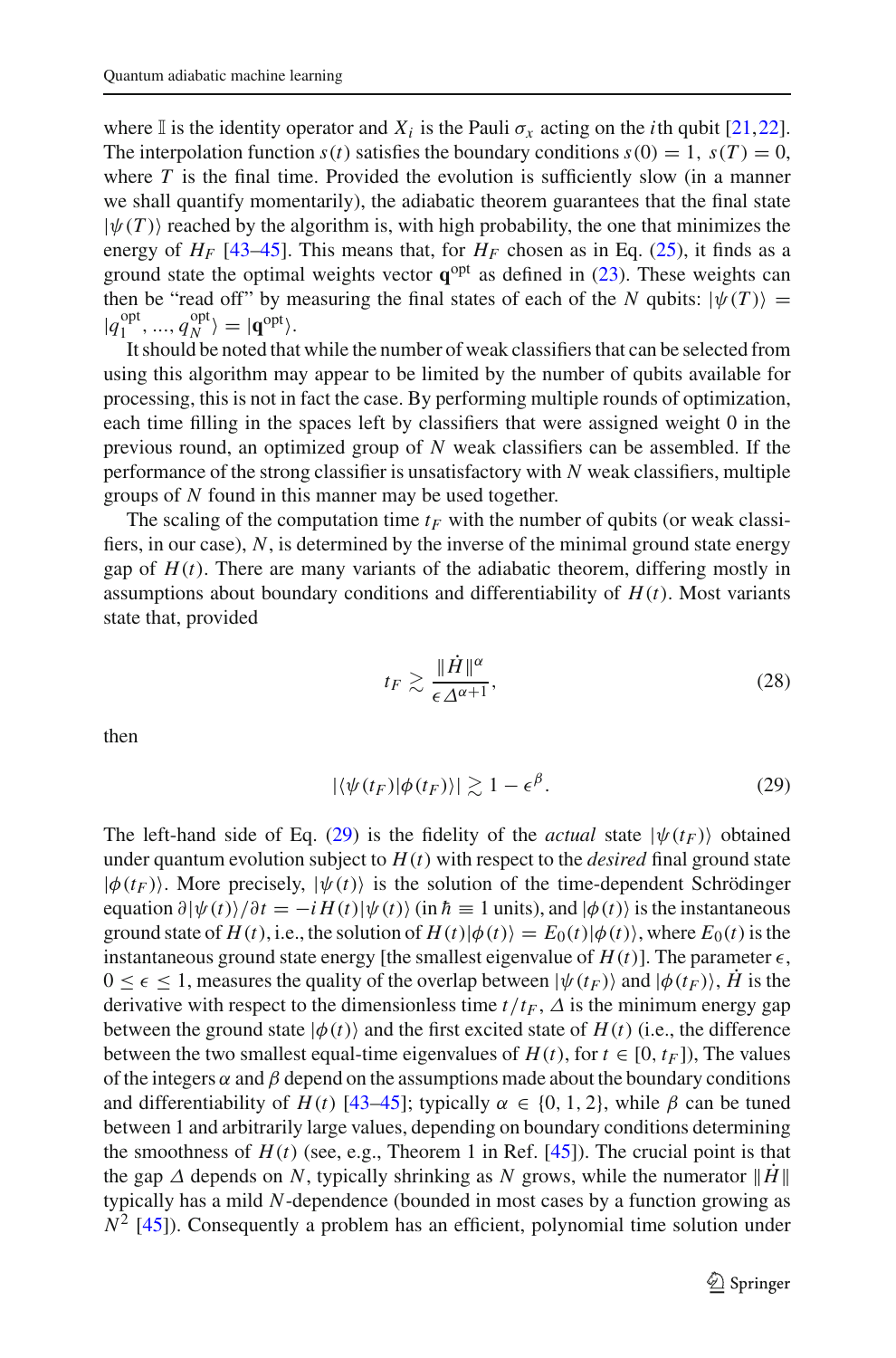where $\mathbb{I}$ is the identity operator and $X_i$ is the Pauli $\sigma_x$ acting on the $i$th qubit [21,22]. The interpolation function $s(t)$ satisfies the boundary conditions $s(0) = 1,\ s(T) = 0$, where $T$ is the final time. Provided the evolution is sufficiently slow (in a manner we shall quantify momentarily), the adiabatic theorem guarantees that the final state $|\psi(T)\rangle$ reached by the algorithm is, with high probability, the one that minimizes the energy of $H_F$ [43–45]. This means that, for $H_F$ chosen as in Eq. (25), it finds as a ground state the optimal weights vector $\mathbf{q}^{\text{opt}}$ as defined in (23). These weights can then be "read off" by measuring the final states of each of the $N$ qubits: $|\psi(T)\rangle = |q_1^{\text{opt}}, ..., q_N^{\text{opt}}\rangle = |\mathbf{q}^{\text{opt}}\rangle$.

It should be noted that while the number of weak classifiers that can be selected from using this algorithm may appear to be limited by the number of qubits available for processing, this is not in fact the case. By performing multiple rounds of optimization, each time filling in the spaces left by classifiers that were assigned weight 0 in the previous round, an optimized group of $N$ weak classifiers can be assembled. If the performance of the strong classifier is unsatisfactory with $N$ weak classifiers, multiple groups of $N$ found in this manner may be used together.

The scaling of the computation time $t_F$ with the number of qubits (or weak classifiers, in our case), $N$, is determined by the inverse of the minimal ground state energy gap of $H(t)$. There are many variants of the adiabatic theorem, differing mostly in assumptions about boundary conditions and differentiability of $H(t)$. Most variants state that, provided

$$t_F \gtrsim \frac{\|\dot{H}\|^\alpha}{\epsilon \Delta^{\alpha+1}}, \tag{28}$$

then

$$|\langle\psi(t_F)|\phi(t_F)\rangle| \gtrsim 1 - \epsilon^\beta. \tag{29}$$

The left-hand side of Eq. (29) is the fidelity of the *actual* state $|\psi(t_F)\rangle$ obtained under quantum evolution subject to $H(t)$ with respect to the *desired* final ground state $|\phi(t_F)\rangle$. More precisely, $|\psi(t)\rangle$ is the solution of the time-dependent Schrödinger equation $\partial|\psi(t)\rangle/\partial t = -iH(t)|\psi(t)\rangle$ (in $\hbar \equiv 1$ units), and $|\phi(t)\rangle$ is the instantaneous ground state of $H(t)$, i.e., the solution of $H(t)|\phi(t)\rangle = E_0(t)|\phi(t)\rangle$, where $E_0(t)$ is the instantaneous ground state energy [the smallest eigenvalue of $H(t)$]. The parameter $\epsilon$, $0 \le \epsilon \le 1$, measures the quality of the overlap between $|\psi(t_F)\rangle$ and $|\phi(t_F)\rangle$, $\dot{H}$ is the derivative with respect to the dimensionless time $t/t_F$, $\Delta$ is the minimum energy gap between the ground state $|\phi(t)\rangle$ and the first excited state of $H(t)$ (i.e., the difference between the two smallest equal-time eigenvalues of $H(t)$, for $t \in [0, t_F]$), The values of the integers $\alpha$ and $\beta$ depend on the assumptions made about the boundary conditions and differentiability of $H(t)$ [43–45]; typically $\alpha \in \{0, 1, 2\}$, while $\beta$ can be tuned between 1 and arbitrarily large values, depending on boundary conditions determining the smoothness of $H(t)$ (see, e.g., Theorem 1 in Ref. [45]). The crucial point is that the gap $\Delta$ depends on $N$, typically shrinking as $N$ grows, while the numerator $\|\dot{H}\|$ typically has a mild $N$-dependence (bounded in most cases by a function growing as $N^2$ [45]). Consequently a problem has an efficient, polynomial time solution under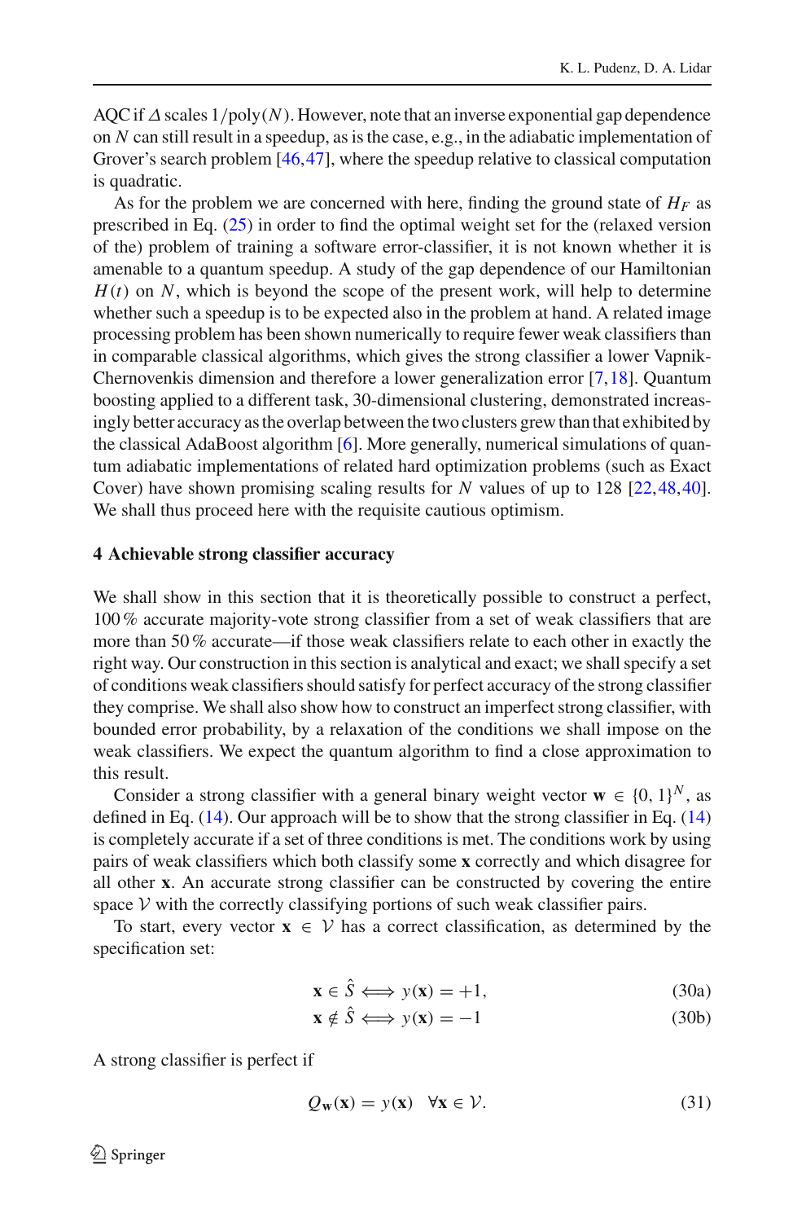AQC if $\Delta$ scales $1/\text{poly}(N)$. However, note that an inverse exponential gap dependence on $N$ can still result in a speedup, as is the case, e.g., in the adiabatic implementation of Grover's search problem [46,47], where the speedup relative to classical computation is quadratic.

As for the problem we are concerned with here, finding the ground state of $H_F$ as prescribed in Eq. (25) in order to find the optimal weight set for the (relaxed version of the) problem of training a software error-classifier, it is not known whether it is amenable to a quantum speedup. A study of the gap dependence of our Hamiltonian $H(t)$ on $N$, which is beyond the scope of the present work, will help to determine whether such a speedup is to be expected also in the problem at hand. A related image processing problem has been shown numerically to require fewer weak classifiers than in comparable classical algorithms, which gives the strong classifier a lower Vapnik-Chernovenkis dimension and therefore a lower generalization error [7,18]. Quantum boosting applied to a different task, 30-dimensional clustering, demonstrated increasingly better accuracy as the overlap between the two clusters grew than that exhibited by the classical AdaBoost algorithm [6]. More generally, numerical simulations of quantum adiabatic implementations of related hard optimization problems (such as Exact Cover) have shown promising scaling results for $N$ values of up to 128 [22,48,40]. We shall thus proceed here with the requisite cautious optimism.

## 4 Achievable strong classifier accuracy

We shall show in this section that it is theoretically possible to construct a perfect, 100 % accurate majority-vote strong classifier from a set of weak classifiers that are more than 50 % accurate—if those weak classifiers relate to each other in exactly the right way. Our construction in this section is analytical and exact; we shall specify a set of conditions weak classifiers should satisfy for perfect accuracy of the strong classifier they comprise. We shall also show how to construct an imperfect strong classifier, with bounded error probability, by a relaxation of the conditions we shall impose on the weak classifiers. We expect the quantum algorithm to find a close approximation to this result.

Consider a strong classifier with a general binary weight vector $\mathbf{w} \in \{0, 1\}^N$, as defined in Eq. (14). Our approach will be to show that the strong classifier in Eq. (14) is completely accurate if a set of three conditions is met. The conditions work by using pairs of weak classifiers which both classify some $\mathbf{x}$ correctly and which disagree for all other $\mathbf{x}$. An accurate strong classifier can be constructed by covering the entire space $\mathcal{V}$ with the correctly classifying portions of such weak classifier pairs.

To start, every vector $\mathbf{x} \in \mathcal{V}$ has a correct classification, as determined by the specification set:

$$\mathbf{x} \in \hat{S} \iff y(\mathbf{x}) = +1, \tag{30a}$$

$$\mathbf{x} \notin \hat{S} \iff y(\mathbf{x}) = -1 \tag{30b}$$

A strong classifier is perfect if

$$Q_{\mathbf{w}}(\mathbf{x}) = y(\mathbf{x}) \quad \forall \mathbf{x} \in \mathcal{V}. \tag{31}$$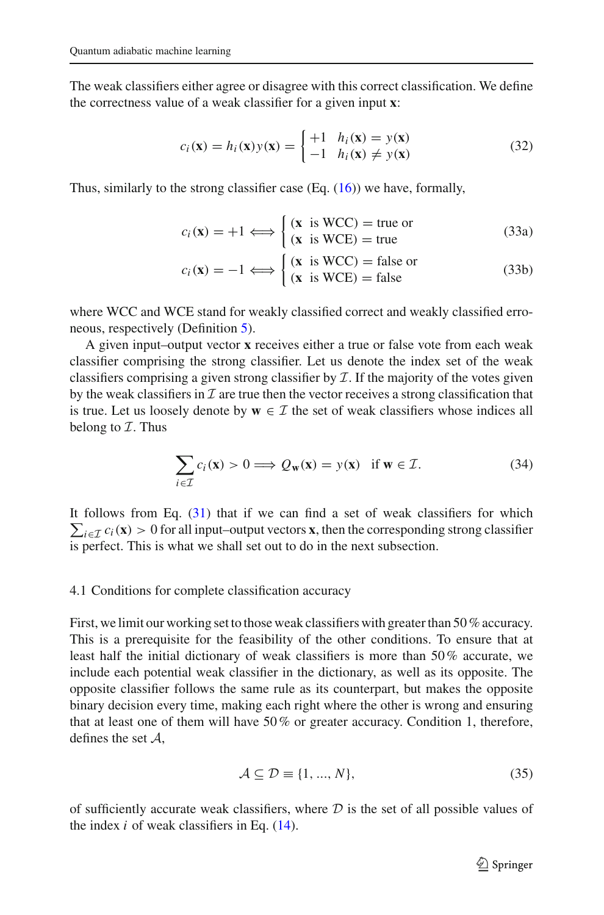The weak classifiers either agree or disagree with this correct classification. We define the correctness value of a weak classifier for a given input $\mathbf{x}$:

$$c_i(\mathbf{x}) = h_i(\mathbf{x})y(\mathbf{x}) = \begin{cases} +1 & h_i(\mathbf{x}) = y(\mathbf{x}) \\ -1 & h_i(\mathbf{x}) \neq y(\mathbf{x}) \end{cases} \tag{32}$$

Thus, similarly to the strong classifier case (Eq. (16)) we have, formally,

$$c_i(\mathbf{x}) = +1 \iff \begin{cases} (\mathbf{x} \text{ is WCC}) = \text{true or} \\ (\mathbf{x} \text{ is WCE}) = \text{true} \end{cases} \tag{33a}$$

$$c_i(\mathbf{x}) = -1 \iff \begin{cases} (\mathbf{x} \text{ is WCC}) = \text{false or} \\ (\mathbf{x} \text{ is WCE}) = \text{false} \end{cases} \tag{33b}$$

where WCC and WCE stand for weakly classified correct and weakly classified erroneous, respectively (Definition 5).

A given input–output vector $\mathbf{x}$ receives either a true or false vote from each weak classifier comprising the strong classifier. Let us denote the index set of the weak classifiers comprising a given strong classifier by $\mathcal{I}$. If the majority of the votes given by the weak classifiers in $\mathcal{I}$ are true then the vector receives a strong classification that is true. Let us loosely denote by $\mathbf{w} \in \mathcal{I}$ the set of weak classifiers whose indices all belong to $\mathcal{I}$. Thus

$$\sum_{i \in \mathcal{I}} c_i(\mathbf{x}) > 0 \Longrightarrow Q_{\mathbf{w}}(\mathbf{x}) = y(\mathbf{x}) \quad \text{if } \mathbf{w} \in \mathcal{I}. \tag{34}$$

It follows from Eq. (31) that if we can find a set of weak classifiers for which $\sum_{i \in \mathcal{I}} c_i(\mathbf{x}) > 0$ for all input–output vectors $\mathbf{x}$, then the corresponding strong classifier is perfect. This is what we shall set out to do in the next subsection.

### 4.1 Conditions for complete classification accuracy

First, we limit our working set to those weak classifiers with greater than 50 % accuracy. This is a prerequisite for the feasibility of the other conditions. To ensure that at least half the initial dictionary of weak classifiers is more than 50 % accurate, we include each potential weak classifier in the dictionary, as well as its opposite. The opposite classifier follows the same rule as its counterpart, but makes the opposite binary decision every time, making each right where the other is wrong and ensuring that at least one of them will have 50 % or greater accuracy. Condition 1, therefore, defines the set $\mathcal{A}$,

$$\mathcal{A} \subseteq \mathcal{D} \equiv \{1, ..., N\}, \tag{35}$$

of sufficiently accurate weak classifiers, where $\mathcal{D}$ is the set of all possible values of the index $i$ of weak classifiers in Eq. (14).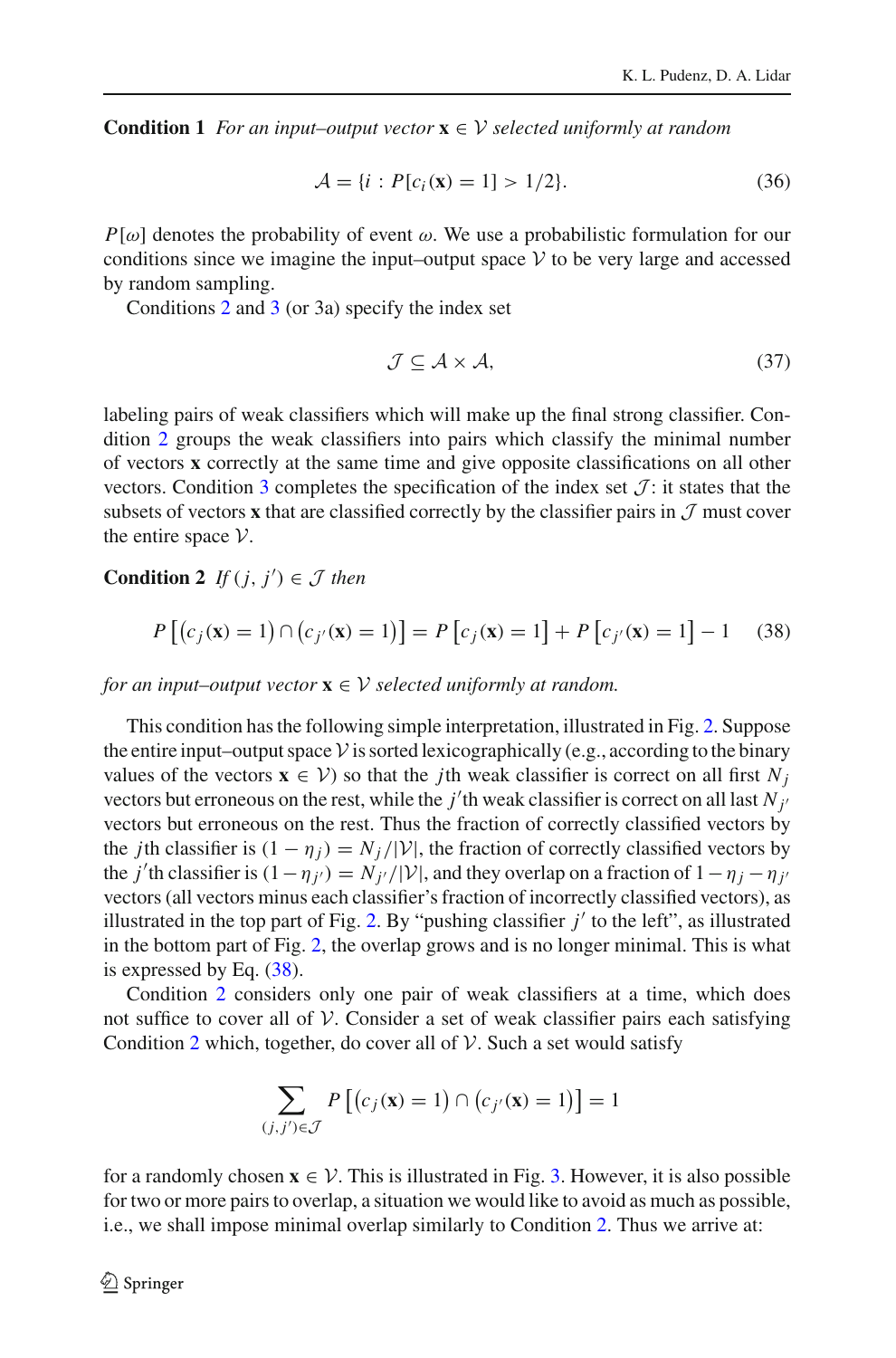**Condition 1** *For an input–output vector* $\mathbf{x} \in \mathcal{V}$ *selected uniformly at random*

$$\mathcal{A} = \{i : P[c_i(\mathbf{x}) = 1] > 1/2\}. \tag{36}$$

$P[\omega]$ denotes the probability of event $\omega$. We use a probabilistic formulation for our conditions since we imagine the input–output space $\mathcal{V}$ to be very large and accessed by random sampling.

Conditions 2 and 3 (or 3a) specify the index set

$$\mathcal{J} \subseteq \mathcal{A} \times \mathcal{A}, \tag{37}$$

labeling pairs of weak classifiers which will make up the final strong classifier. Condition 2 groups the weak classifiers into pairs which classify the minimal number of vectors $\mathbf{x}$ correctly at the same time and give opposite classifications on all other vectors. Condition 3 completes the specification of the index set $\mathcal{J}$: it states that the subsets of vectors $\mathbf{x}$ that are classified correctly by the classifier pairs in $\mathcal{J}$ must cover the entire space $\mathcal{V}$.

**Condition 2** *If* $(j, j') \in \mathcal{J}$ *then*

$$P\left[\left(c_j(\mathbf{x}) = 1\right) \cap \left(c_{j'}(\mathbf{x}) = 1\right)\right] = P\left[c_j(\mathbf{x}) = 1\right] + P\left[c_{j'}(\mathbf{x}) = 1\right] - 1 \tag{38}$$

*for an input–output vector* $\mathbf{x} \in \mathcal{V}$ *selected uniformly at random.*

This condition has the following simple interpretation, illustrated in Fig. 2. Suppose the entire input–output space $\mathcal{V}$ is sorted lexicographically (e.g., according to the binary values of the vectors $\mathbf{x} \in \mathcal{V}$) so that the $j$th weak classifier is correct on all first $N_j$ vectors but erroneous on the rest, while the $j'$th weak classifier is correct on all last $N_{j'}$ vectors but erroneous on the rest. Thus the fraction of correctly classified vectors by the $j$th classifier is $(1 - \eta_j) = N_j/|\mathcal{V}|$, the fraction of correctly classified vectors by the $j'$th classifier is $(1 - \eta_{j'}) = N_{j'}/|\mathcal{V}|$, and they overlap on a fraction of $1 - \eta_j - \eta_{j'}$ vectors (all vectors minus each classifier's fraction of incorrectly classified vectors), as illustrated in the top part of Fig. 2. By "pushing classifier $j'$ to the left", as illustrated in the bottom part of Fig. 2, the overlap grows and is no longer minimal. This is what is expressed by Eq. (38).

Condition 2 considers only one pair of weak classifiers at a time, which does not suffice to cover all of $\mathcal{V}$. Consider a set of weak classifier pairs each satisfying Condition 2 which, together, do cover all of $\mathcal{V}$. Such a set would satisfy

$$\sum_{(j,j') \in \mathcal{J}} P\left[\left(c_j(\mathbf{x}) = 1\right) \cap \left(c_{j'}(\mathbf{x}) = 1\right)\right] = 1$$

for a randomly chosen $\mathbf{x} \in \mathcal{V}$. This is illustrated in Fig. 3. However, it is also possible for two or more pairs to overlap, a situation we would like to avoid as much as possible, i.e., we shall impose minimal overlap similarly to Condition 2. Thus we arrive at: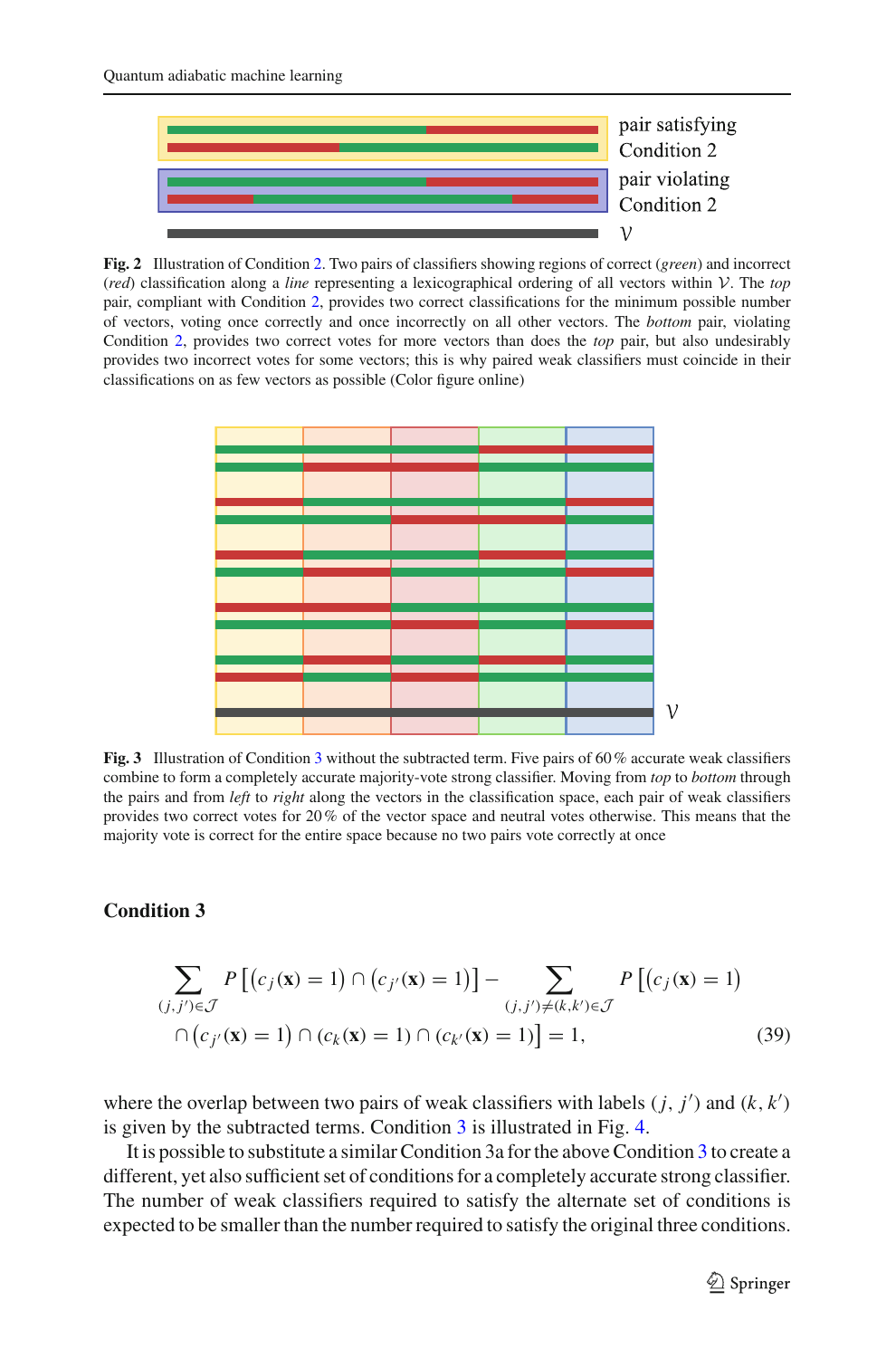**Fig. 2** Illustration of Condition 2. Two pairs of classifiers showing regions of correct (*green*) and incorrect (*red*) classification along a *line* representing a lexicographical ordering of all vectors within $\mathcal{V}$. The *top* pair, compliant with Condition 2, provides two correct classifications for the minimum possible number of vectors, voting once correctly and once incorrectly on all other vectors. The *bottom* pair, violating Condition 2, provides two correct votes for more vectors than does the *top* pair, but also undesirably provides two incorrect votes for some vectors; this is why paired weak classifiers must coincide in their classifications on as few vectors as possible (Color figure online)

**Fig. 3** Illustration of Condition 3 without the subtracted term. Five pairs of 60 % accurate weak classifiers combine to form a completely accurate majority-vote strong classifier. Moving from *top* to *bottom* through the pairs and from *left* to *right* along the vectors in the classification space, each pair of weak classifiers provides two correct votes for 20 % of the vector space and neutral votes otherwise. This means that the majority vote is correct for the entire space because no two pairs vote correctly at once

**Condition 3**

$$\sum_{(j,j')\in\mathcal{J}} P\left[\left(c_j(\mathbf{x})=1\right)\cap\left(c_{j'}(\mathbf{x})=1\right)\right] - \sum_{(j,j')\neq(k,k')\in\mathcal{J}} P\left[\left(c_j(\mathbf{x})=1\right)\right.$$
$$\left.\cap\left(c_{j'}(\mathbf{x})=1\right)\cap\left(c_k(\mathbf{x})=1\right)\cap\left(c_{k'}(\mathbf{x})=1\right)\right]=1, \tag{39}$$

where the overlap between two pairs of weak classifiers with labels $(j, j')$ and $(k, k')$ is given by the subtracted terms. Condition 3 is illustrated in Fig. 4.

It is possible to substitute a similar Condition 3a for the above Condition 3 to create a different, yet also sufficient set of conditions for a completely accurate strong classifier. The number of weak classifiers required to satisfy the alternate set of conditions is expected to be smaller than the number required to satisfy the original three conditions.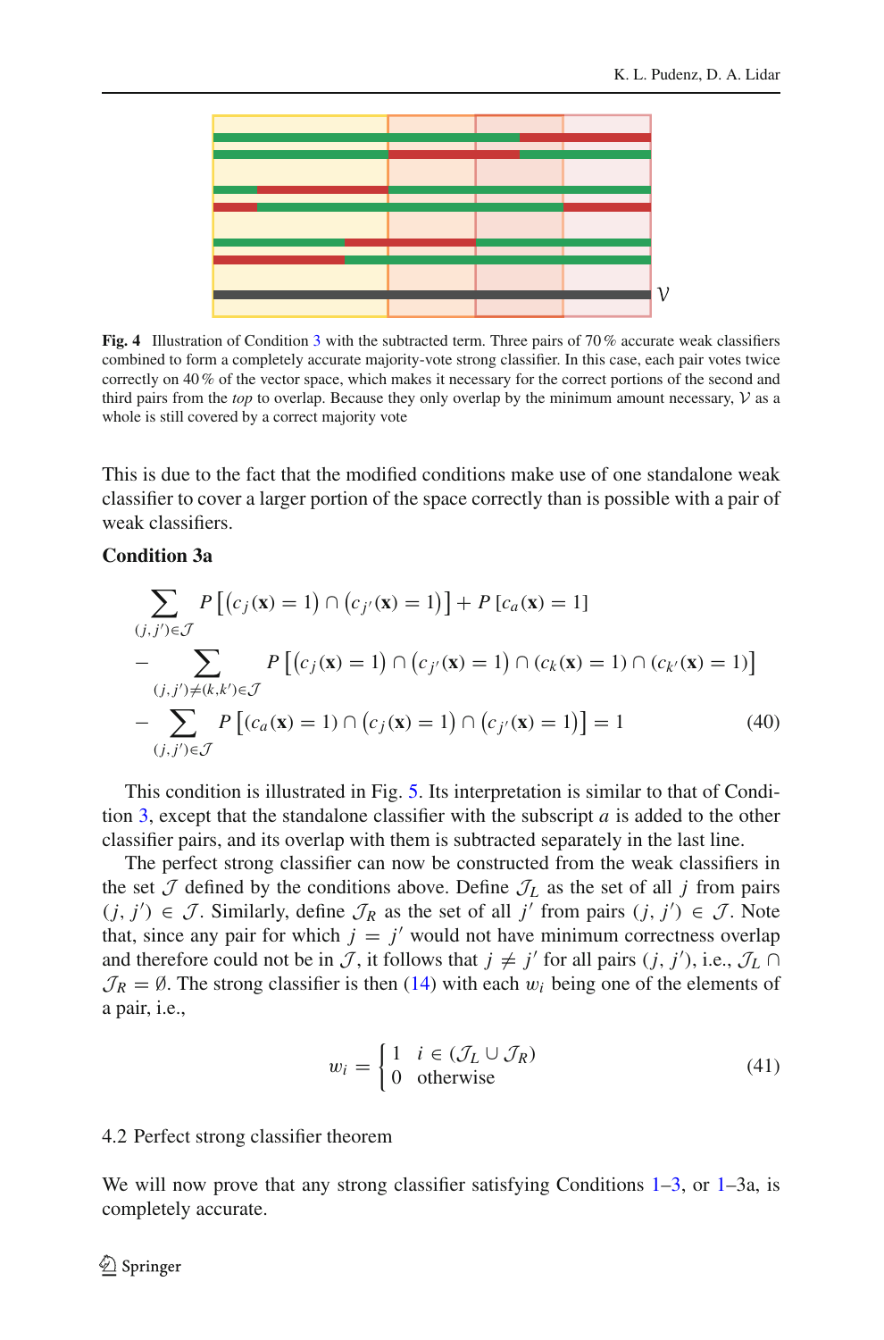**Fig. 4** Illustration of Condition 3 with the subtracted term. Three pairs of 70 % accurate weak classifiers combined to form a completely accurate majority-vote strong classifier. In this case, each pair votes twice correctly on 40 % of the vector space, which makes it necessary for the correct portions of the second and third pairs from the *top* to overlap. Because they only overlap by the minimum amount necessary, $\mathcal{V}$ as a whole is still covered by a correct majority vote

This is due to the fact that the modified conditions make use of one standalone weak classifier to cover a larger portion of the space correctly than is possible with a pair of weak classifiers.

**Condition 3a**

$$
\begin{aligned}
&\sum_{(j,j')\in\mathcal{J}} P\left[\left(c_j(\mathbf{x})=1\right)\cap\left(c_{j'}(\mathbf{x})=1\right)\right]+P\left[c_a(\mathbf{x})=1\right]\\
&-\sum_{(j,j')\neq(k,k')\in\mathcal{J}} P\left[\left(c_j(\mathbf{x})=1\right)\cap\left(c_{j'}(\mathbf{x})=1\right)\cap\left(c_k(\mathbf{x})=1\right)\cap\left(c_{k'}(\mathbf{x})=1\right)\right]\\
&-\sum_{(j,j')\in\mathcal{J}} P\left[\left(c_a(\mathbf{x})=1\right)\cap\left(c_j(\mathbf{x})=1\right)\cap\left(c_{j'}(\mathbf{x})=1\right)\right]=1
\end{aligned}
\tag{40}
$$

This condition is illustrated in Fig. 5. Its interpretation is similar to that of Condition 3, except that the standalone classifier with the subscript $a$ is added to the other classifier pairs, and its overlap with them is subtracted separately in the last line.

The perfect strong classifier can now be constructed from the weak classifiers in the set $\mathcal{J}$ defined by the conditions above. Define $\mathcal{J}_L$ as the set of all $j$ from pairs $(j, j')\in\mathcal{J}$. Similarly, define $\mathcal{J}_R$ as the set of all $j'$ from pairs $(j, j')\in\mathcal{J}$. Note that, since any pair for which $j = j'$ would not have minimum correctness overlap and therefore could not be in $\mathcal{J}$, it follows that $j\neq j'$ for all pairs $(j, j')$, i.e., $\mathcal{J}_L\cap\mathcal{J}_R=\emptyset$. The strong classifier is then (14) with each $w_i$ being one of the elements of a pair, i.e.,

$$
w_i=\begin{cases}1 & i\in(\mathcal{J}_L\cup\mathcal{J}_R)\\ 0 & \text{otherwise}\end{cases}
\tag{41}
$$

### 4.2 Perfect strong classifier theorem

We will now prove that any strong classifier satisfying Conditions 1–3, or 1–3a, is completely accurate.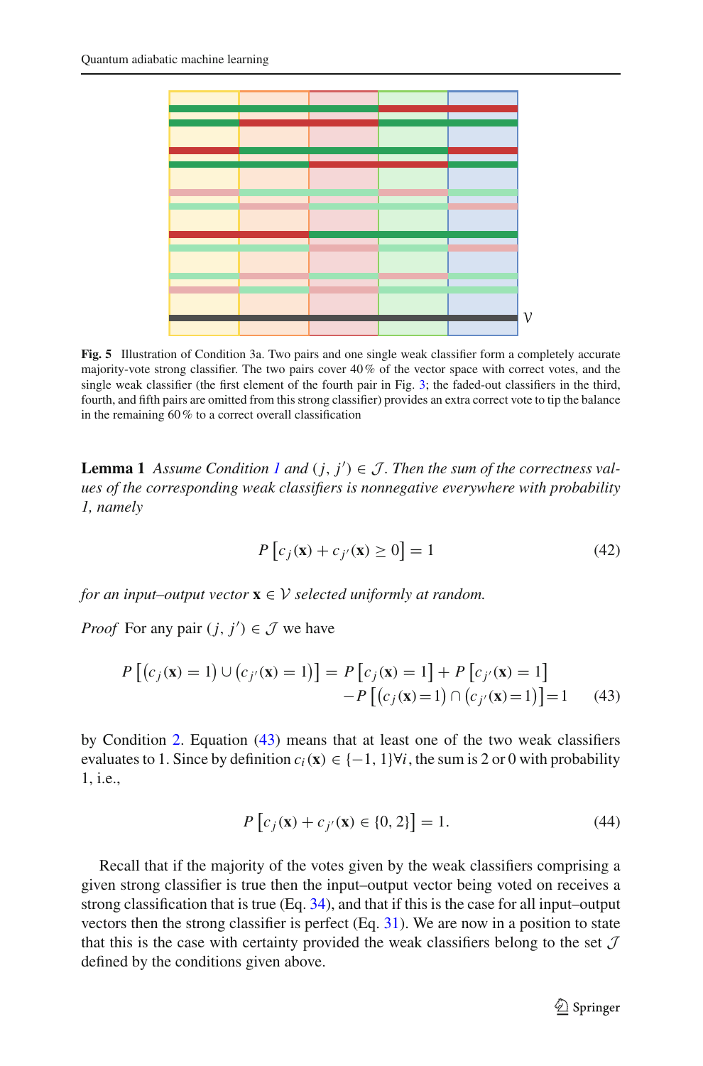Fig. 5 Illustration of Condition 3a. Two pairs and one single weak classifier form a completely accurate majority-vote strong classifier. The two pairs cover 40 % of the vector space with correct votes, and the single weak classifier (the first element of the fourth pair in Fig. 3; the faded-out classifiers in the third, fourth, and fifth pairs are omitted from this strong classifier) provides an extra correct vote to tip the balance in the remaining 60 % to a correct overall classification

**Lemma 1** *Assume Condition 1 and $(j, j') \in \mathcal{J}$. Then the sum of the correctness values of the corresponding weak classifiers is nonnegative everywhere with probability 1, namely*

$$P\left[c_j(\mathbf{x}) + c_{j'}(\mathbf{x}) \geq 0\right] = 1 \tag{42}$$

*for an input–output vector $\mathbf{x} \in \mathcal{V}$ selected uniformly at random.*

*Proof* For any pair $(j, j') \in \mathcal{J}$ we have

$$P\left[\left(c_j(\mathbf{x}) = 1\right) \cup \left(c_{j'}(\mathbf{x}) = 1\right)\right] = P\left[c_j(\mathbf{x}) = 1\right] + P\left[c_{j'}(\mathbf{x}) = 1\right] - P\left[\left(c_j(\mathbf{x}) = 1\right) \cap \left(c_{j'}(\mathbf{x}) = 1\right)\right] = 1 \tag{43}$$

by Condition 2. Equation (43) means that at least one of the two weak classifiers evaluates to 1. Since by definition $c_i(\mathbf{x}) \in \{-1, 1\} \forall i$, the sum is 2 or 0 with probability 1, i.e.,

$$P\left[c_j(\mathbf{x}) + c_{j'}(\mathbf{x}) \in \{0, 2\}\right] = 1. \tag{44}$$

Recall that if the majority of the votes given by the weak classifiers comprising a given strong classifier is true then the input–output vector being voted on receives a strong classification that is true (Eq. 34), and that if this is the case for all input–output vectors then the strong classifier is perfect (Eq. 31). We are now in a position to state that this is the case with certainty provided the weak classifiers belong to the set $\mathcal{J}$ defined by the conditions given above.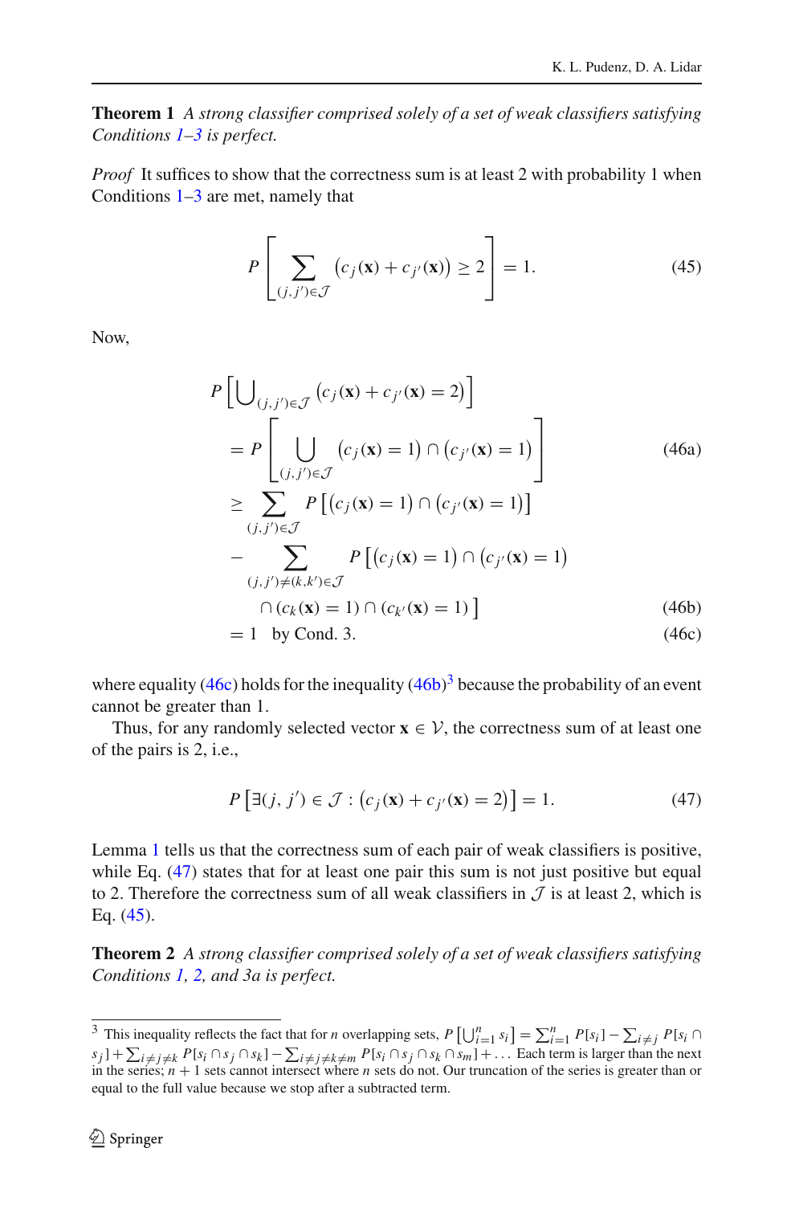**Theorem 1** *A strong classifier comprised solely of a set of weak classifiers satisfying Conditions 1–3 is perfect.*

*Proof* It suffices to show that the correctness sum is at least 2 with probability 1 when Conditions 1–3 are met, namely that

$$P\left[\sum_{(j,j')\in\mathcal{J}} \left(c_j(\mathbf{x}) + c_{j'}(\mathbf{x})\right) \geq 2\right] = 1. \tag{45}$$

Now,

$$\begin{aligned}
&P\left[\bigcup\nolimits_{(j,j')\in\mathcal{J}} \left(c_j(\mathbf{x}) + c_{j'}(\mathbf{x}) = 2\right)\right] \\
&= P\left[\bigcup_{(j,j')\in\mathcal{J}} \left(c_j(\mathbf{x}) = 1\right) \cap \left(c_{j'}(\mathbf{x}) = 1\right)\right] &\text{(46a)}\\
&\geq \sum_{(j,j')\in\mathcal{J}} P\left[\left(c_j(\mathbf{x}) = 1\right) \cap \left(c_{j'}(\mathbf{x}) = 1\right)\right] \\
&\quad - \sum_{(j,j')\neq(k,k')\in\mathcal{J}} P\left[\left(c_j(\mathbf{x}) = 1\right) \cap \left(c_{j'}(\mathbf{x}) = 1\right)\right. \\
&\qquad \left.\cap\, (c_k(\mathbf{x}) = 1) \cap (c_{k'}(\mathbf{x}) = 1)\right] &\text{(46b)}\\
&= 1 \quad \text{by Cond. 3.} &\text{(46c)}
\end{aligned}$$

where equality (46c) holds for the inequality (46b)[3] because the probability of an event cannot be greater than 1.

Thus, for any randomly selected vector $\mathbf{x} \in \mathcal{V}$, the correctness sum of at least one of the pairs is 2, i.e.,

$$P\left[\exists (j, j') \in \mathcal{J} : \left(c_j(\mathbf{x}) + c_{j'}(\mathbf{x}) = 2\right)\right] = 1. \tag{47}$$

Lemma 1 tells us that the correctness sum of each pair of weak classifiers is positive, while Eq. (47) states that for at least one pair this sum is not just positive but equal to 2. Therefore the correctness sum of all weak classifiers in $\mathcal{J}$ is at least 2, which is Eq. (45).

**Theorem 2** *A strong classifier comprised solely of a set of weak classifiers satisfying Conditions 1, 2, and 3a is perfect.*

---

[3] This inequality reflects the fact that for $n$ overlapping sets, $P\left[\bigcup_{i=1}^{n} s_i\right] = \sum_{i=1}^{n} P[s_i] - \sum_{i\neq j} P[s_i \cap s_j] + \sum_{i\neq j\neq k} P[s_i \cap s_j \cap s_k] - \sum_{i\neq j\neq k\neq m} P[s_i \cap s_j \cap s_k \cap s_m] + \ldots$ Each term is larger than the next in the series; $n+1$ sets cannot intersect where $n$ sets do not. Our truncation of the series is greater than or equal to the full value because we stop after a subtracted term.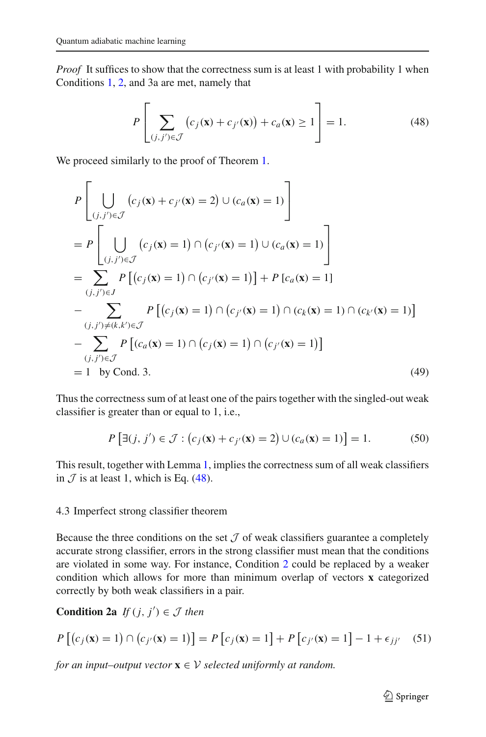*Proof* It suffices to show that the correctness sum is at least 1 with probability 1 when Conditions 1, 2, and 3a are met, namely that

$$P\left[\sum_{(j,j')\in\mathcal{J}} \left(c_j(\mathbf{x}) + c_{j'}(\mathbf{x})\right) + c_a(\mathbf{x}) \geq 1\right] = 1. \tag{48}$$

We proceed similarly to the proof of Theorem 1.

$$\begin{aligned}
&P\left[\bigcup_{(j,j')\in\mathcal{J}} \left(c_j(\mathbf{x}) + c_{j'}(\mathbf{x}) = 2\right) \cup \left(c_a(\mathbf{x}) = 1\right)\right] \\
&= P\left[\bigcup_{(j,j')\in\mathcal{J}} \left(c_j(\mathbf{x}) = 1\right) \cap \left(c_{j'}(\mathbf{x}) = 1\right) \cup \left(c_a(\mathbf{x}) = 1\right)\right] \\
&= \sum_{(j,j')\in J} P\left[\left(c_j(\mathbf{x}) = 1\right) \cap \left(c_{j'}(\mathbf{x}) = 1\right)\right] + P\left[c_a(\mathbf{x}) = 1\right] \\
&\quad - \sum_{(j,j')\neq(k,k')\in\mathcal{J}} P\left[\left(c_j(\mathbf{x}) = 1\right) \cap \left(c_{j'}(\mathbf{x}) = 1\right) \cap \left(c_k(\mathbf{x}) = 1\right) \cap \left(c_{k'}(\mathbf{x}) = 1\right)\right] \\
&\quad - \sum_{(j,j')\in\mathcal{J}} P\left[\left(c_a(\mathbf{x}) = 1\right) \cap \left(c_j(\mathbf{x}) = 1\right) \cap \left(c_{j'}(\mathbf{x}) = 1\right)\right] \\
&= 1 \quad \text{by Cond. 3.}
\end{aligned} \tag{49}$$

Thus the correctness sum of at least one of the pairs together with the singled-out weak classifier is greater than or equal to 1, i.e.,

$$P\left[\exists (j,j') \in \mathcal{J} : \left(c_j(\mathbf{x}) + c_{j'}(\mathbf{x}) = 2\right) \cup \left(c_a(\mathbf{x}) = 1\right)\right] = 1. \tag{50}$$

This result, together with Lemma 1, implies the correctness sum of all weak classifiers in $\mathcal{J}$ is at least 1, which is Eq. (48).

### 4.3 Imperfect strong classifier theorem

Because the three conditions on the set $\mathcal{J}$ of weak classifiers guarantee a completely accurate strong classifier, errors in the strong classifier must mean that the conditions are violated in some way. For instance, Condition 2 could be replaced by a weaker condition which allows for more than minimum overlap of vectors $\mathbf{x}$ categorized correctly by both weak classifiers in a pair.

**Condition 2a** *If* $(j, j') \in \mathcal{J}$ *then*

$$P\left[\left(c_j(\mathbf{x}) = 1\right) \cap \left(c_{j'}(\mathbf{x}) = 1\right)\right] = P\left[c_j(\mathbf{x}) = 1\right] + P\left[c_{j'}(\mathbf{x}) = 1\right] - 1 + \epsilon_{jj'} \tag{51}$$

*for an input–output vector* $\mathbf{x} \in \mathcal{V}$ *selected uniformly at random.*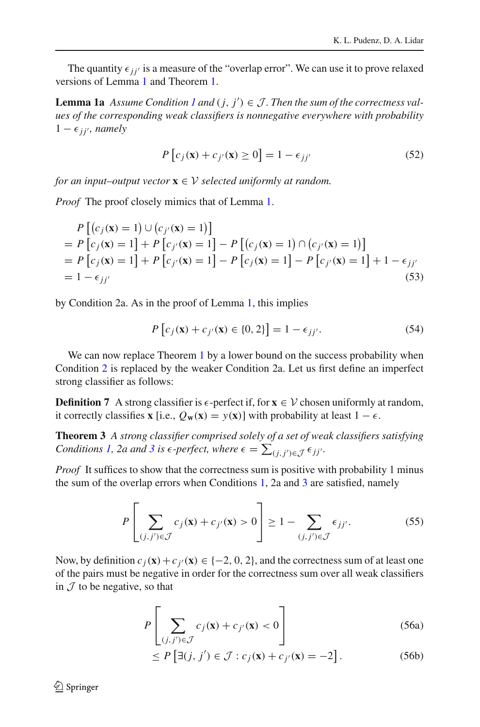The quantity $\epsilon_{jj'}$ is a measure of the "overlap error". We can use it to prove relaxed versions of Lemma 1 and Theorem 1.

**Lemma 1a** *Assume Condition 1 and $(j, j') \in \mathcal{J}$. Then the sum of the correctness values of the corresponding weak classifiers is nonnegative everywhere with probability $1 - \epsilon_{jj'}$, namely*

$$P\left[c_j(\mathbf{x}) + c_{j'}(\mathbf{x}) \geq 0\right] = 1 - \epsilon_{jj'} \tag{52}$$

*for an input–output vector $\mathbf{x} \in \mathcal{V}$ selected uniformly at random.*

*Proof* The proof closely mimics that of Lemma 1.

$$\begin{aligned}
&P\left[\left(c_j(\mathbf{x}) = 1\right) \cup \left(c_{j'}(\mathbf{x}) = 1\right)\right] \\
&= P\left[c_j(\mathbf{x}) = 1\right] + P\left[c_{j'}(\mathbf{x}) = 1\right] - P\left[\left(c_j(\mathbf{x}) = 1\right) \cap \left(c_{j'}(\mathbf{x}) = 1\right)\right] \\
&= P\left[c_j(\mathbf{x}) = 1\right] + P\left[c_{j'}(\mathbf{x}) = 1\right] - P\left[c_j(\mathbf{x}) = 1\right] - P\left[c_{j'}(\mathbf{x}) = 1\right] + 1 - \epsilon_{jj'} \\
&= 1 - \epsilon_{jj'}
\end{aligned} \tag{53}$$

by Condition 2a. As in the proof of Lemma 1, this implies

$$P\left[c_j(\mathbf{x}) + c_{j'}(\mathbf{x}) \in \{0, 2\}\right] = 1 - \epsilon_{jj'}. \tag{54}$$

We can now replace Theorem 1 by a lower bound on the success probability when Condition 2 is replaced by the weaker Condition 2a. Let us first define an imperfect strong classifier as follows:

**Definition 7** A strong classifier is $\epsilon$-perfect if, for $\mathbf{x} \in \mathcal{V}$ chosen uniformly at random, it correctly classifies $\mathbf{x}$ [i.e., $Q_{\mathbf{w}}(\mathbf{x}) = y(\mathbf{x})$] with probability at least $1 - \epsilon$.

**Theorem 3** *A strong classifier comprised solely of a set of weak classifiers satisfying Conditions 1, 2a and 3 is $\epsilon$-perfect, where $\epsilon = \sum_{(j,j') \in \mathcal{J}} \epsilon_{jj'}$.*

*Proof* It suffices to show that the correctness sum is positive with probability 1 minus the sum of the overlap errors when Conditions 1, 2a and 3 are satisfied, namely

$$P\left[\sum_{(j,j') \in \mathcal{J}} c_j(\mathbf{x}) + c_{j'}(\mathbf{x}) > 0\right] \geq 1 - \sum_{(j,j') \in \mathcal{J}} \epsilon_{jj'}. \tag{55}$$

Now, by definition $c_j(\mathbf{x}) + c_{j'}(\mathbf{x}) \in \{-2, 0, 2\}$, and the correctness sum of at least one of the pairs must be negative in order for the correctness sum over all weak classifiers in $\mathcal{J}$ to be negative, so that

$$P\left[\sum_{(j,j') \in \mathcal{J}} c_j(\mathbf{x}) + c_{j'}(\mathbf{x}) < 0\right] \tag{56a}$$

$$\leq P\left[\exists (j, j') \in \mathcal{J} : c_j(\mathbf{x}) + c_{j'}(\mathbf{x}) = -2\right]. \tag{56b}$$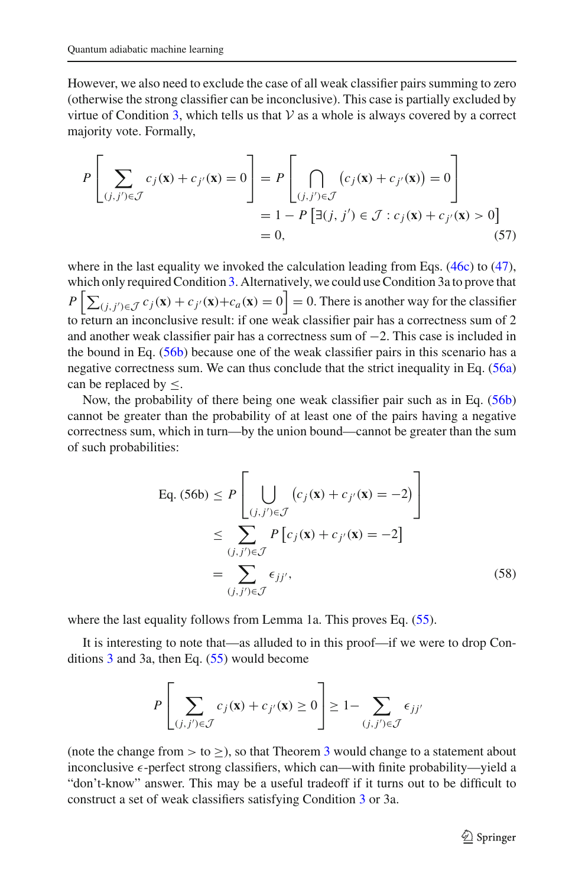However, we also need to exclude the case of all weak classifier pairs summing to zero (otherwise the strong classifier can be inconclusive). This case is partially excluded by virtue of Condition 3, which tells us that $\mathcal{V}$ as a whole is always covered by a correct majority vote. Formally,

$$
\begin{aligned}
P\left[\sum_{(j,j')\in\mathcal{J}} c_j(\mathbf{x}) + c_{j'}(\mathbf{x}) = 0\right] &= P\left[\bigcap_{(j,j')\in\mathcal{J}} \left(c_j(\mathbf{x}) + c_{j'}(\mathbf{x})\right) = 0\right] \\
&= 1 - P\left[\exists (j,j') \in \mathcal{J} : c_j(\mathbf{x}) + c_{j'}(\mathbf{x}) > 0\right] \\
&= 0,
\end{aligned} \tag{57}
$$

where in the last equality we invoked the calculation leading from Eqs. (46c) to (47), which only required Condition 3. Alternatively, we could use Condition 3a to prove that $P\left[\sum_{(j,j')\in\mathcal{J}} c_j(\mathbf{x}) + c_{j'}(\mathbf{x}) + c_a(\mathbf{x}) = 0\right] = 0$. There is another way for the classifier to return an inconclusive result: if one weak classifier pair has a correctness sum of 2 and another weak classifier pair has a correctness sum of $-2$. This case is included in the bound in Eq. (56b) because one of the weak classifier pairs in this scenario has a negative correctness sum. We can thus conclude that the strict inequality in Eq. (56a) can be replaced by $\leq$.

Now, the probability of there being one weak classifier pair such as in Eq. (56b) cannot be greater than the probability of at least one of the pairs having a negative correctness sum, which in turn—by the union bound—cannot be greater than the sum of such probabilities:

$$
\begin{aligned}
\text{Eq. (56b)} &\leq P\left[\bigcup_{(j,j')\in\mathcal{J}} \left(c_j(\mathbf{x}) + c_{j'}(\mathbf{x}) = -2\right)\right] \\
&\leq \sum_{(j,j')\in\mathcal{J}} P\left[c_j(\mathbf{x}) + c_{j'}(\mathbf{x}) = -2\right] \\
&= \sum_{(j,j')\in\mathcal{J}} \epsilon_{jj'},
\end{aligned} \tag{58}
$$

where the last equality follows from Lemma 1a. This proves Eq. (55).

It is interesting to note that—as alluded to in this proof—if we were to drop Conditions 3 and 3a, then Eq. (55) would become

$$
P\left[\sum_{(j,j')\in\mathcal{J}} c_j(\mathbf{x}) + c_{j'}(\mathbf{x}) \geq 0\right] \geq 1 - \sum_{(j,j')\in\mathcal{J}} \epsilon_{jj'}
$$

(note the change from $>$ to $\geq$), so that Theorem 3 would change to a statement about inconclusive $\epsilon$-perfect strong classifiers, which can—with finite probability—yield a "don't-know" answer. This may be a useful tradeoff if it turns out to be difficult to construct a set of weak classifiers satisfying Condition 3 or 3a.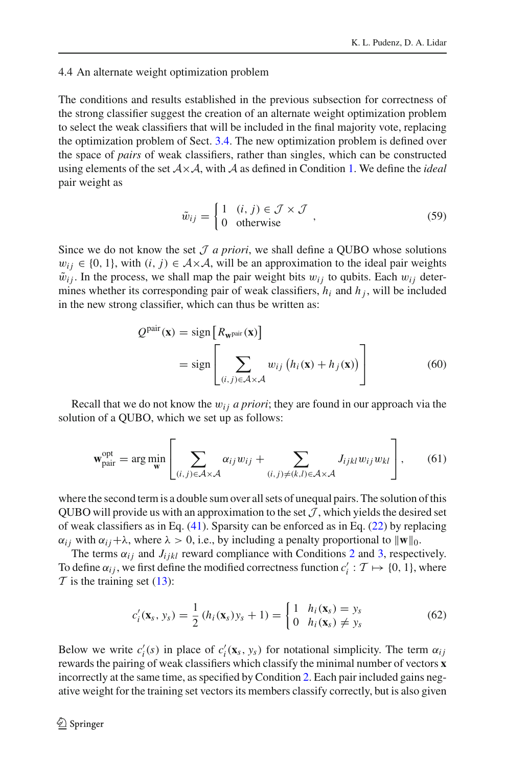### 4.4 An alternate weight optimization problem

The conditions and results established in the previous subsection for correctness of the strong classifier suggest the creation of an alternate weight optimization problem to select the weak classifiers that will be included in the final majority vote, replacing the optimization problem of Sect. 3.4. The new optimization problem is defined over the space of *pairs* of weak classifiers, rather than singles, which can be constructed using elements of the set $\mathcal{A}\times\mathcal{A}$, with $\mathcal{A}$ as defined in Condition 1. We define the *ideal* pair weight as

$$\tilde{w}_{ij} = \begin{cases} 1 & (i,j) \in \mathcal{J}\times\mathcal{J} \\ 0 & \text{otherwise} \end{cases}, \tag{59}$$

Since we do not know the set $\mathcal{J}$ *a priori*, we shall define a QUBO whose solutions $w_{ij} \in \{0,1\}$, with $(i,j) \in \mathcal{A}\times\mathcal{A}$, will be an approximation to the ideal pair weights $\tilde{w}_{ij}$. In the process, we shall map the pair weight bits $w_{ij}$ to qubits. Each $w_{ij}$ determines whether its corresponding pair of weak classifiers, $h_i$ and $h_j$, will be included in the new strong classifier, which can thus be written as:

$$\begin{aligned} Q^{\text{pair}}(\mathbf{x}) &= \text{sign}\left[R_{\mathbf{w}^{\text{pair}}}(\mathbf{x})\right] \\ &= \text{sign}\left[\sum_{(i,j)\in\mathcal{A}\times\mathcal{A}} w_{ij}\left(h_i(\mathbf{x}) + h_j(\mathbf{x})\right)\right] \end{aligned} \tag{60}$$

Recall that we do not know the $w_{ij}$ *a priori*; they are found in our approach via the solution of a QUBO, which we set up as follows:

$$\mathbf{w}^{\text{opt}}_{\text{pair}} = \arg\min_{\mathbf{w}}\left[\sum_{(i,j)\in\mathcal{A}\times\mathcal{A}} \alpha_{ij} w_{ij} + \sum_{(i,j)\neq(k,l)\in\mathcal{A}\times\mathcal{A}} J_{ijkl} w_{ij} w_{kl}\right], \tag{61}$$

where the second term is a double sum over all sets of unequal pairs. The solution of this QUBO will provide us with an approximation to the set $\mathcal{J}$, which yields the desired set of weak classifiers as in Eq. (41). Sparsity can be enforced as in Eq. (22) by replacing $\alpha_{ij}$ with $\alpha_{ij}+\lambda$, where $\lambda > 0$, i.e., by including a penalty proportional to $\|\mathbf{w}\|_0$.

The terms $\alpha_{ij}$ and $J_{ijkl}$ reward compliance with Conditions 2 and 3, respectively. To define $\alpha_{ij}$, we first define the modified correctness function $c'_i : \mathcal{T} \mapsto \{0,1\}$, where $\mathcal{T}$ is the training set (13):

$$c'_i(\mathbf{x}_s, y_s) = \frac{1}{2}\left(h_i(\mathbf{x}_s)y_s + 1\right) = \begin{cases} 1 & h_i(\mathbf{x}_s) = y_s \\ 0 & h_i(\mathbf{x}_s) \neq y_s \end{cases} \tag{62}$$

Below we write $c'_i(s)$ in place of $c'_i(\mathbf{x}_s, y_s)$ for notational simplicity. The term $\alpha_{ij}$ rewards the pairing of weak classifiers which classify the minimal number of vectors $\mathbf{x}$ incorrectly at the same time, as specified by Condition 2. Each pair included gains negative weight for the training set vectors its members classify correctly, but is also given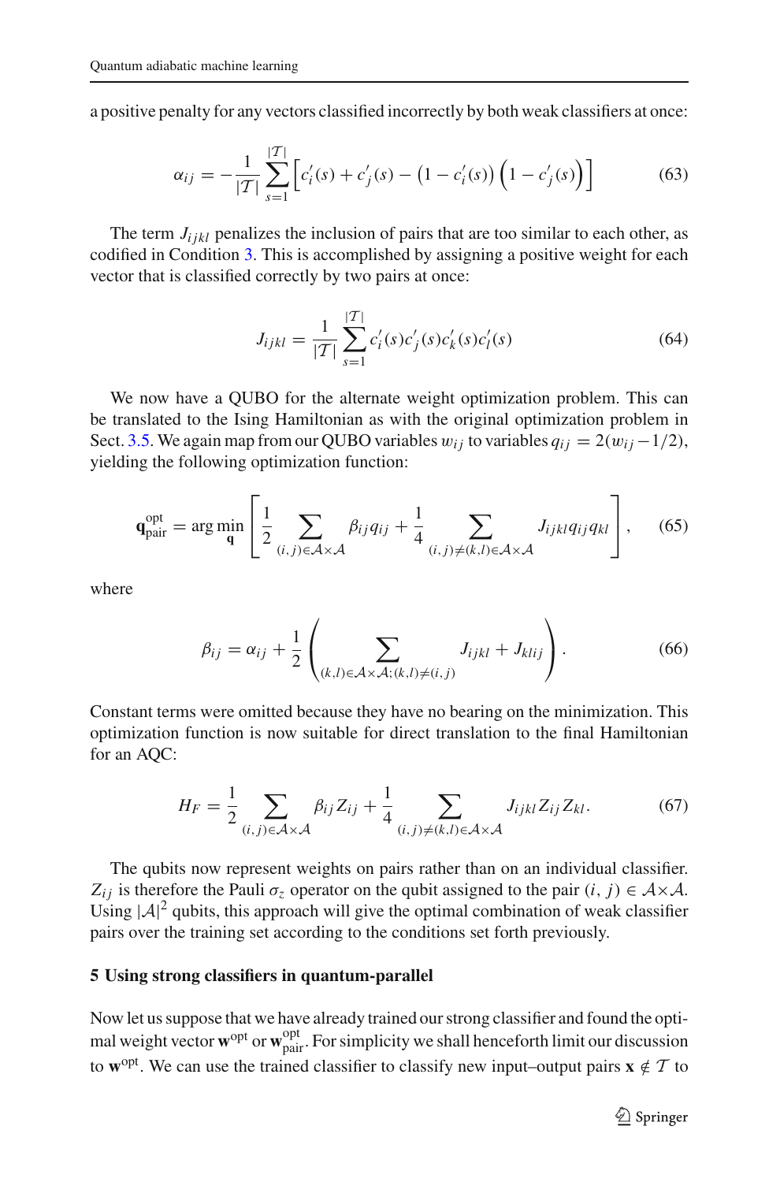a positive penalty for any vectors classified incorrectly by both weak classifiers at once:

$$\alpha_{ij} = -\frac{1}{|\mathcal{T}|} \sum_{s=1}^{|\mathcal{T}|} \left[ c_i'(s) + c_j'(s) - \left(1 - c_i'(s)\right) \left(1 - c_j'(s)\right) \right] \tag{63}$$

The term $J_{ijkl}$ penalizes the inclusion of pairs that are too similar to each other, as codified in Condition 3. This is accomplished by assigning a positive weight for each vector that is classified correctly by two pairs at once:

$$J_{ijkl} = \frac{1}{|\mathcal{T}|} \sum_{s=1}^{|\mathcal{T}|} c_i'(s) c_j'(s) c_k'(s) c_l'(s) \tag{64}$$

We now have a QUBO for the alternate weight optimization problem. This can be translated to the Ising Hamiltonian as with the original optimization problem in Sect. 3.5. We again map from our QUBO variables $w_{ij}$ to variables $q_{ij} = 2(w_{ij} - 1/2)$, yielding the following optimization function:

$$\mathbf{q}_{\text{pair}}^{\text{opt}} = \arg\min_{\mathbf{q}} \left[ \frac{1}{2} \sum_{(i,j) \in \mathcal{A} \times \mathcal{A}} \beta_{ij} q_{ij} + \frac{1}{4} \sum_{(i,j) \neq (k,l) \in \mathcal{A} \times \mathcal{A}} J_{ijkl} q_{ij} q_{kl} \right], \tag{65}$$

where

$$\beta_{ij} = \alpha_{ij} + \frac{1}{2} \left( \sum_{(k,l) \in \mathcal{A} \times \mathcal{A}; (k,l) \neq (i,j)} J_{ijkl} + J_{klij} \right). \tag{66}$$

Constant terms were omitted because they have no bearing on the minimization. This optimization function is now suitable for direct translation to the final Hamiltonian for an AQC:

$$H_F = \frac{1}{2} \sum_{(i,j) \in \mathcal{A} \times \mathcal{A}} \beta_{ij} Z_{ij} + \frac{1}{4} \sum_{(i,j) \neq (k,l) \in \mathcal{A} \times \mathcal{A}} J_{ijkl} Z_{ij} Z_{kl}. \tag{67}$$

The qubits now represent weights on pairs rather than on an individual classifier. $Z_{ij}$ is therefore the Pauli $\sigma_z$ operator on the qubit assigned to the pair $(i, j) \in \mathcal{A} \times \mathcal{A}$. Using $|\mathcal{A}|^2$ qubits, this approach will give the optimal combination of weak classifier pairs over the training set according to the conditions set forth previously.

## 5 Using strong classifiers in quantum-parallel

Now let us suppose that we have already trained our strong classifier and found the optimal weight vector $\mathbf{w}^{\text{opt}}$ or $\mathbf{w}_{\text{pair}}^{\text{opt}}$. For simplicity we shall henceforth limit our discussion to $\mathbf{w}^{\text{opt}}$. We can use the trained classifier to classify new input–output pairs $\mathbf{x} \notin \mathcal{T}$ to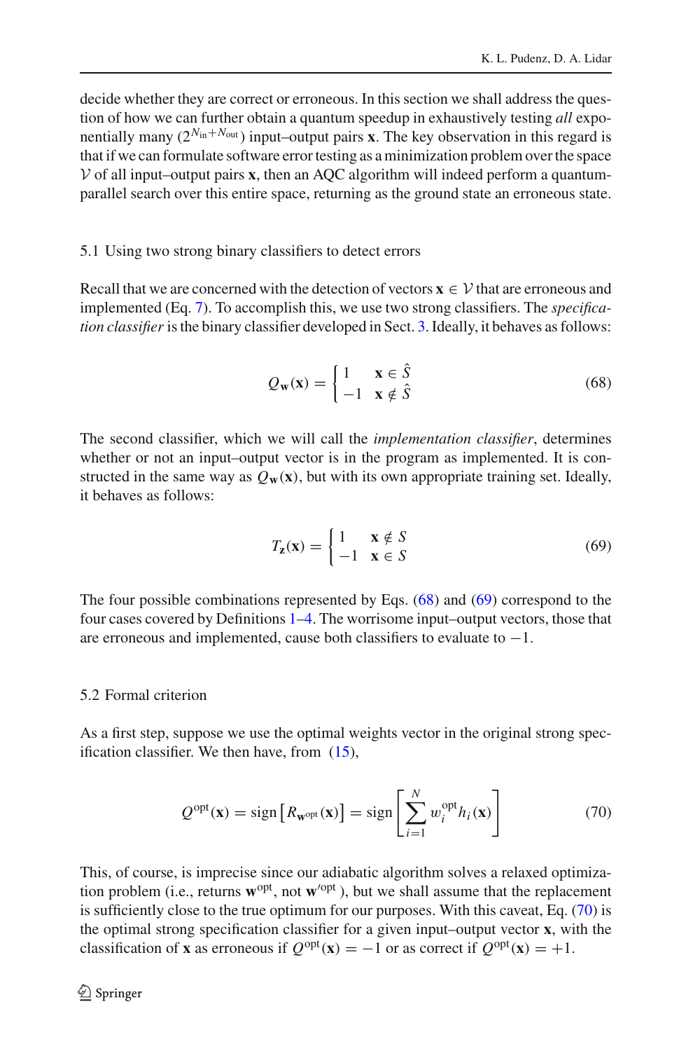decide whether they are correct or erroneous. In this section we shall address the question of how we can further obtain a quantum speedup in exhaustively testing *all* exponentially many ($2^{N_{\text{in}}+N_{\text{out}}}$) input–output pairs $\mathbf{x}$. The key observation in this regard is that if we can formulate software error testing as a minimization problem over the space $\mathcal{V}$ of all input–output pairs $\mathbf{x}$, then an AQC algorithm will indeed perform a quantum-parallel search over this entire space, returning as the ground state an erroneous state.

### 5.1 Using two strong binary classifiers to detect errors

Recall that we are concerned with the detection of vectors $\mathbf{x} \in \mathcal{V}$ that are erroneous and implemented (Eq. 7). To accomplish this, we use two strong classifiers. The *specification classifier* is the binary classifier developed in Sect. 3. Ideally, it behaves as follows:

$$Q_{\mathbf{w}}(\mathbf{x}) = \begin{cases} 1 & \mathbf{x} \in \hat{S} \\ -1 & \mathbf{x} \notin \hat{S} \end{cases} \tag{68}$$

The second classifier, which we will call the *implementation classifier*, determines whether or not an input–output vector is in the program as implemented. It is constructed in the same way as $Q_{\mathbf{w}}(\mathbf{x})$, but with its own appropriate training set. Ideally, it behaves as follows:

$$T_{\mathbf{z}}(\mathbf{x}) = \begin{cases} 1 & \mathbf{x} \notin S \\ -1 & \mathbf{x} \in S \end{cases} \tag{69}$$

The four possible combinations represented by Eqs. (68) and (69) correspond to the four cases covered by Definitions 1–4. The worrisome input–output vectors, those that are erroneous and implemented, cause both classifiers to evaluate to $-1$.

### 5.2 Formal criterion

As a first step, suppose we use the optimal weights vector in the original strong specification classifier. We then have, from (15),

$$Q^{\text{opt}}(\mathbf{x}) = \text{sign}\left[R_{\mathbf{w}^{\text{opt}}}(\mathbf{x})\right] = \text{sign}\left[\sum_{i=1}^{N} w_i^{\text{opt}} h_i(\mathbf{x})\right] \tag{70}$$

This, of course, is imprecise since our adiabatic algorithm solves a relaxed optimization problem (i.e., returns $\mathbf{w}^{\text{opt}}$, not $\mathbf{w}'^{\text{opt}}$), but we shall assume that the replacement is sufficiently close to the true optimum for our purposes. With this caveat, Eq. (70) is the optimal strong specification classifier for a given input–output vector $\mathbf{x}$, with the classification of $\mathbf{x}$ as erroneous if $Q^{\text{opt}}(\mathbf{x}) = -1$ or as correct if $Q^{\text{opt}}(\mathbf{x}) = +1$.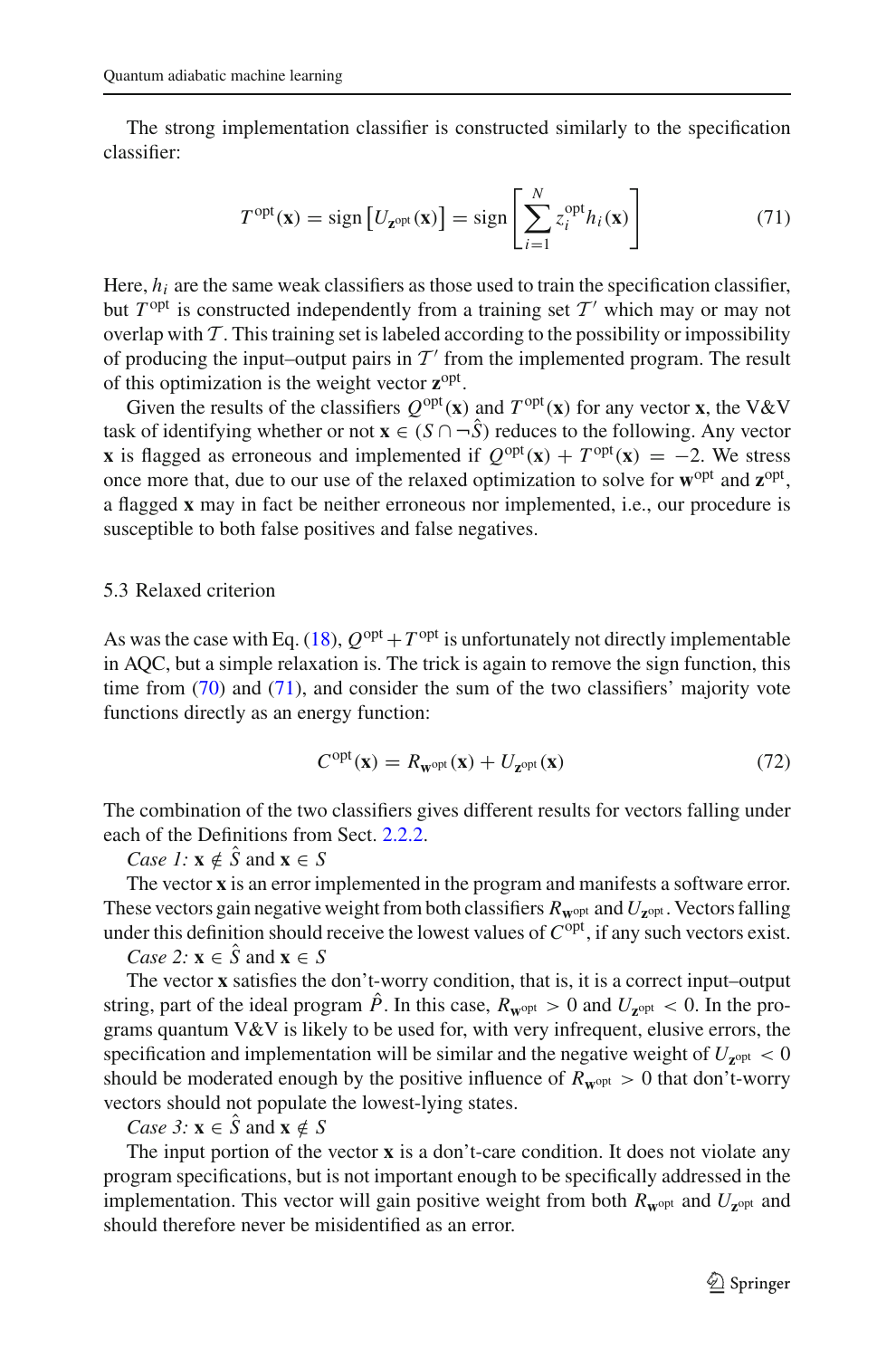The strong implementation classifier is constructed similarly to the specification classifier:

$$T^{\text{opt}}(\mathbf{x}) = \text{sign}\left[U_{\mathbf{z}^{\text{opt}}}(\mathbf{x})\right] = \text{sign}\left[\sum_{i=1}^{N} z_i^{\text{opt}} h_i(\mathbf{x})\right] \tag{71}$$

Here, $h_i$ are the same weak classifiers as those used to train the specification classifier, but $T^{\text{opt}}$ is constructed independently from a training set $\mathcal{T}'$ which may or may not overlap with $\mathcal{T}$. This training set is labeled according to the possibility or impossibility of producing the input–output pairs in $\mathcal{T}'$ from the implemented program. The result of this optimization is the weight vector $\mathbf{z}^{\text{opt}}$.

Given the results of the classifiers $Q^{\text{opt}}(\mathbf{x})$ and $T^{\text{opt}}(\mathbf{x})$ for any vector $\mathbf{x}$, the V&V task of identifying whether or not $\mathbf{x} \in (S \cap \neg\hat{S})$ reduces to the following. Any vector $\mathbf{x}$ is flagged as erroneous and implemented if $Q^{\text{opt}}(\mathbf{x}) + T^{\text{opt}}(\mathbf{x}) = -2$. We stress once more that, due to our use of the relaxed optimization to solve for $\mathbf{w}^{\text{opt}}$ and $\mathbf{z}^{\text{opt}}$, a flagged $\mathbf{x}$ may in fact be neither erroneous nor implemented, i.e., our procedure is susceptible to both false positives and false negatives.

### 5.3 Relaxed criterion

As was the case with Eq. (18), $Q^{\text{opt}} + T^{\text{opt}}$ is unfortunately not directly implementable in AQC, but a simple relaxation is. The trick is again to remove the sign function, this time from (70) and (71), and consider the sum of the two classifiers' majority vote functions directly as an energy function:

$$C^{\text{opt}}(\mathbf{x}) = R_{\mathbf{w}^{\text{opt}}}(\mathbf{x}) + U_{\mathbf{z}^{\text{opt}}}(\mathbf{x}) \tag{72}$$

The combination of the two classifiers gives different results for vectors falling under each of the Definitions from Sect. 2.2.2.

*Case 1:* $\mathbf{x} \notin \hat{S}$ and $\mathbf{x} \in S$

The vector $\mathbf{x}$ is an error implemented in the program and manifests a software error. These vectors gain negative weight from both classifiers $R_{\mathbf{w}^{\text{opt}}}$ and $U_{\mathbf{z}^{\text{opt}}}$. Vectors falling under this definition should receive the lowest values of $C^{\text{opt}}$, if any such vectors exist.

*Case 2:* $\mathbf{x} \in \hat{S}$ and $\mathbf{x} \in S$

The vector $\mathbf{x}$ satisfies the don't-worry condition, that is, it is a correct input–output string, part of the ideal program $\hat{P}$. In this case, $R_{\mathbf{w}^{\text{opt}}} > 0$ and $U_{\mathbf{z}^{\text{opt}}} < 0$. In the programs quantum V&V is likely to be used for, with very infrequent, elusive errors, the specification and implementation will be similar and the negative weight of $U_{\mathbf{z}^{\text{opt}}} < 0$ should be moderated enough by the positive influence of $R_{\mathbf{w}^{\text{opt}}} > 0$ that don't-worry vectors should not populate the lowest-lying states.

*Case 3:* $\mathbf{x} \in \hat{S}$ and $\mathbf{x} \notin S$

The input portion of the vector $\mathbf{x}$ is a don't-care condition. It does not violate any program specifications, but is not important enough to be specifically addressed in the implementation. This vector will gain positive weight from both $R_{\mathbf{w}^{\text{opt}}}$ and $U_{\mathbf{z}^{\text{opt}}}$ and should therefore never be misidentified as an error.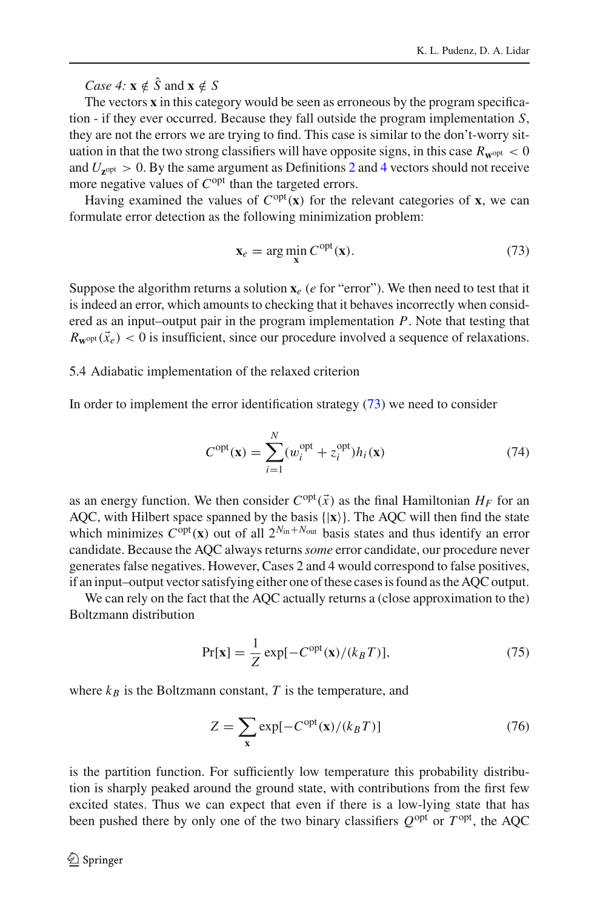*Case 4:* $\mathbf{x} \notin \hat{S}$ and $\mathbf{x} \notin S$

The vectors $\mathbf{x}$ in this category would be seen as erroneous by the program specification - if they ever occurred. Because they fall outside the program implementation $S$, they are not the errors we are trying to find. This case is similar to the don't-worry situation in that the two strong classifiers will have opposite signs, in this case $R_{\mathbf{w}^{\text{opt}}} < 0$ and $U_{\mathbf{z}^{\text{opt}}} > 0$. By the same argument as Definitions 2 and 4 vectors should not receive more negative values of $C^{\text{opt}}$ than the targeted errors.

Having examined the values of $C^{\text{opt}}(\mathbf{x})$ for the relevant categories of $\mathbf{x}$, we can formulate error detection as the following minimization problem:

$$\mathbf{x}_e = \arg\min_{\mathbf{x}} C^{\text{opt}}(\mathbf{x}). \tag{73}$$

Suppose the algorithm returns a solution $\mathbf{x}_e$ ($e$ for "error"). We then need to test that it is indeed an error, which amounts to checking that it behaves incorrectly when considered as an input–output pair in the program implementation $P$. Note that testing that $R_{\mathbf{w}^{\text{opt}}}(\vec{x}_e) < 0$ is insufficient, since our procedure involved a sequence of relaxations.

### 5.4 Adiabatic implementation of the relaxed criterion

In order to implement the error identification strategy (73) we need to consider

$$C^{\text{opt}}(\mathbf{x}) = \sum_{i=1}^{N} (w_i^{\text{opt}} + z_i^{\text{opt}}) h_i(\mathbf{x}) \tag{74}$$

as an energy function. We then consider $C^{\text{opt}}(\vec{x})$ as the final Hamiltonian $H_F$ for an AQC, with Hilbert space spanned by the basis $\{|\mathbf{x}\rangle\}$. The AQC will then find the state which minimizes $C^{\text{opt}}(\mathbf{x})$ out of all $2^{N_{\text{in}}+N_{\text{out}}}$ basis states and thus identify an error candidate. Because the AQC always returns *some* error candidate, our procedure never generates false negatives. However, Cases 2 and 4 would correspond to false positives, if an input–output vector satisfying either one of these cases is found as the AQC output.

We can rely on the fact that the AQC actually returns a (close approximation to the) Boltzmann distribution

$$\Pr[\mathbf{x}] = \frac{1}{Z} \exp[-C^{\text{opt}}(\mathbf{x})/(k_B T)], \tag{75}$$

where $k_B$ is the Boltzmann constant, $T$ is the temperature, and

$$Z = \sum_{\mathbf{x}} \exp[-C^{\text{opt}}(\mathbf{x})/(k_B T)] \tag{76}$$

is the partition function. For sufficiently low temperature this probability distribution is sharply peaked around the ground state, with contributions from the first few excited states. Thus we can expect that even if there is a low-lying state that has been pushed there by only one of the two binary classifiers $Q^{\text{opt}}$ or $T^{\text{opt}}$, the AQC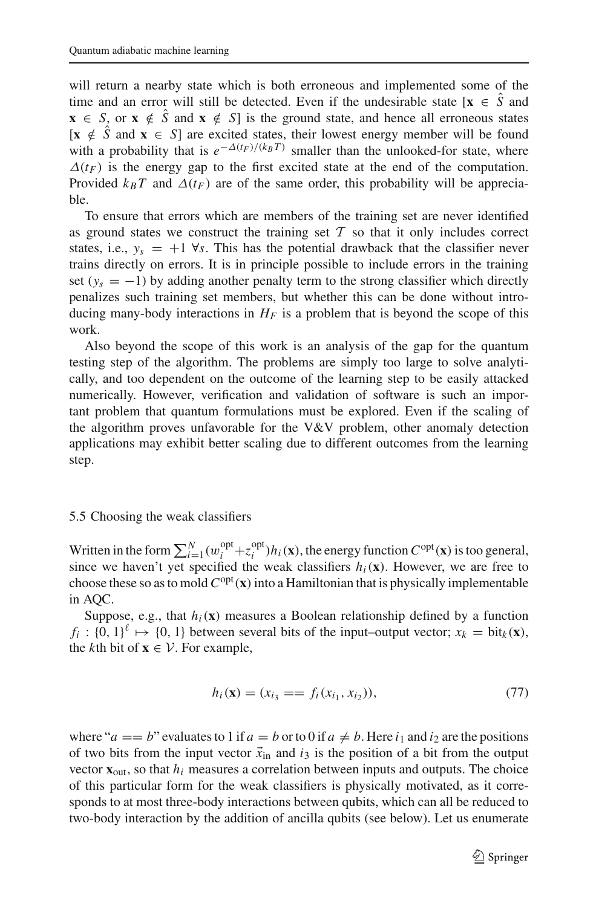will return a nearby state which is both erroneous and implemented some of the time and an error will still be detected. Even if the undesirable state [$\mathbf{x} \in \hat{S}$ and $\mathbf{x} \in S$, or $\mathbf{x} \notin \hat{S}$ and $\mathbf{x} \notin S$] is the ground state, and hence all erroneous states [$\mathbf{x} \notin \hat{S}$ and $\mathbf{x} \in S$] are excited states, their lowest energy member will be found with a probability that is $e^{-\Delta(t_F)/(k_B T)}$ smaller than the unlooked-for state, where $\Delta(t_F)$ is the energy gap to the first excited state at the end of the computation. Provided $k_B T$ and $\Delta(t_F)$ are of the same order, this probability will be appreciable.

To ensure that errors which are members of the training set are never identified as ground states we construct the training set $\mathcal{T}$ so that it only includes correct states, i.e., $y_s = +1 \;\forall s$. This has the potential drawback that the classifier never trains directly on errors. It is in principle possible to include errors in the training set ($y_s = -1$) by adding another penalty term to the strong classifier which directly penalizes such training set members, but whether this can be done without introducing many-body interactions in $H_F$ is a problem that is beyond the scope of this work.

Also beyond the scope of this work is an analysis of the gap for the quantum testing step of the algorithm. The problems are simply too large to solve analytically, and too dependent on the outcome of the learning step to be easily attacked numerically. However, verification and validation of software is such an important problem that quantum formulations must be explored. Even if the scaling of the algorithm proves unfavorable for the V&V problem, other anomaly detection applications may exhibit better scaling due to different outcomes from the learning step.

### 5.5 Choosing the weak classifiers

Written in the form $\sum_{i=1}^{N}(w_i^{\mathrm{opt}} + z_i^{\mathrm{opt}})h_i(\mathbf{x})$, the energy function $C^{\mathrm{opt}}(\mathbf{x})$ is too general, since we haven't yet specified the weak classifiers $h_i(\mathbf{x})$. However, we are free to choose these so as to mold $C^{\mathrm{opt}}(\mathbf{x})$ into a Hamiltonian that is physically implementable in AQC.

Suppose, e.g., that $h_i(\mathbf{x})$ measures a Boolean relationship defined by a function $f_i : \{0,1\}^\ell \mapsto \{0,1\}$ between several bits of the input–output vector; $x_k = \mathrm{bit}_k(\mathbf{x})$, the $k$th bit of $\mathbf{x} \in \mathcal{V}$. For example,

$$h_i(\mathbf{x}) = (x_{i_3} == f_i(x_{i_1}, x_{i_2})), \tag{77}$$

where "$a == b$" evaluates to 1 if $a = b$ or to 0 if $a \neq b$. Here $i_1$ and $i_2$ are the positions of two bits from the input vector $\vec{x}_{\mathrm{in}}$ and $i_3$ is the position of a bit from the output vector $\mathbf{x}_{\mathrm{out}}$, so that $h_i$ measures a correlation between inputs and outputs. The choice of this particular form for the weak classifiers is physically motivated, as it corresponds to at most three-body interactions between qubits, which can all be reduced to two-body interaction by the addition of ancilla qubits (see below). Let us enumerate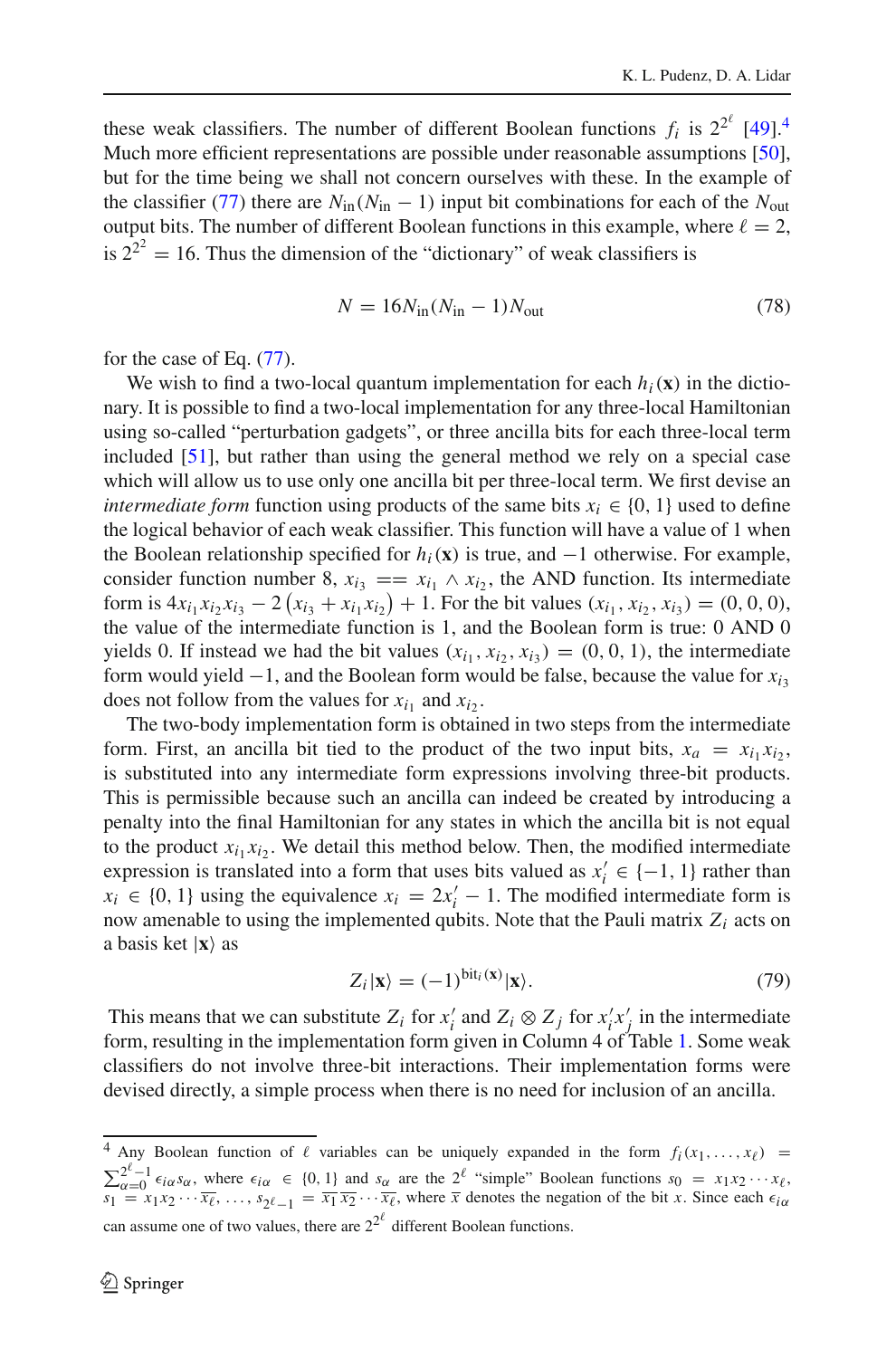these weak classifiers. The number of different Boolean functions $f_i$ is $2^{2^\ell}$ [49].[4] Much more efficient representations are possible under reasonable assumptions [50], but for the time being we shall not concern ourselves with these. In the example of the classifier (77) there are $N_{\text{in}}(N_{\text{in}} - 1)$ input bit combinations for each of the $N_{\text{out}}$ output bits. The number of different Boolean functions in this example, where $\ell = 2$, is $2^{2^2} = 16$. Thus the dimension of the "dictionary" of weak classifiers is

$$N = 16N_{\text{in}}(N_{\text{in}} - 1)N_{\text{out}} \tag{78}$$

for the case of Eq. (77).

We wish to find a two-local quantum implementation for each $h_i(\mathbf{x})$ in the dictionary. It is possible to find a two-local implementation for any three-local Hamiltonian using so-called "perturbation gadgets", or three ancilla bits for each three-local term included [51], but rather than using the general method we rely on a special case which will allow us to use only one ancilla bit per three-local term. We first devise an *intermediate form* function using products of the same bits $x_i \in \{0, 1\}$ used to define the logical behavior of each weak classifier. This function will have a value of 1 when the Boolean relationship specified for $h_i(\mathbf{x})$ is true, and $-1$ otherwise. For example, consider function number 8, $x_{i_3} == x_{i_1} \wedge x_{i_2}$, the AND function. Its intermediate form is $4x_{i_1}x_{i_2}x_{i_3} - 2\left(x_{i_3} + x_{i_1}x_{i_2}\right) + 1$. For the bit values $(x_{i_1}, x_{i_2}, x_{i_3}) = (0, 0, 0)$, the value of the intermediate function is 1, and the Boolean form is true: 0 AND 0 yields 0. If instead we had the bit values $(x_{i_1}, x_{i_2}, x_{i_3}) = (0, 0, 1)$, the intermediate form would yield $-1$, and the Boolean form would be false, because the value for $x_{i_3}$ does not follow from the values for $x_{i_1}$ and $x_{i_2}$.

The two-body implementation form is obtained in two steps from the intermediate form. First, an ancilla bit tied to the product of the two input bits, $x_a = x_{i_1}x_{i_2}$, is substituted into any intermediate form expressions involving three-bit products. This is permissible because such an ancilla can indeed be created by introducing a penalty into the final Hamiltonian for any states in which the ancilla bit is not equal to the product $x_{i_1}x_{i_2}$. We detail this method below. Then, the modified intermediate expression is translated into a form that uses bits valued as $x'_i \in \{-1, 1\}$ rather than $x_i \in \{0, 1\}$ using the equivalence $x_i = 2x'_i - 1$. The modified intermediate form is now amenable to using the implemented qubits. Note that the Pauli matrix $Z_i$ acts on a basis ket $|\mathbf{x}\rangle$ as

$$Z_i|\mathbf{x}\rangle = (-1)^{\text{bit}_i(\mathbf{x})}|\mathbf{x}\rangle. \tag{79}$$

This means that we can substitute $Z_i$ for $x'_i$ and $Z_i \otimes Z_j$ for $x'_i x'_j$ in the intermediate form, resulting in the implementation form given in Column 4 of Table 1. Some weak classifiers do not involve three-bit interactions. Their implementation forms were devised directly, a simple process when there is no need for inclusion of an ancilla.

---

[4] Any Boolean function of $\ell$ variables can be uniquely expanded in the form $f_i(x_1, \ldots, x_\ell) = \sum_{\alpha=0}^{2^\ell-1} \epsilon_{i\alpha} s_\alpha$, where $\epsilon_{i\alpha} \in \{0, 1\}$ and $s_\alpha$ are the $2^\ell$ "simple" Boolean functions $s_0 = x_1 x_2 \cdots x_\ell$, $s_1 = x_1 x_2 \cdots \overline{x_\ell}$, $\ldots$, $s_{2^\ell-1} = \overline{x_1}\,\overline{x_2} \cdots \overline{x_\ell}$, where $\overline{x}$ denotes the negation of the bit $x$. Since each $\epsilon_{i\alpha}$ can assume one of two values, there are $2^{2^\ell}$ different Boolean functions.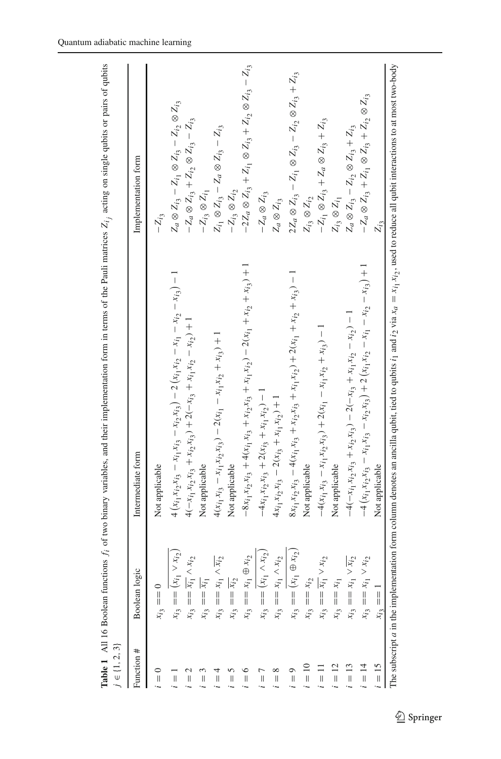**Table 1** All 16 Boolean functions $f_i$ of two binary variables, and their implementation form in terms of the Pauli matrices $Z_{i_j}$ acting on single qubits or pairs of qubits $j \in \{1, 2, 3\}$

| Function # | Boolean logic | Intermediate form | Implementation form |
|---|---|---|---|
| $i = 0$ | $x_{i_3} == 0$ | Not applicable | $-Z_{i_3}$ |
| $i = 1$ | $x_{i_3} == \overline{(x_{i_1} \vee x_{i_2})}$ | $4\left(x_{i_1}x_{i_2}x_{i_3} - x_{i_1}x_{i_3} - x_{i_2}x_{i_3}\right) - 2\left(x_{i_1}x_{i_2} - x_{i_1} - x_{i_2} - x_{i_3}\right) - 1$ | $Z_a \otimes Z_{i_3} - Z_{i_1} \otimes Z_{i_3} - Z_{i_2} \otimes Z_{i_3}$ |
| $i = 2$ | $x_{i_3} == \overline{x_{i_1}} \wedge x_{i_2}$ | $4(-x_{i_1}x_{i_2}x_{i_3} + x_{i_2}x_{i_3}) + 2(-x_{i_3} + x_{i_1}x_{i_2} - x_{i_2}) + 1$ | $-Z_a \otimes Z_{i_3} + Z_{i_2} \otimes Z_{i_3} - Z_{i_3}$ |
| $i = 3$ | $x_{i_3} == \overline{x_{i_1}}$ | Not applicable | $-Z_{i_3} \otimes Z_{i_1}$ |
| $i = 4$ | $x_{i_3} == x_{i_1} \wedge \overline{x_{i_2}}$ | $4(x_{i_1}x_{i_3} - x_{i_1}x_{i_2}x_{i_3}) - 2(x_{i_1} - x_{i_1}x_{i_2} + x_{i_3}) + 1$ | $Z_{i_1} \otimes Z_{i_3} - Z_a \otimes Z_{i_3} - Z_{i_3}$ |
| $i = 5$ | $x_{i_3} == \overline{x_{i_2}}$ | Not applicable | $-Z_{i_3} \otimes Z_{i_2}$ |
| $i = 6$ | $x_{i_3} == x_{i_1} \oplus x_{i_2}$ | $-8x_{i_1}x_{i_2}x_{i_3} + 4(x_{i_1}x_{i_3} + x_{i_2}x_{i_3} + x_{i_1}x_{i_2}) - 2(x_{i_1} + x_{i_2} + x_{i_3}) + 1$ | $-2Z_a \otimes Z_{i_3} + Z_{i_1} \otimes Z_{i_3} + Z_{i_2} \otimes Z_{i_3} - Z_{i_3}$ |
| $i = 7$ | $x_{i_3} == \overline{(x_{i_1} \wedge x_{i_2})}$ | $-4x_{i_1}x_{i_2}x_{i_3} + 2(x_{i_3} + x_{i_1}x_{i_2}) - 1$ | $-Z_a \otimes Z_{i_3}$ |
| $i = 8$ | $x_{i_3} == x_{i_1} \wedge x_{i_2}$ | $4x_{i_1}x_{i_2}x_{i_3} - 2(x_{i_3} + x_{i_1}x_{i_2}) + 1$ | $Z_a \otimes Z_{i_3}$ |
| $i = 9$ | $x_{i_3} == \overline{(x_{i_1} \oplus x_{i_2})}$ | $8x_{i_1}x_{i_2}x_{i_3} - 4(x_{i_1}x_{i_3} + x_{i_2}x_{i_3} + x_{i_1}x_{i_2}) + 2(x_{i_1} + x_{i_2} + x_{i_3}) - 1$ | $2Z_a \otimes Z_{i_3} - Z_{i_1} \otimes Z_{i_3} - Z_{i_2} \otimes Z_{i_3} + Z_{i_3}$ |
| $i = 10$ | $x_{i_3} == x_{i_2}$ | Not applicable | $Z_{i_3} \otimes Z_{i_2}$ |
| $i = 11$ | $x_{i_3} == \overline{x_{i_1}} \vee x_{i_2}$ | $-4(x_{i_1}x_{i_3} - x_{i_1}x_{i_2}x_{i_3}) + 2(x_{i_1} - x_{i_1}x_{i_2} + x_{i_3}) - 1$ | $-Z_{i_1} \otimes Z_{i_3} + Z_a \otimes Z_{i_3} + Z_{i_3}$ |
| $i = 12$ | $x_{i_3} == x_{i_1}$ | Not applicable | $Z_{i_3} \otimes Z_{i_1}$ |
| $i = 13$ | $x_{i_3} == x_{i_1} \vee \overline{x_{i_2}}$ | $-4(-x_{i_1}x_{i_2}x_{i_3} + x_{i_2}x_{i_3}) - 2(-x_{i_3} + x_{i_1}x_{i_2} - x_{i_2}) - 1$ | $Z_a \otimes Z_{i_3} - Z_{i_2} \otimes Z_{i_3} + Z_{i_3}$ |
| $i = 14$ | $x_{i_3} == x_{i_1} \vee x_{i_2}$ | $-4\left(x_{i_1}x_{i_2}x_{i_3} - x_{i_1}x_{i_3} - x_{i_2}x_{i_3}\right) + 2\left(x_{i_1}x_{i_2} - x_{i_1} - x_{i_2} - x_{i_3}\right) + 1$ | $-Z_a \otimes Z_{i_3} + Z_{i_1} \otimes Z_{i_3} + Z_{i_2} \otimes Z_{i_3}$ |
| $i = 15$ | $x_{i_3} == 1$ | Not applicable | $Z_{i_3}$ |

The subscript $a$ in the implementation form column denotes an ancilla qubit, tied to qubits $i_1$ and $i_2$ via $x_a = x_{i_1}x_{i_2}$, used to reduce all qubit interactions to at most two-body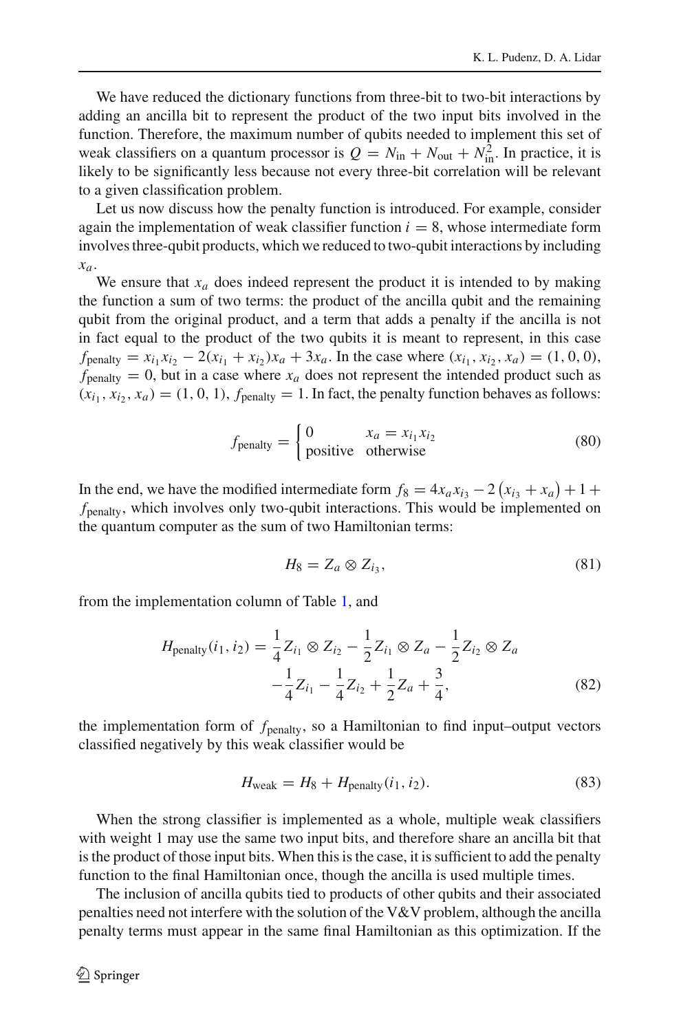We have reduced the dictionary functions from three-bit to two-bit interactions by adding an ancilla bit to represent the product of the two input bits involved in the function. Therefore, the maximum number of qubits needed to implement this set of weak classifiers on a quantum processor is $Q = N_{\text{in}} + N_{\text{out}} + N_{\text{in}}^2$. In practice, it is likely to be significantly less because not every three-bit correlation will be relevant to a given classification problem.

Let us now discuss how the penalty function is introduced. For example, consider again the implementation of weak classifier function $i = 8$, whose intermediate form involves three-qubit products, which we reduced to two-qubit interactions by including $x_a$.

We ensure that $x_a$ does indeed represent the product it is intended to by making the function a sum of two terms: the product of the ancilla qubit and the remaining qubit from the original product, and a term that adds a penalty if the ancilla is not in fact equal to the product of the two qubits it is meant to represent, in this case $f_{\text{penalty}} = x_{i_1}x_{i_2} - 2(x_{i_1} + x_{i_2})x_a + 3x_a$. In the case where $(x_{i_1}, x_{i_2}, x_a) = (1, 0, 0)$, $f_{\text{penalty}} = 0$, but in a case where $x_a$ does not represent the intended product such as $(x_{i_1}, x_{i_2}, x_a) = (1, 0, 1)$, $f_{\text{penalty}} = 1$. In fact, the penalty function behaves as follows:

$$
f_{\text{penalty}} = \begin{cases} 0 & x_a = x_{i_1}x_{i_2} \\ \text{positive} & \text{otherwise} \end{cases} \tag{80}
$$

In the end, we have the modified intermediate form $f_8 = 4x_a x_{i_3} - 2\left(x_{i_3} + x_a\right) + 1 + f_{\text{penalty}}$, which involves only two-qubit interactions. This would be implemented on the quantum computer as the sum of two Hamiltonian terms:

$$
H_8 = Z_a \otimes Z_{i_3}, \tag{81}
$$

from the implementation column of Table 1, and

$$
\begin{aligned}
H_{\text{penalty}}(i_1, i_2) = \frac{1}{4} Z_{i_1} \otimes Z_{i_2} - \frac{1}{2} Z_{i_1} \otimes Z_a - \frac{1}{2} Z_{i_2} \otimes Z_a \\
- \frac{1}{4} Z_{i_1} - \frac{1}{4} Z_{i_2} + \frac{1}{2} Z_a + \frac{3}{4},
\end{aligned} \tag{82}
$$

the implementation form of $f_{\text{penalty}}$, so a Hamiltonian to find input–output vectors classified negatively by this weak classifier would be

$$
H_{\text{weak}} = H_8 + H_{\text{penalty}}(i_1, i_2). \tag{83}
$$

When the strong classifier is implemented as a whole, multiple weak classifiers with weight 1 may use the same two input bits, and therefore share an ancilla bit that is the product of those input bits. When this is the case, it is sufficient to add the penalty function to the final Hamiltonian once, though the ancilla is used multiple times.

The inclusion of ancilla qubits tied to products of other qubits and their associated penalties need not interfere with the solution of the V&V problem, although the ancilla penalty terms must appear in the same final Hamiltonian as this optimization. If the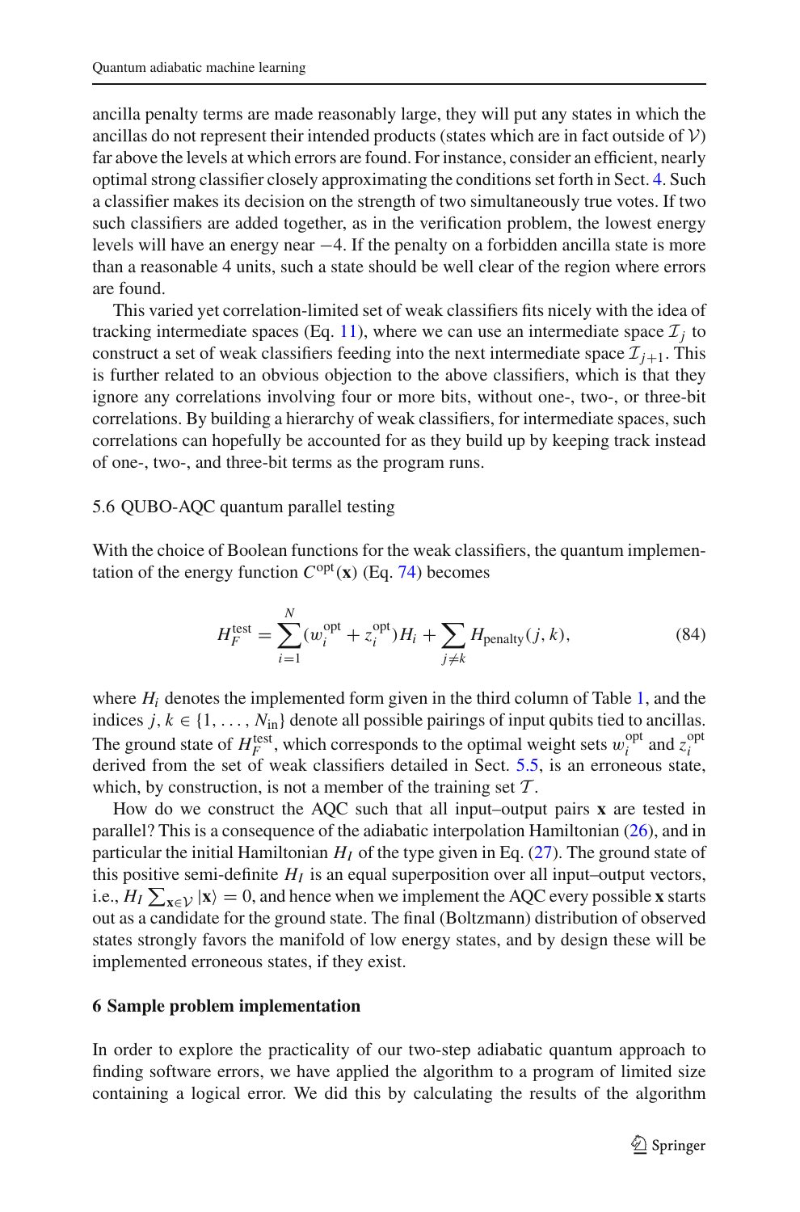ancilla penalty terms are made reasonably large, they will put any states in which the ancillas do not represent their intended products (states which are in fact outside of $\mathcal{V}$) far above the levels at which errors are found. For instance, consider an efficient, nearly optimal strong classifier closely approximating the conditions set forth in Sect. 4. Such a classifier makes its decision on the strength of two simultaneously true votes. If two such classifiers are added together, as in the verification problem, the lowest energy levels will have an energy near $-4$. If the penalty on a forbidden ancilla state is more than a reasonable 4 units, such a state should be well clear of the region where errors are found.

This varied yet correlation-limited set of weak classifiers fits nicely with the idea of tracking intermediate spaces (Eq. 11), where we can use an intermediate space $\mathcal{I}_j$ to construct a set of weak classifiers feeding into the next intermediate space $\mathcal{I}_{j+1}$. This is further related to an obvious objection to the above classifiers, which is that they ignore any correlations involving four or more bits, without one-, two-, or three-bit correlations. By building a hierarchy of weak classifiers, for intermediate spaces, such correlations can hopefully be accounted for as they build up by keeping track instead of one-, two-, and three-bit terms as the program runs.

### 5.6 QUBO-AQC quantum parallel testing

With the choice of Boolean functions for the weak classifiers, the quantum implementation of the energy function $C^{\text{opt}}(\mathbf{x})$ (Eq. 74) becomes

$$H_F^{\text{test}} = \sum_{i=1}^{N} (w_i^{\text{opt}} + z_i^{\text{opt}}) H_i + \sum_{j \neq k} H_{\text{penalty}}(j,k), \tag{84}$$

where $H_i$ denotes the implemented form given in the third column of Table 1, and the indices $j, k \in \{1, \ldots, N_{\text{in}}\}$ denote all possible pairings of input qubits tied to ancillas. The ground state of $H_F^{\text{test}}$, which corresponds to the optimal weight sets $w_i^{\text{opt}}$ and $z_i^{\text{opt}}$ derived from the set of weak classifiers detailed in Sect. 5.5, is an erroneous state, which, by construction, is not a member of the training set $\mathcal{T}$.

How do we construct the AQC such that all input–output pairs $\mathbf{x}$ are tested in parallel? This is a consequence of the adiabatic interpolation Hamiltonian (26), and in particular the initial Hamiltonian $H_I$ of the type given in Eq. (27). The ground state of this positive semi-definite $H_I$ is an equal superposition over all input–output vectors, i.e., $H_I \sum_{\mathbf{x} \in \mathcal{V}} |\mathbf{x}\rangle = 0$, and hence when we implement the AQC every possible $\mathbf{x}$ starts out as a candidate for the ground state. The final (Boltzmann) distribution of observed states strongly favors the manifold of low energy states, and by design these will be implemented erroneous states, if they exist.

## 6 Sample problem implementation

In order to explore the practicality of our two-step adiabatic quantum approach to finding software errors, we have applied the algorithm to a program of limited size containing a logical error. We did this by calculating the results of the algorithm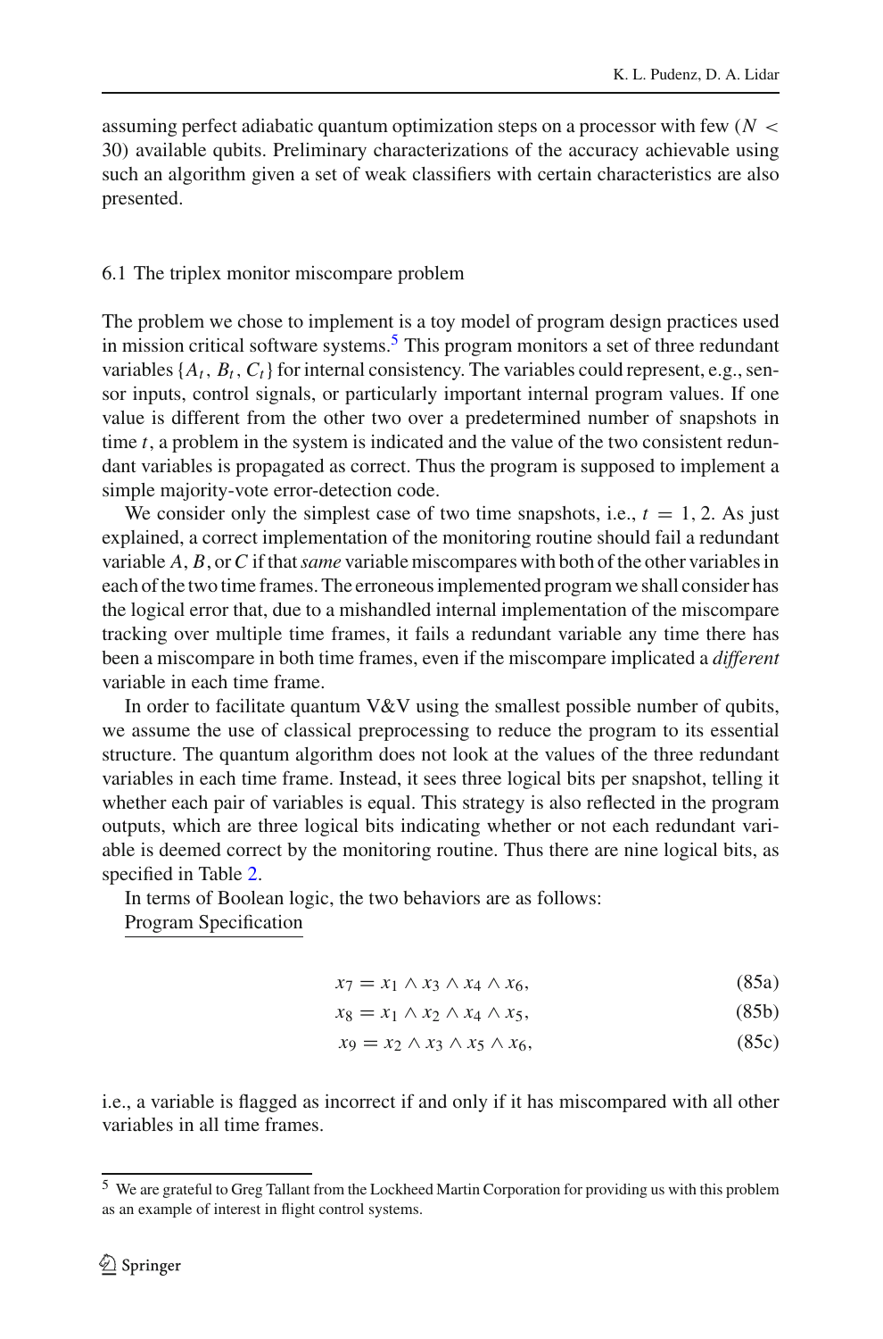assuming perfect adiabatic quantum optimization steps on a processor with few ($N < 30$) available qubits. Preliminary characterizations of the accuracy achievable using such an algorithm given a set of weak classifiers with certain characteristics are also presented.

### 6.1 The triplex monitor miscompare problem

The problem we chose to implement is a toy model of program design practices used in mission critical software systems.[5] This program monitors a set of three redundant variables $\{A_t, B_t, C_t\}$ for internal consistency. The variables could represent, e.g., sensor inputs, control signals, or particularly important internal program values. If one value is different from the other two over a predetermined number of snapshots in time $t$, a problem in the system is indicated and the value of the two consistent redundant variables is propagated as correct. Thus the program is supposed to implement a simple majority-vote error-detection code.

We consider only the simplest case of two time snapshots, i.e., $t = 1, 2$. As just explained, a correct implementation of the monitoring routine should fail a redundant variable $A$, $B$, or $C$ if that *same* variable miscompares with both of the other variables in each of the two time frames. The erroneous implemented program we shall consider has the logical error that, due to a mishandled internal implementation of the miscompare tracking over multiple time frames, it fails a redundant variable any time there has been a miscompare in both time frames, even if the miscompare implicated a *different* variable in each time frame.

In order to facilitate quantum V&V using the smallest possible number of qubits, we assume the use of classical preprocessing to reduce the program to its essential structure. The quantum algorithm does not look at the values of the three redundant variables in each time frame. Instead, it sees three logical bits per snapshot, telling it whether each pair of variables is equal. This strategy is also reflected in the program outputs, which are three logical bits indicating whether or not each redundant variable is deemed correct by the monitoring routine. Thus there are nine logical bits, as specified in Table 2.

In terms of Boolean logic, the two behaviors are as follows:

Program Specification

$$x_7 = x_1 \wedge x_3 \wedge x_4 \wedge x_6, \tag{85a}$$

$$x_8 = x_1 \wedge x_2 \wedge x_4 \wedge x_5, \tag{85b}$$

$$x_9 = x_2 \wedge x_3 \wedge x_5 \wedge x_6, \tag{85c}$$

i.e., a variable is flagged as incorrect if and only if it has miscompared with all other variables in all time frames.

[5] We are grateful to Greg Tallant from the Lockheed Martin Corporation for providing us with this problem as an example of interest in flight control systems.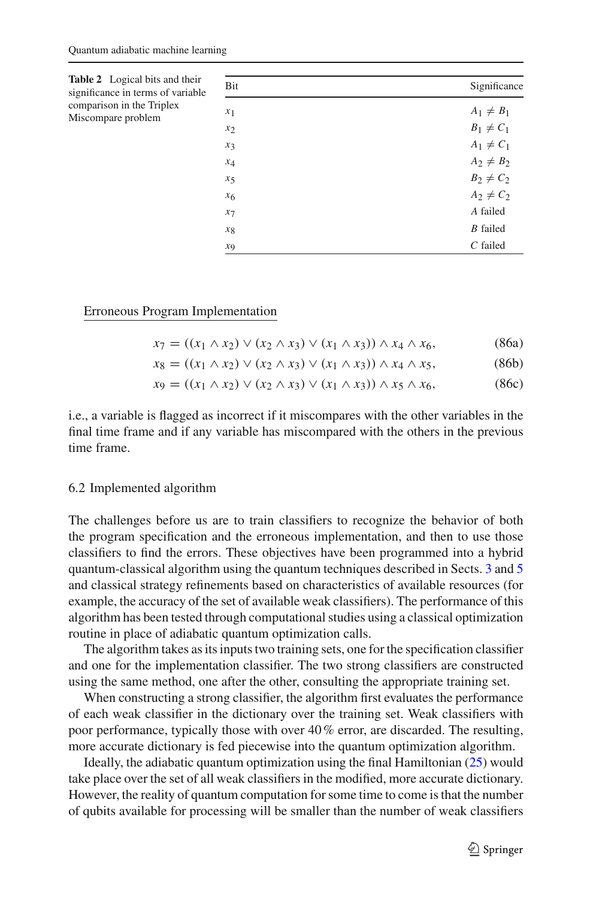**Table 2** Logical bits and their significance in terms of variable comparison in the Triplex Miscompare problem

| Bit | Significance |
|---|---|
| $x_1$ | $A_1 \neq B_1$ |
| $x_2$ | $B_1 \neq C_1$ |
| $x_3$ | $A_1 \neq C_1$ |
| $x_4$ | $A_2 \neq B_2$ |
| $x_5$ | $B_2 \neq C_2$ |
| $x_6$ | $A_2 \neq C_2$ |
| $x_7$ | $A$ failed |
| $x_8$ | $B$ failed |
| $x_9$ | $C$ failed |

Erroneous Program Implementation

$$x_7 = ((x_1 \wedge x_2) \vee (x_2 \wedge x_3) \vee (x_1 \wedge x_3)) \wedge x_4 \wedge x_6, \tag{86a}$$

$$x_8 = ((x_1 \wedge x_2) \vee (x_2 \wedge x_3) \vee (x_1 \wedge x_3)) \wedge x_4 \wedge x_5, \tag{86b}$$

$$x_9 = ((x_1 \wedge x_2) \vee (x_2 \wedge x_3) \vee (x_1 \wedge x_3)) \wedge x_5 \wedge x_6, \tag{86c}$$

i.e., a variable is flagged as incorrect if it miscompares with the other variables in the final time frame and if any variable has miscompared with the others in the previous time frame.

### 6.2 Implemented algorithm

The challenges before us are to train classifiers to recognize the behavior of both the program specification and the erroneous implementation, and then to use those classifiers to find the errors. These objectives have been programmed into a hybrid quantum-classical algorithm using the quantum techniques described in Sects. 3 and 5 and classical strategy refinements based on characteristics of available resources (for example, the accuracy of the set of available weak classifiers). The performance of this algorithm has been tested through computational studies using a classical optimization routine in place of adiabatic quantum optimization calls.

The algorithm takes as its inputs two training sets, one for the specification classifier and one for the implementation classifier. The two strong classifiers are constructed using the same method, one after the other, consulting the appropriate training set.

When constructing a strong classifier, the algorithm first evaluates the performance of each weak classifier in the dictionary over the training set. Weak classifiers with poor performance, typically those with over 40 % error, are discarded. The resulting, more accurate dictionary is fed piecewise into the quantum optimization algorithm.

Ideally, the adiabatic quantum optimization using the final Hamiltonian (25) would take place over the set of all weak classifiers in the modified, more accurate dictionary. However, the reality of quantum computation for some time to come is that the number of qubits available for processing will be smaller than the number of weak classifiers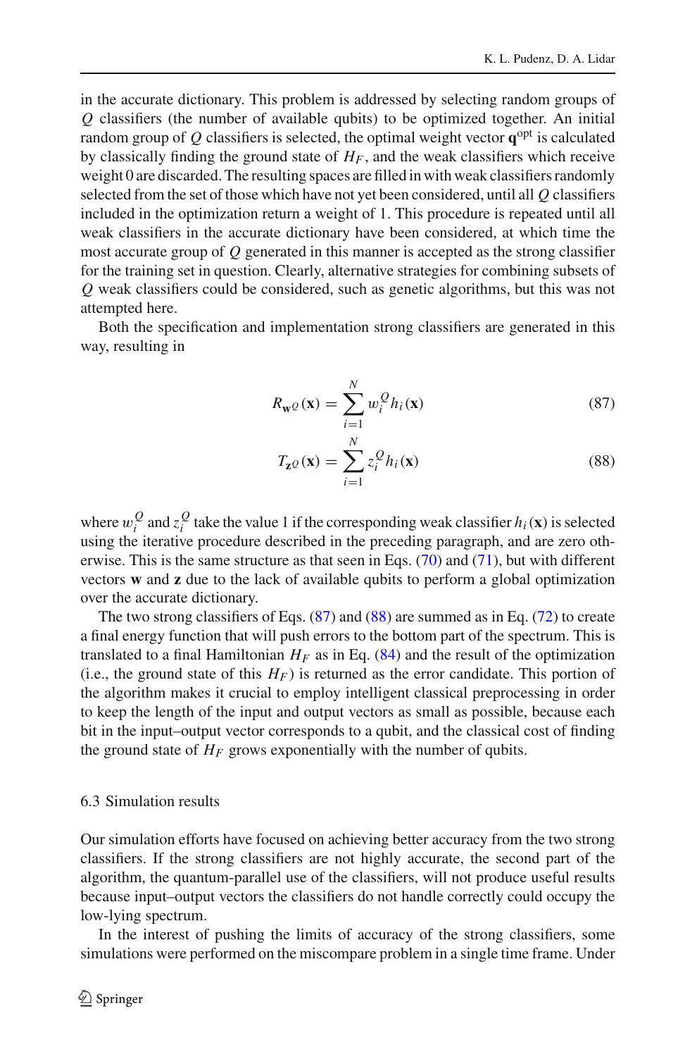in the accurate dictionary. This problem is addressed by selecting random groups of $Q$ classifiers (the number of available qubits) to be optimized together. An initial random group of $Q$ classifiers is selected, the optimal weight vector $\mathbf{q}^{\text{opt}}$ is calculated by classically finding the ground state of $H_F$, and the weak classifiers which receive weight 0 are discarded. The resulting spaces are filled in with weak classifiers randomly selected from the set of those which have not yet been considered, until all $Q$ classifiers included in the optimization return a weight of 1. This procedure is repeated until all weak classifiers in the accurate dictionary have been considered, at which time the most accurate group of $Q$ generated in this manner is accepted as the strong classifier for the training set in question. Clearly, alternative strategies for combining subsets of $Q$ weak classifiers could be considered, such as genetic algorithms, but this was not attempted here.

Both the specification and implementation strong classifiers are generated in this way, resulting in

$$R_{\mathbf{w}^Q}(\mathbf{x}) = \sum_{i=1}^{N} w_i^Q h_i(\mathbf{x}) \tag{87}$$

$$T_{\mathbf{z}^Q}(\mathbf{x}) = \sum_{i=1}^{N} z_i^Q h_i(\mathbf{x}) \tag{88}$$

where $w_i^Q$ and $z_i^Q$ take the value 1 if the corresponding weak classifier $h_i(\mathbf{x})$ is selected using the iterative procedure described in the preceding paragraph, and are zero otherwise. This is the same structure as that seen in Eqs. (70) and (71), but with different vectors $\mathbf{w}$ and $\mathbf{z}$ due to the lack of available qubits to perform a global optimization over the accurate dictionary.

The two strong classifiers of Eqs. (87) and (88) are summed as in Eq. (72) to create a final energy function that will push errors to the bottom part of the spectrum. This is translated to a final Hamiltonian $H_F$ as in Eq. (84) and the result of the optimization (i.e., the ground state of this $H_F$) is returned as the error candidate. This portion of the algorithm makes it crucial to employ intelligent classical preprocessing in order to keep the length of the input and output vectors as small as possible, because each bit in the input–output vector corresponds to a qubit, and the classical cost of finding the ground state of $H_F$ grows exponentially with the number of qubits.

### 6.3 Simulation results

Our simulation efforts have focused on achieving better accuracy from the two strong classifiers. If the strong classifiers are not highly accurate, the second part of the algorithm, the quantum-parallel use of the classifiers, will not produce useful results because input–output vectors the classifiers do not handle correctly could occupy the low-lying spectrum.

In the interest of pushing the limits of accuracy of the strong classifiers, some simulations were performed on the miscompare problem in a single time frame. Under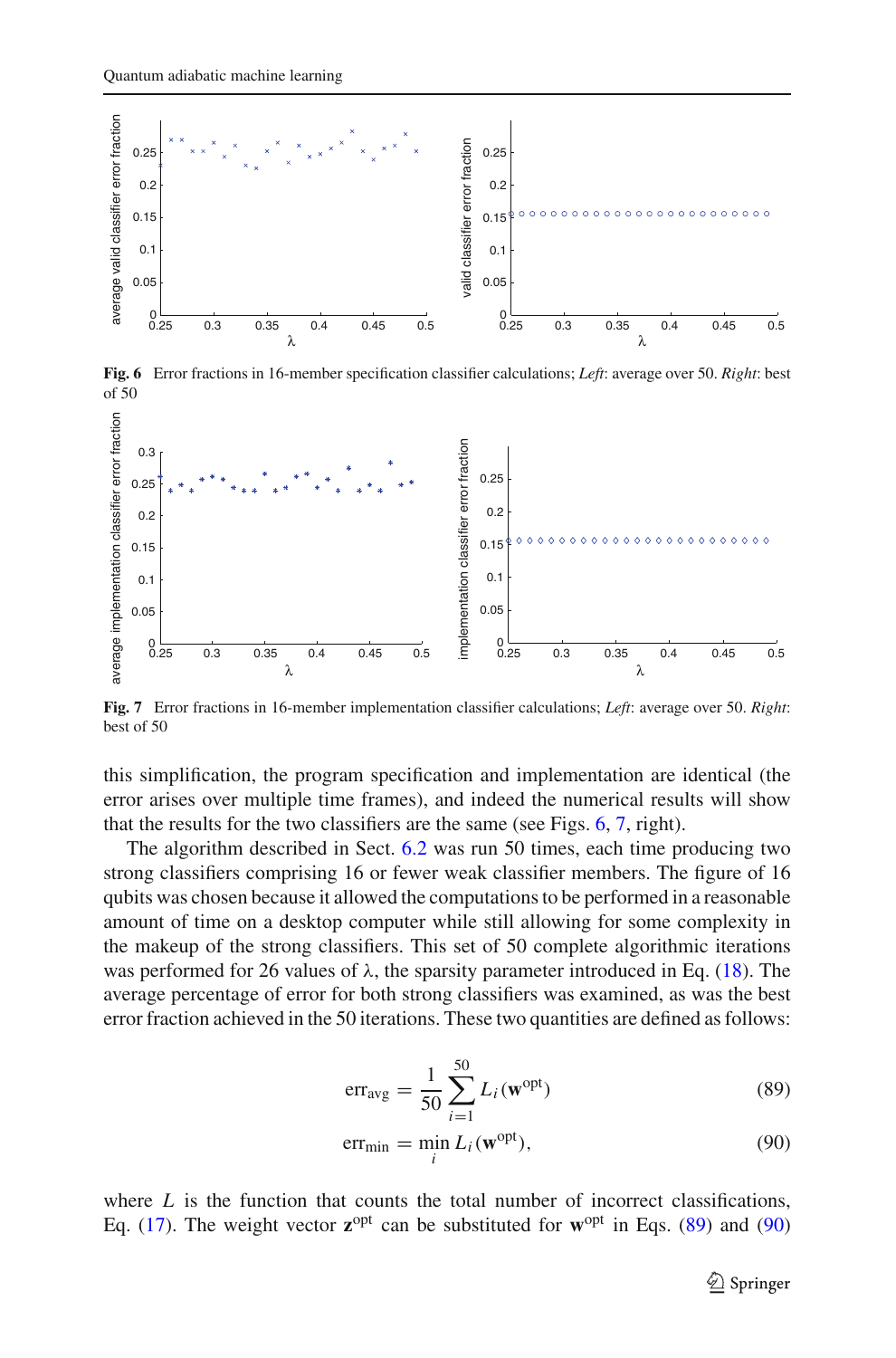**Fig. 6** Error fractions in 16-member specification classifier calculations; *Left*: average over 50. *Right*: best of 50

**Fig. 7** Error fractions in 16-member implementation classifier calculations; *Left*: average over 50. *Right*: best of 50

this simplification, the program specification and implementation are identical (the error arises over multiple time frames), and indeed the numerical results will show that the results for the two classifiers are the same (see Figs. 6, 7, right).

The algorithm described in Sect. 6.2 was run 50 times, each time producing two strong classifiers comprising 16 or fewer weak classifier members. The figure of 16 qubits was chosen because it allowed the computations to be performed in a reasonable amount of time on a desktop computer while still allowing for some complexity in the makeup of the strong classifiers. This set of 50 complete algorithmic iterations was performed for 26 values of $\lambda$, the sparsity parameter introduced in Eq. (18). The average percentage of error for both strong classifiers was examined, as was the best error fraction achieved in the 50 iterations. These two quantities are defined as follows:

$$\mathrm{err}_{\mathrm{avg}} = \frac{1}{50} \sum_{i=1}^{50} L_i(\mathbf{w}^{\mathrm{opt}}) \tag{89}$$

$$\mathrm{err}_{\mathrm{min}} = \min_i L_i(\mathbf{w}^{\mathrm{opt}}), \tag{90}$$

where $L$ is the function that counts the total number of incorrect classifications, Eq. (17). The weight vector $\mathbf{z}^{\mathrm{opt}}$ can be substituted for $\mathbf{w}^{\mathrm{opt}}$ in Eqs. (89) and (90)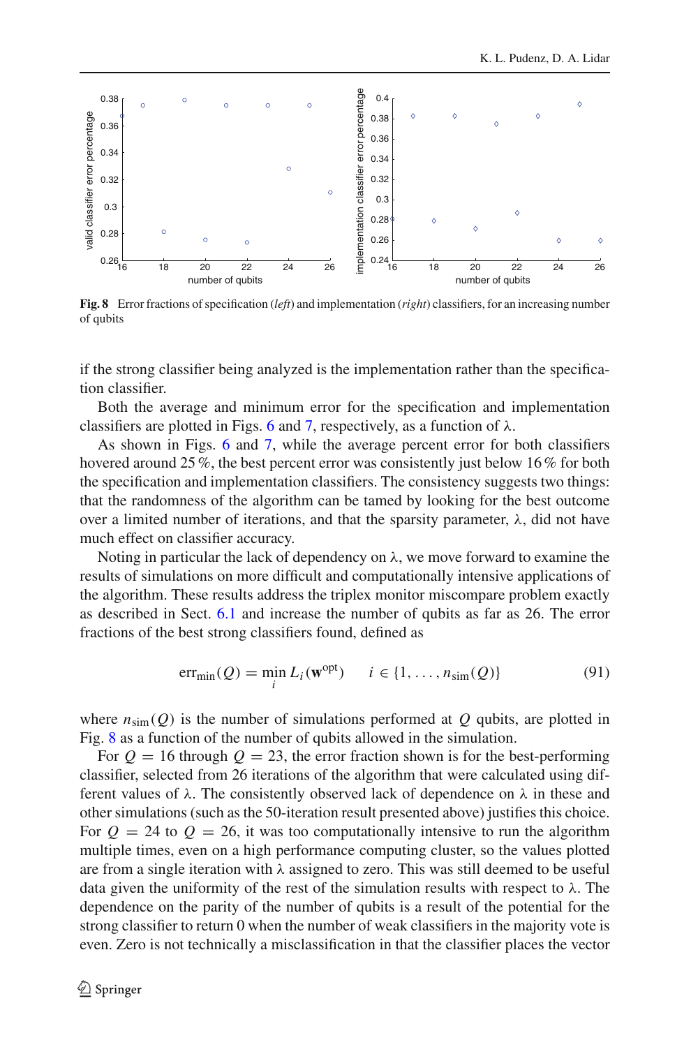**Fig. 8** Error fractions of specification (*left*) and implementation (*right*) classifiers, for an increasing number of qubits

if the strong classifier being analyzed is the implementation rather than the specification classifier.

Both the average and minimum error for the specification and implementation classifiers are plotted in Figs. 6 and 7, respectively, as a function of λ.

As shown in Figs. 6 and 7, while the average percent error for both classifiers hovered around 25 %, the best percent error was consistently just below 16 % for both the specification and implementation classifiers. The consistency suggests two things: that the randomness of the algorithm can be tamed by looking for the best outcome over a limited number of iterations, and that the sparsity parameter, λ, did not have much effect on classifier accuracy.

Noting in particular the lack of dependency on λ, we move forward to examine the results of simulations on more difficult and computationally intensive applications of the algorithm. These results address the triplex monitor miscompare problem exactly as described in Sect. 6.1 and increase the number of qubits as far as 26. The error fractions of the best strong classifiers found, defined as

$$\mathrm{err}_{\min}(Q) = \min_i L_i(\mathbf{w}^{\mathrm{opt}}) \qquad i \in \{1, \ldots, n_{\mathrm{sim}}(Q)\} \tag{91}$$

where $n_{\mathrm{sim}}(Q)$ is the number of simulations performed at $Q$ qubits, are plotted in Fig. 8 as a function of the number of qubits allowed in the simulation.

For $Q = 16$ through $Q = 23$, the error fraction shown is for the best-performing classifier, selected from 26 iterations of the algorithm that were calculated using different values of λ. The consistently observed lack of dependence on λ in these and other simulations (such as the 50-iteration result presented above) justifies this choice. For $Q = 24$ to $Q = 26$, it was too computationally intensive to run the algorithm multiple times, even on a high performance computing cluster, so the values plotted are from a single iteration with λ assigned to zero. This was still deemed to be useful data given the uniformity of the rest of the simulation results with respect to λ. The dependence on the parity of the number of qubits is a result of the potential for the strong classifier to return 0 when the number of weak classifiers in the majority vote is even. Zero is not technically a misclassification in that the classifier places the vector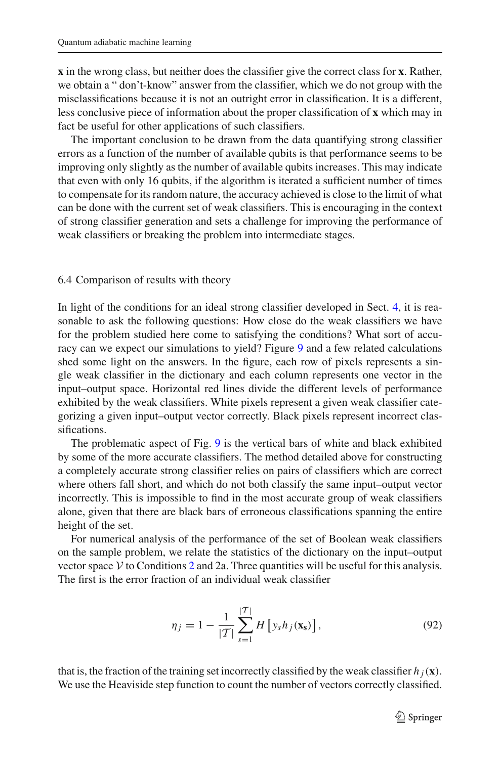**x** in the wrong class, but neither does the classifier give the correct class for **x**. Rather, we obtain a " don't-know" answer from the classifier, which we do not group with the misclassifications because it is not an outright error in classification. It is a different, less conclusive piece of information about the proper classification of **x** which may in fact be useful for other applications of such classifiers.

The important conclusion to be drawn from the data quantifying strong classifier errors as a function of the number of available qubits is that performance seems to be improving only slightly as the number of available qubits increases. This may indicate that even with only 16 qubits, if the algorithm is iterated a sufficient number of times to compensate for its random nature, the accuracy achieved is close to the limit of what can be done with the current set of weak classifiers. This is encouraging in the context of strong classifier generation and sets a challenge for improving the performance of weak classifiers or breaking the problem into intermediate stages.

## 6.4 Comparison of results with theory

In light of the conditions for an ideal strong classifier developed in Sect. 4, it is reasonable to ask the following questions: How close do the weak classifiers we have for the problem studied here come to satisfying the conditions? What sort of accuracy can we expect our simulations to yield? Figure 9 and a few related calculations shed some light on the answers. In the figure, each row of pixels represents a single weak classifier in the dictionary and each column represents one vector in the input–output space. Horizontal red lines divide the different levels of performance exhibited by the weak classifiers. White pixels represent a given weak classifier categorizing a given input–output vector correctly. Black pixels represent incorrect classifications.

The problematic aspect of Fig. 9 is the vertical bars of white and black exhibited by some of the more accurate classifiers. The method detailed above for constructing a completely accurate strong classifier relies on pairs of classifiers which are correct where others fall short, and which do not both classify the same input–output vector incorrectly. This is impossible to find in the most accurate group of weak classifiers alone, given that there are black bars of erroneous classifications spanning the entire height of the set.

For numerical analysis of the performance of the set of Boolean weak classifiers on the sample problem, we relate the statistics of the dictionary on the input–output vector space $\mathcal{V}$ to Conditions 2 and 2a. Three quantities will be useful for this analysis. The first is the error fraction of an individual weak classifier

$$\eta_j = 1 - \frac{1}{|\mathcal{T}|} \sum_{s=1}^{|\mathcal{T}|} H\left[y_s h_j(\mathbf{x_s})\right], \tag{92}$$

that is, the fraction of the training set incorrectly classified by the weak classifier $h_j(\mathbf{x})$. We use the Heaviside step function to count the number of vectors correctly classified.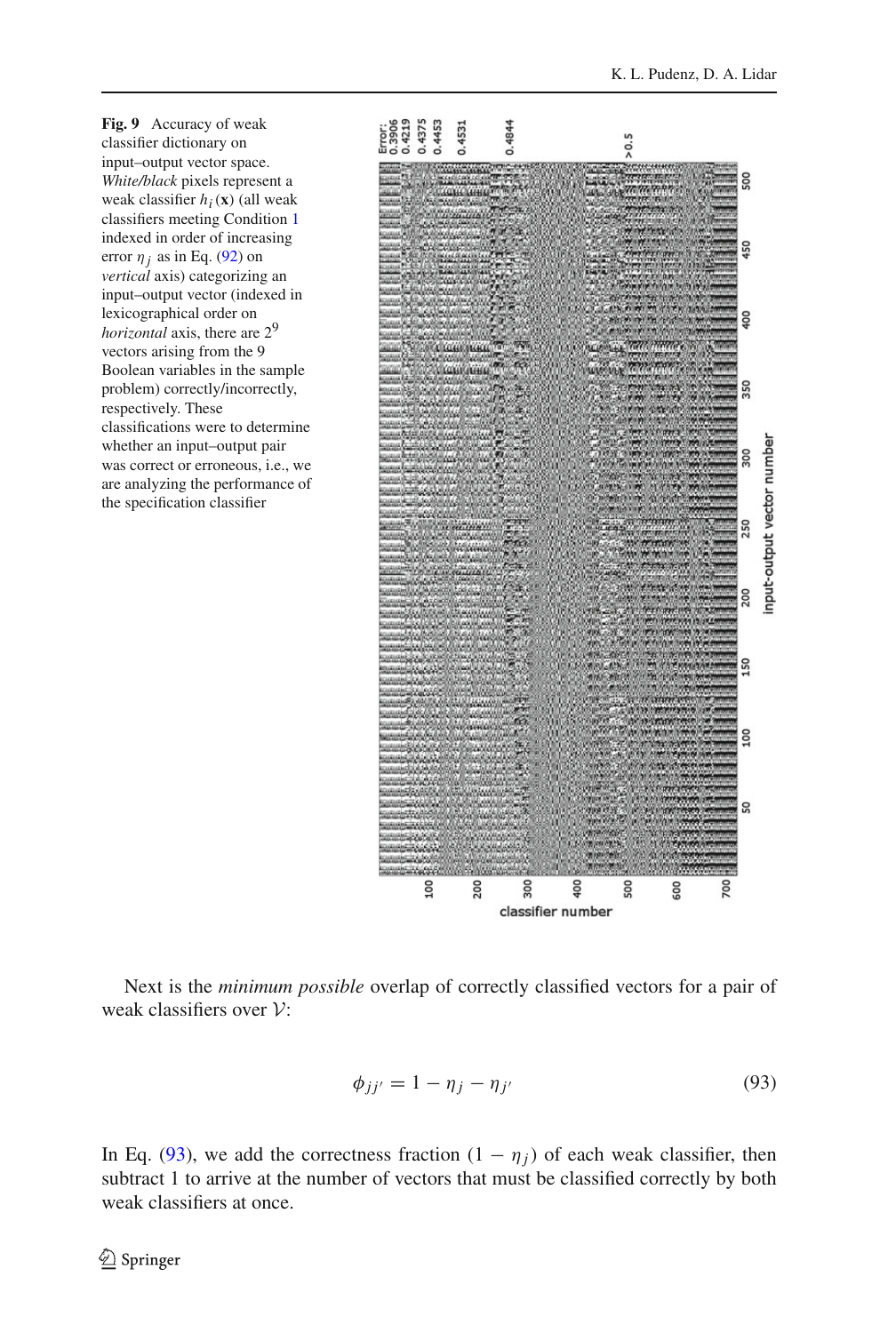**Fig. 9** Accuracy of weak classifier dictionary on input–output vector space. *White/black* pixels represent a weak classifier $h_i(\mathbf{x})$ (all weak classifiers meeting Condition 1 indexed in order of increasing error $\eta_j$ as in Eq. (92) on *vertical* axis) categorizing an input–output vector (indexed in lexicographical order on *horizontal* axis, there are $2^9$ vectors arising from the 9 Boolean variables in the sample problem) correctly/incorrectly, respectively. These classifications were to determine whether an input–output pair was correct or erroneous, i.e., we are analyzing the performance of the specification classifier

Next is the *minimum possible* overlap of correctly classified vectors for a pair of weak classifiers over $\mathcal{V}$:

$$\phi_{jj'} = 1 - \eta_j - \eta_{j'} \tag{93}$$

In Eq. (93), we add the correctness fraction $(1 - \eta_j)$ of each weak classifier, then subtract 1 to arrive at the number of vectors that must be classified correctly by both weak classifiers at once.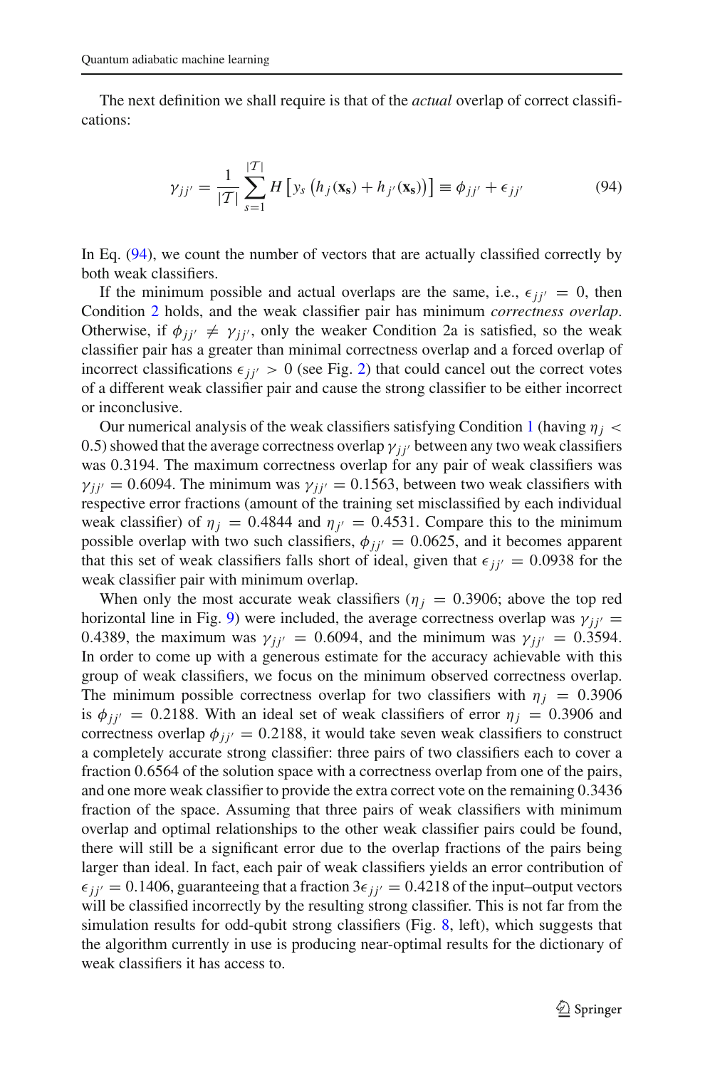The next definition we shall require is that of the *actual* overlap of correct classifications:

$$\gamma_{jj'} = \frac{1}{|\mathcal{T}|} \sum_{s=1}^{|\mathcal{T}|} H\left[y_s\left(h_j(\mathbf{x_s}) + h_{j'}(\mathbf{x_s})\right)\right] \equiv \phi_{jj'} + \epsilon_{jj'} \tag{94}$$

In Eq. (94), we count the number of vectors that are actually classified correctly by both weak classifiers.

If the minimum possible and actual overlaps are the same, i.e., $\epsilon_{jj'} = 0$, then Condition 2 holds, and the weak classifier pair has minimum *correctness overlap*. Otherwise, if $\phi_{jj'} \neq \gamma_{jj'}$, only the weaker Condition 2a is satisfied, so the weak classifier pair has a greater than minimal correctness overlap and a forced overlap of incorrect classifications $\epsilon_{jj'} > 0$ (see Fig. 2) that could cancel out the correct votes of a different weak classifier pair and cause the strong classifier to be either incorrect or inconclusive.

Our numerical analysis of the weak classifiers satisfying Condition 1 (having $\eta_j < 0.5$) showed that the average correctness overlap $\gamma_{jj'}$ between any two weak classifiers was 0.3194. The maximum correctness overlap for any pair of weak classifiers was $\gamma_{jj'} = 0.6094$. The minimum was $\gamma_{jj'} = 0.1563$, between two weak classifiers with respective error fractions (amount of the training set misclassified by each individual weak classifier) of $\eta_j = 0.4844$ and $\eta_{j'} = 0.4531$. Compare this to the minimum possible overlap with two such classifiers, $\phi_{jj'} = 0.0625$, and it becomes apparent that this set of weak classifiers falls short of ideal, given that $\epsilon_{jj'} = 0.0938$ for the weak classifier pair with minimum overlap.

When only the most accurate weak classifiers ($\eta_j = 0.3906$; above the top red horizontal line in Fig. 9) were included, the average correctness overlap was $\gamma_{jj'} = 0.4389$, the maximum was $\gamma_{jj'} = 0.6094$, and the minimum was $\gamma_{jj'} = 0.3594$. In order to come up with a generous estimate for the accuracy achievable with this group of weak classifiers, we focus on the minimum observed correctness overlap. The minimum possible correctness overlap for two classifiers with $\eta_j = 0.3906$ is $\phi_{jj'} = 0.2188$. With an ideal set of weak classifiers of error $\eta_j = 0.3906$ and correctness overlap $\phi_{jj'} = 0.2188$, it would take seven weak classifiers to construct a completely accurate strong classifier: three pairs of two classifiers each to cover a fraction 0.6564 of the solution space with a correctness overlap from one of the pairs, and one more weak classifier to provide the extra correct vote on the remaining 0.3436 fraction of the space. Assuming that three pairs of weak classifiers with minimum overlap and optimal relationships to the other weak classifier pairs could be found, there will still be a significant error due to the overlap fractions of the pairs being larger than ideal. In fact, each pair of weak classifiers yields an error contribution of $\epsilon_{jj'} = 0.1406$, guaranteeing that a fraction $3\epsilon_{jj'} = 0.4218$ of the input–output vectors will be classified incorrectly by the resulting strong classifier. This is not far from the simulation results for odd-qubit strong classifiers (Fig. 8, left), which suggests that the algorithm currently in use is producing near-optimal results for the dictionary of weak classifiers it has access to.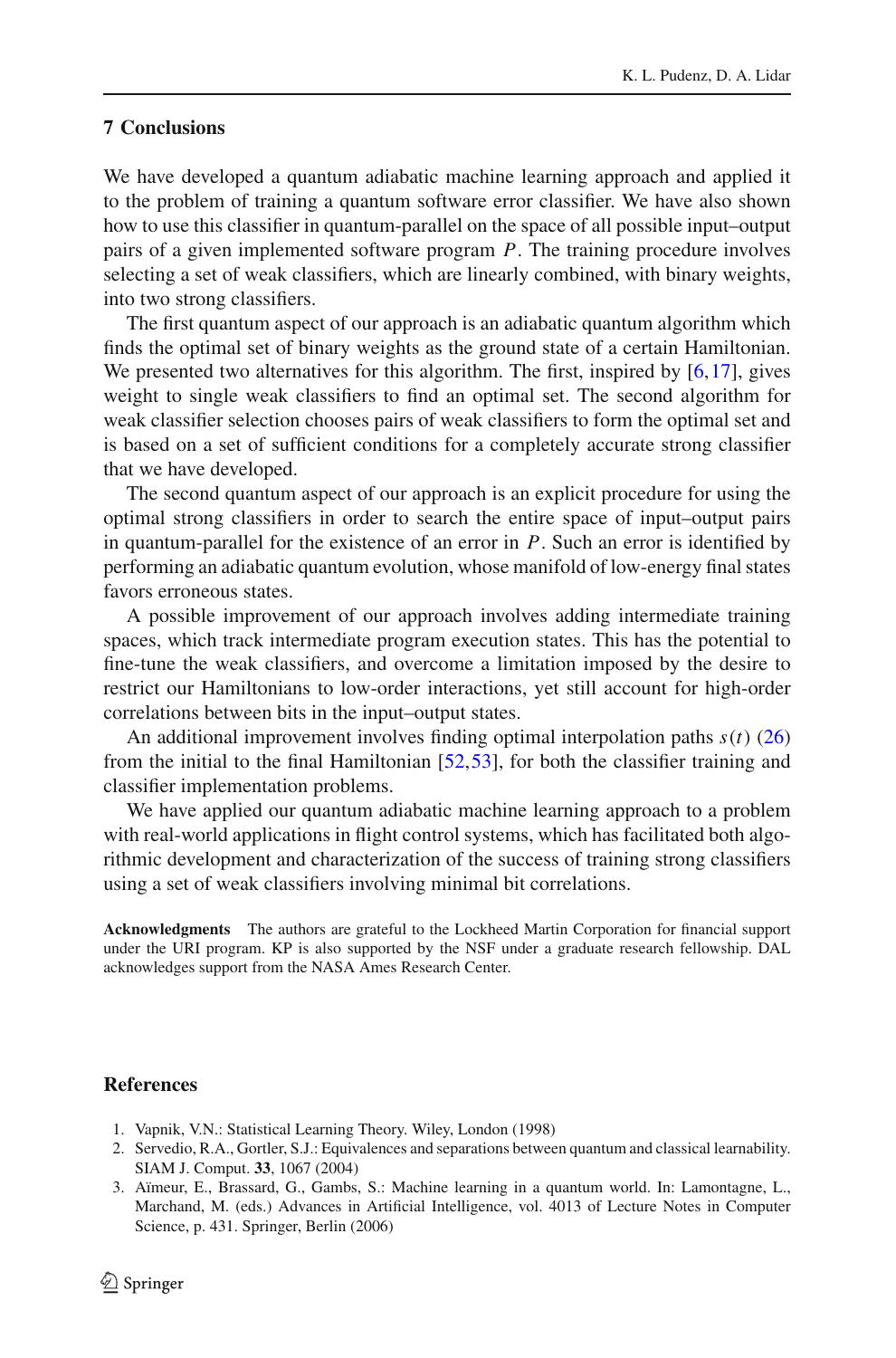## 7 Conclusions

We have developed a quantum adiabatic machine learning approach and applied it to the problem of training a quantum software error classifier. We have also shown how to use this classifier in quantum-parallel on the space of all possible input–output pairs of a given implemented software program $P$. The training procedure involves selecting a set of weak classifiers, which are linearly combined, with binary weights, into two strong classifiers.

The first quantum aspect of our approach is an adiabatic quantum algorithm which finds the optimal set of binary weights as the ground state of a certain Hamiltonian. We presented two alternatives for this algorithm. The first, inspired by [6,17], gives weight to single weak classifiers to find an optimal set. The second algorithm for weak classifier selection chooses pairs of weak classifiers to form the optimal set and is based on a set of sufficient conditions for a completely accurate strong classifier that we have developed.

The second quantum aspect of our approach is an explicit procedure for using the optimal strong classifiers in order to search the entire space of input–output pairs in quantum-parallel for the existence of an error in $P$. Such an error is identified by performing an adiabatic quantum evolution, whose manifold of low-energy final states favors erroneous states.

A possible improvement of our approach involves adding intermediate training spaces, which track intermediate program execution states. This has the potential to fine-tune the weak classifiers, and overcome a limitation imposed by the desire to restrict our Hamiltonians to low-order interactions, yet still account for high-order correlations between bits in the input–output states.

An additional improvement involves finding optimal interpolation paths $s(t)$ (26) from the initial to the final Hamiltonian [52,53], for both the classifier training and classifier implementation problems.

We have applied our quantum adiabatic machine learning approach to a problem with real-world applications in flight control systems, which has facilitated both algorithmic development and characterization of the success of training strong classifiers using a set of weak classifiers involving minimal bit correlations.

**Acknowledgments** The authors are grateful to the Lockheed Martin Corporation for financial support under the URI program. KP is also supported by the NSF under a graduate research fellowship. DAL acknowledges support from the NASA Ames Research Center.

## References

1. Vapnik, V.N.: Statistical Learning Theory. Wiley, London (1998)
2. Servedio, R.A., Gortler, S.J.: Equivalences and separations between quantum and classical learnability. SIAM J. Comput. **33**, 1067 (2004)
3. Aïmeur, E., Brassard, G., Gambs, S.: Machine learning in a quantum world. In: Lamontagne, L., Marchand, M. (eds.) Advances in Artificial Intelligence, vol. 4013 of Lecture Notes in Computer Science, p. 431. Springer, Berlin (2006)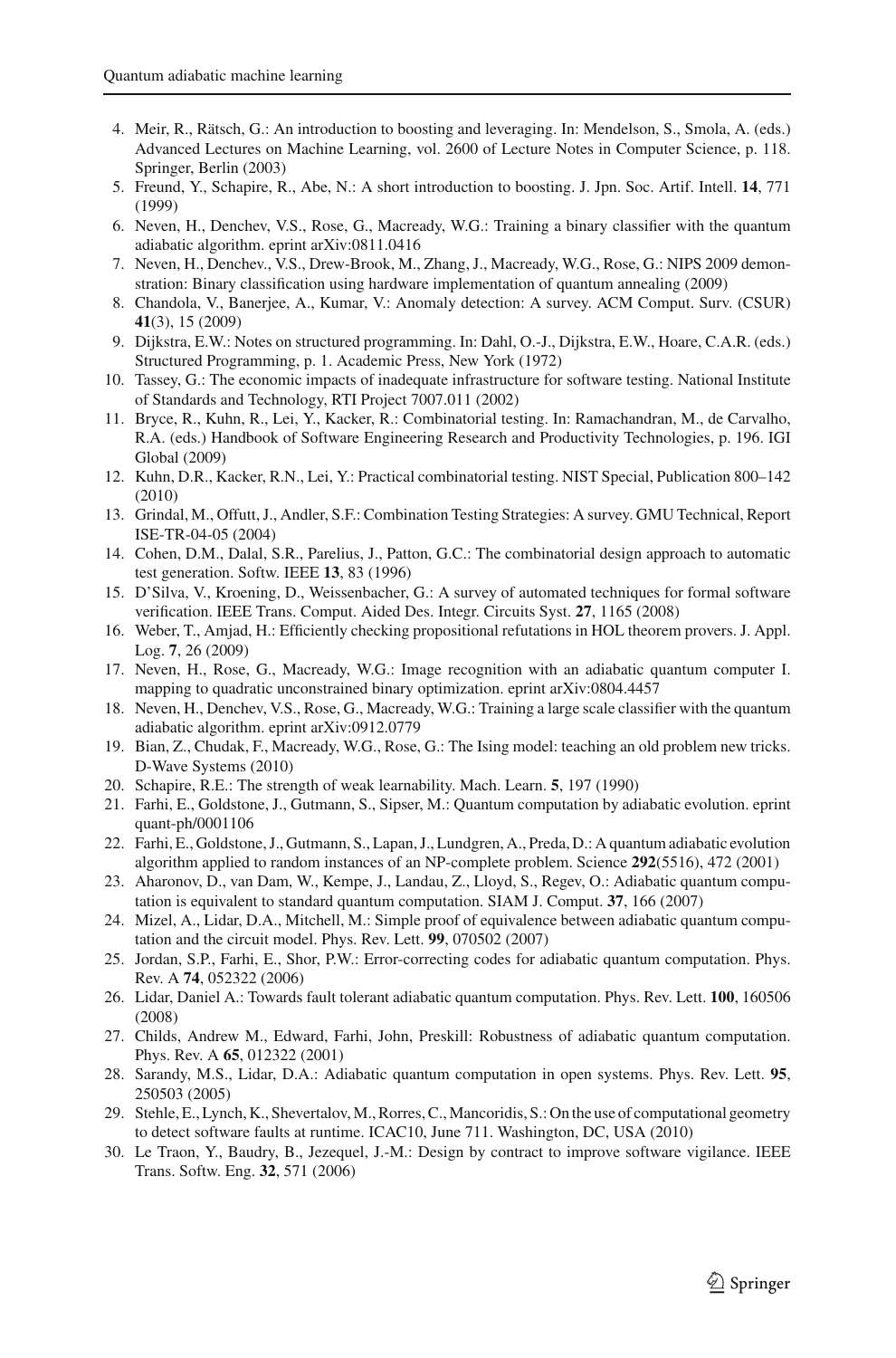4. Meir, R., Rätsch, G.: An introduction to boosting and leveraging. In: Mendelson, S., Smola, A. (eds.) Advanced Lectures on Machine Learning, vol. 2600 of Lecture Notes in Computer Science, p. 118. Springer, Berlin (2003)
5. Freund, Y., Schapire, R., Abe, N.: A short introduction to boosting. J. Jpn. Soc. Artif. Intell. **14**, 771 (1999)
6. Neven, H., Denchev, V.S., Rose, G., Macready, W.G.: Training a binary classifier with the quantum adiabatic algorithm. eprint arXiv:0811.0416
7. Neven, H., Denchev., V.S., Drew-Brook, M., Zhang, J., Macready, W.G., Rose, G.: NIPS 2009 demonstration: Binary classification using hardware implementation of quantum annealing (2009)
8. Chandola, V., Banerjee, A., Kumar, V.: Anomaly detection: A survey. ACM Comput. Surv. (CSUR) **41**(3), 15 (2009)
9. Dijkstra, E.W.: Notes on structured programming. In: Dahl, O.-J., Dijkstra, E.W., Hoare, C.A.R. (eds.) Structured Programming, p. 1. Academic Press, New York (1972)
10. Tassey, G.: The economic impacts of inadequate infrastructure for software testing. National Institute of Standards and Technology, RTI Project 7007.011 (2002)
11. Bryce, R., Kuhn, R., Lei, Y., Kacker, R.: Combinatorial testing. In: Ramachandran, M., de Carvalho, R.A. (eds.) Handbook of Software Engineering Research and Productivity Technologies, p. 196. IGI Global (2009)
12. Kuhn, D.R., Kacker, R.N., Lei, Y.: Practical combinatorial testing. NIST Special, Publication 800–142 (2010)
13. Grindal, M., Offutt, J., Andler, S.F.: Combination Testing Strategies: A survey. GMU Technical, Report ISE-TR-04-05 (2004)
14. Cohen, D.M., Dalal, S.R., Parelius, J., Patton, G.C.: The combinatorial design approach to automatic test generation. Softw. IEEE **13**, 83 (1996)
15. D'Silva, V., Kroening, D., Weissenbacher, G.: A survey of automated techniques for formal software verification. IEEE Trans. Comput. Aided Des. Integr. Circuits Syst. **27**, 1165 (2008)
16. Weber, T., Amjad, H.: Efficiently checking propositional refutations in HOL theorem provers. J. Appl. Log. **7**, 26 (2009)
17. Neven, H., Rose, G., Macready, W.G.: Image recognition with an adiabatic quantum computer I. mapping to quadratic unconstrained binary optimization. eprint arXiv:0804.4457
18. Neven, H., Denchev, V.S., Rose, G., Macready, W.G.: Training a large scale classifier with the quantum adiabatic algorithm. eprint arXiv:0912.0779
19. Bian, Z., Chudak, F., Macready, W.G., Rose, G.: The Ising model: teaching an old problem new tricks. D-Wave Systems (2010)
20. Schapire, R.E.: The strength of weak learnability. Mach. Learn. **5**, 197 (1990)
21. Farhi, E., Goldstone, J., Gutmann, S., Sipser, M.: Quantum computation by adiabatic evolution. eprint quant-ph/0001106
22. Farhi, E., Goldstone, J., Gutmann, S., Lapan, J., Lundgren, A., Preda, D.: A quantum adiabatic evolution algorithm applied to random instances of an NP-complete problem. Science **292**(5516), 472 (2001)
23. Aharonov, D., van Dam, W., Kempe, J., Landau, Z., Lloyd, S., Regev, O.: Adiabatic quantum computation is equivalent to standard quantum computation. SIAM J. Comput. **37**, 166 (2007)
24. Mizel, A., Lidar, D.A., Mitchell, M.: Simple proof of equivalence between adiabatic quantum computation and the circuit model. Phys. Rev. Lett. **99**, 070502 (2007)
25. Jordan, S.P., Farhi, E., Shor, P.W.: Error-correcting codes for adiabatic quantum computation. Phys. Rev. A **74**, 052322 (2006)
26. Lidar, Daniel A.: Towards fault tolerant adiabatic quantum computation. Phys. Rev. Lett. **100**, 160506 (2008)
27. Childs, Andrew M., Edward, Farhi, John, Preskill: Robustness of adiabatic quantum computation. Phys. Rev. A **65**, 012322 (2001)
28. Sarandy, M.S., Lidar, D.A.: Adiabatic quantum computation in open systems. Phys. Rev. Lett. **95**, 250503 (2005)
29. Stehle, E., Lynch, K., Shevertalov, M., Rorres, C., Mancoridis, S.: On the use of computational geometry to detect software faults at runtime. ICAC10, June 711. Washington, DC, USA (2010)
30. Le Traon, Y., Baudry, B., Jezequel, J.-M.: Design by contract to improve software vigilance. IEEE Trans. Softw. Eng. **32**, 571 (2006)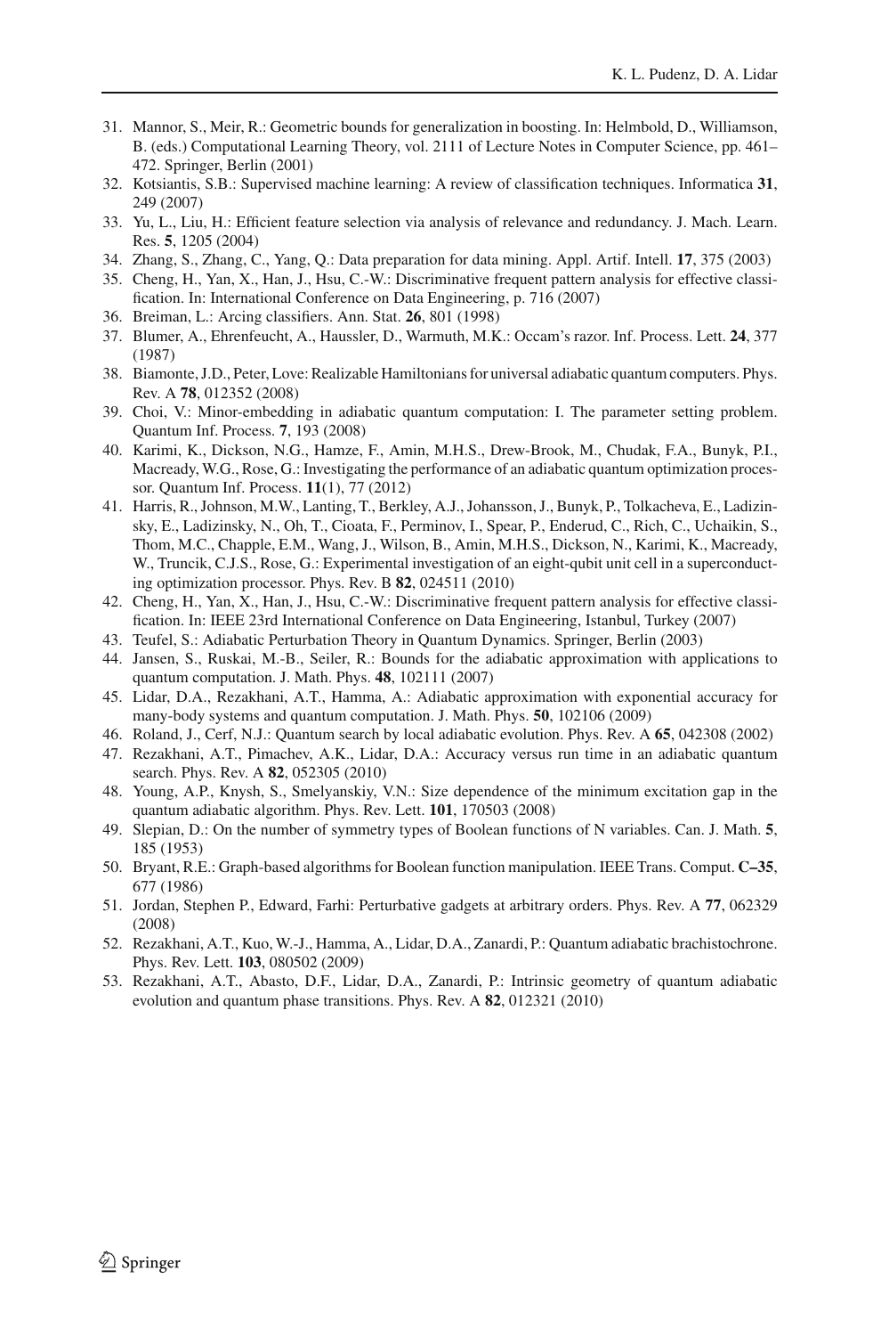31. Mannor, S., Meir, R.: Geometric bounds for generalization in boosting. In: Helmbold, D., Williamson, B. (eds.) Computational Learning Theory, vol. 2111 of Lecture Notes in Computer Science, pp. 461–472. Springer, Berlin (2001)
32. Kotsiantis, S.B.: Supervised machine learning: A review of classification techniques. Informatica **31**, 249 (2007)
33. Yu, L., Liu, H.: Efficient feature selection via analysis of relevance and redundancy. J. Mach. Learn. Res. **5**, 1205 (2004)
34. Zhang, S., Zhang, C., Yang, Q.: Data preparation for data mining. Appl. Artif. Intell. **17**, 375 (2003)
35. Cheng, H., Yan, X., Han, J., Hsu, C.-W.: Discriminative frequent pattern analysis for effective classification. In: International Conference on Data Engineering, p. 716 (2007)
36. Breiman, L.: Arcing classifiers. Ann. Stat. **26**, 801 (1998)
37. Blumer, A., Ehrenfeucht, A., Haussler, D., Warmuth, M.K.: Occam's razor. Inf. Process. Lett. **24**, 377 (1987)
38. Biamonte, J.D., Peter, Love: Realizable Hamiltonians for universal adiabatic quantum computers. Phys. Rev. A **78**, 012352 (2008)
39. Choi, V.: Minor-embedding in adiabatic quantum computation: I. The parameter setting problem. Quantum Inf. Process. **7**, 193 (2008)
40. Karimi, K., Dickson, N.G., Hamze, F., Amin, M.H.S., Drew-Brook, M., Chudak, F.A., Bunyk, P.I., Macready, W.G., Rose, G.: Investigating the performance of an adiabatic quantum optimization processor. Quantum Inf. Process. **11**(1), 77 (2012)
41. Harris, R., Johnson, M.W., Lanting, T., Berkley, A.J., Johansson, J., Bunyk, P., Tolkacheva, E., Ladizinsky, E., Ladizinsky, N., Oh, T., Cioata, F., Perminov, I., Spear, P., Enderud, C., Rich, C., Uchaikin, S., Thom, M.C., Chapple, E.M., Wang, J., Wilson, B., Amin, M.H.S., Dickson, N., Karimi, K., Macready, W., Truncik, C.J.S., Rose, G.: Experimental investigation of an eight-qubit unit cell in a superconducting optimization processor. Phys. Rev. B **82**, 024511 (2010)
42. Cheng, H., Yan, X., Han, J., Hsu, C.-W.: Discriminative frequent pattern analysis for effective classification. In: IEEE 23rd International Conference on Data Engineering, Istanbul, Turkey (2007)
43. Teufel, S.: Adiabatic Perturbation Theory in Quantum Dynamics. Springer, Berlin (2003)
44. Jansen, S., Ruskai, M.-B., Seiler, R.: Bounds for the adiabatic approximation with applications to quantum computation. J. Math. Phys. **48**, 102111 (2007)
45. Lidar, D.A., Rezakhani, A.T., Hamma, A.: Adiabatic approximation with exponential accuracy for many-body systems and quantum computation. J. Math. Phys. **50**, 102106 (2009)
46. Roland, J., Cerf, N.J.: Quantum search by local adiabatic evolution. Phys. Rev. A **65**, 042308 (2002)
47. Rezakhani, A.T., Pimachev, A.K., Lidar, D.A.: Accuracy versus run time in an adiabatic quantum search. Phys. Rev. A **82**, 052305 (2010)
48. Young, A.P., Knysh, S., Smelyanskiy, V.N.: Size dependence of the minimum excitation gap in the quantum adiabatic algorithm. Phys. Rev. Lett. **101**, 170503 (2008)
49. Slepian, D.: On the number of symmetry types of Boolean functions of N variables. Can. J. Math. **5**, 185 (1953)
50. Bryant, R.E.: Graph-based algorithms for Boolean function manipulation. IEEE Trans. Comput. **C–35**, 677 (1986)
51. Jordan, Stephen P., Edward, Farhi: Perturbative gadgets at arbitrary orders. Phys. Rev. A **77**, 062329 (2008)
52. Rezakhani, A.T., Kuo, W.-J., Hamma, A., Lidar, D.A., Zanardi, P.: Quantum adiabatic brachistochrone. Phys. Rev. Lett. **103**, 080502 (2009)
53. Rezakhani, A.T., Abasto, D.F., Lidar, D.A., Zanardi, P.: Intrinsic geometry of quantum adiabatic evolution and quantum phase transitions. Phys. Rev. A **82**, 012321 (2010)